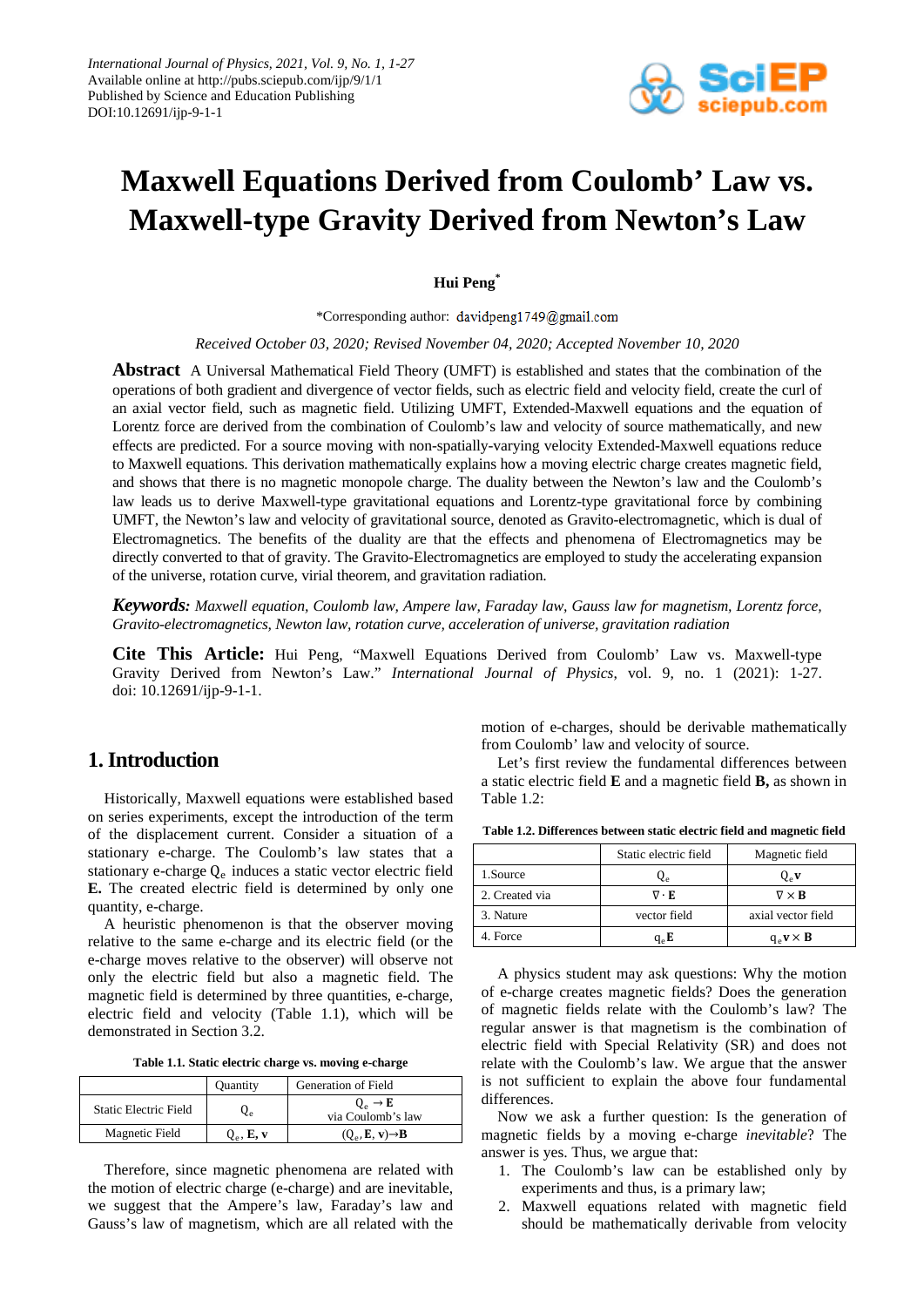International Journal of Physics, 2021, Vol. 9, No. 1, 1-27
Available online at http://pubs.sciepub.com/ijp/9/1/1
Published by Science and Education Publishing
DOI:10.12691/ijp-9-1-1

# Maxwell Equations Derived from Coulomb' Law vs. Maxwell-type Gravity Derived from Newton's Law

**Hui Peng***

*Corresponding author: davidpeng1749@gmail.com

*Received October 03, 2020; Revised November 04, 2020; Accepted November 10, 2020*

**Abstract** A Universal Mathematical Field Theory (UMFT) is established and states that the combination of the operations of both gradient and divergence of vector fields, such as electric field and velocity field, create the curl of an axial vector field, such as magnetic field. Utilizing UMFT, Extended-Maxwell equations and the equation of Lorentz force are derived from the combination of Coulomb's law and velocity of source mathematically, and new effects are predicted. For a source moving with non-spatially-varying velocity Extended-Maxwell equations reduce to Maxwell equations. This derivation mathematically explains how a moving electric charge creates magnetic field, and shows that there is no magnetic monopole charge. The duality between the Newton's law and the Coulomb's law leads us to derive Maxwell-type gravitational equations and Lorentz-type gravitational force by combining UMFT, the Newton's law and velocity of gravitational source, denoted as Gravito-electromagnetic, which is dual of Electromagnetics. The benefits of the duality are that the effects and phenomena of Electromagnetics may be directly converted to that of gravity. The Gravito-Electromagnetics are employed to study the accelerating expansion of the universe, rotation curve, virial theorem, and gravitation radiation.

***Keywords:*** *Maxwell equation, Coulomb law, Ampere law, Faraday law, Gauss law for magnetism, Lorentz force, Gravito-electromagnetics, Newton law, rotation curve, acceleration of universe, gravitation radiation*

**Cite This Article:** Hui Peng, "Maxwell Equations Derived from Coulomb' Law vs. Maxwell-type Gravity Derived from Newton's Law." *International Journal of Physics*, vol. 9, no. 1 (2021): 1-27. doi: 10.12691/ijp-9-1-1.

## 1. Introduction

Historically, Maxwell equations were established based on series experiments, except the introduction of the term of the displacement current. Consider a situation of a stationary e-charge. The Coulomb's law states that a stationary e-charge $Q_e$ induces a static vector electric field **E.** The created electric field is determined by only one quantity, e-charge.

A heuristic phenomenon is that the observer moving relative to the same e-charge and its electric field (or the e-charge moves relative to the observer) will observe not only the electric field but also a magnetic field. The magnetic field is determined by three quantities, e-charge, electric field and velocity (Table 1.1), which will be demonstrated in Section 3.2.

**Table 1.1. Static electric charge vs. moving e-charge**

| | Quantity | Generation of Field |
|---|---|---|
| Static Electric Field | $Q_e$ | $Q_e \to \mathbf{E}$ via Coulomb's law |
| Magnetic Field | $Q_e$, **E**, **v** | $(Q_e, \mathbf{E}, \mathbf{v}) \to \mathbf{B}$ |

Therefore, since magnetic phenomena are related with the motion of electric charge (e-charge) and are inevitable, we suggest that the Ampere's law, Faraday's law and Gauss's law of magnetism, which are all related with the motion of e-charges, should be derivable mathematically from Coulomb' law and velocity of source.

Let's first review the fundamental differences between a static electric field **E** and a magnetic field **B,** as shown in Table 1.2:

**Table 1.2. Differences between static electric field and magnetic field**

| | Static electric field | Magnetic field |
|---|---|---|
| 1.Source | $Q_e$ | $Q_e\mathbf{v}$ |
| 2. Created via | $\nabla \cdot \mathbf{E}$ | $\nabla \times \mathbf{B}$ |
| 3. Nature | vector field | axial vector field |
| 4. Force | $q_e\mathbf{E}$ | $q_e\mathbf{v} \times \mathbf{B}$ |

A physics student may ask questions: Why the motion of e-charge creates magnetic fields? Does the generation of magnetic fields relate with the Coulomb's law? The regular answer is that magnetism is the combination of electric field with Special Relativity (SR) and does not relate with the Coulomb's law. We argue that the answer is not sufficient to explain the above four fundamental differences.

Now we ask a further question: Is the generation of magnetic fields by a moving e-charge *inevitable*? The answer is yes. Thus, we argue that:

1. The Coulomb's law can be established only by experiments and thus, is a primary law;
2. Maxwell equations related with magnetic field should be mathematically derivable from velocity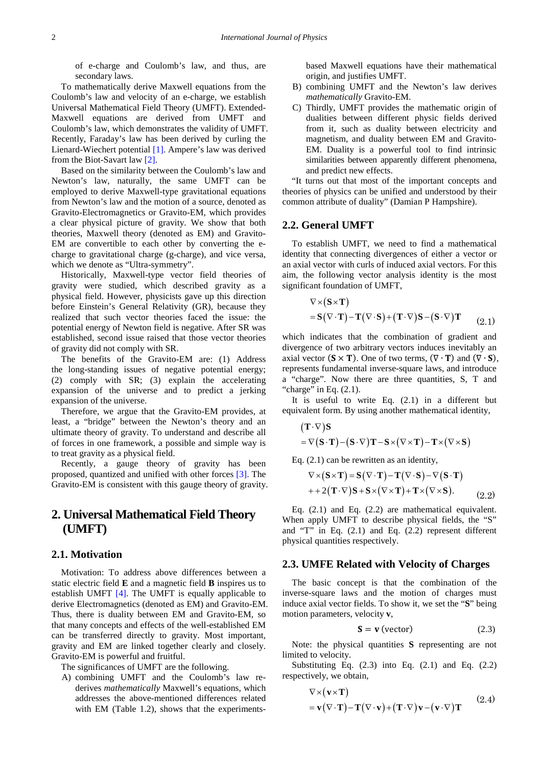of e-charge and Coulomb's law, and thus, are secondary laws.

To mathematically derive Maxwell equations from the Coulomb's law and velocity of an e-charge, we establish Universal Mathematical Field Theory (UMFT). Extended-Maxwell equations are derived from UMFT and Coulomb's law, which demonstrates the validity of UMFT. Recently, Faraday's law has been derived by curling the Lienard-Wiechert potential [1]. Ampere's law was derived from the Biot-Savart law [2].

Based on the similarity between the Coulomb's law and Newton's law, naturally, the same UMFT can be employed to derive Maxwell-type gravitational equations from Newton's law and the motion of a source, denoted as Gravito-Electromagnetics or Gravito-EM, which provides a clear physical picture of gravity. We show that both theories, Maxwell theory (denoted as EM) and Gravito-EM are convertible to each other by converting the e-charge to gravitational charge (g-charge), and vice versa, which we denote as "Ultra-symmetry".

Historically, Maxwell-type vector field theories of gravity were studied, which described gravity as a physical field. However, physicists gave up this direction before Einstein's General Relativity (GR), because they realized that such vector theories faced the issue: the potential energy of Newton field is negative. After SR was established, second issue raised that those vector theories of gravity did not comply with SR.

The benefits of the Gravito-EM are: (1) Address the long-standing issues of negative potential energy; (2) comply with SR; (3) explain the accelerating expansion of the universe and to predict a jerking expansion of the universe.

Therefore, we argue that the Gravito-EM provides, at least, a "bridge" between the Newton's theory and an ultimate theory of gravity. To understand and describe all of forces in one framework, a possible and simple way is to treat gravity as a physical field.

Recently, a gauge theory of gravity has been proposed, quantized and unified with other forces [3]. The Gravito-EM is consistent with this gauge theory of gravity.

# 2. Universal Mathematical Field Theory (UMFT)

## 2.1. Motivation

Motivation: To address above differences between a static electric field **E** and a magnetic field **B** inspires us to establish UMFT [4]. The UMFT is equally applicable to derive Electromagnetics (denoted as EM) and Gravito-EM. Thus, there is duality between EM and Gravito-EM, so that many concepts and effects of the well-established EM can be transferred directly to gravity. Most important, gravity and EM are linked together clearly and closely. Gravito-EM is powerful and fruitful.

The significances of UMFT are the following.

A) combining UMFT and the Coulomb's law re-derives *mathematically* Maxwell's equations, which addresses the above-mentioned differences related with EM (Table 1.2), shows that the experiments-based Maxwell equations have their mathematical origin, and justifies UMFT.
B) combining UMFT and the Newton's law derives *mathematically* Gravito-EM.
C) Thirdly, UMFT provides the mathematic origin of dualities between different physic fields derived from it, such as duality between electricity and magnetism, and duality between EM and Gravito-EM. Duality is a powerful tool to find intrinsic similarities between apparently different phenomena, and predict new effects.

"It turns out that most of the important concepts and theories of physics can be unified and understood by their common attribute of duality" (Damian P Hampshire).

## 2.2. General UMFT

To establish UMFT, we need to find a mathematical identity that connecting divergences of either a vector or an axial vector with curls of induced axial vectors. For this aim, the following vector analysis identity is the most significant foundation of UMFT,

$$\nabla\times(\mathbf{S}\times\mathbf{T}) = \mathbf{S}(\nabla\cdot\mathbf{T})-\mathbf{T}(\nabla\cdot\mathbf{S})+(\mathbf{T}\cdot\nabla)\mathbf{S}-(\mathbf{S}\cdot\nabla)\mathbf{T} \tag{2.1}$$

which indicates that the combination of gradient and divergence of two arbitrary vectors induces inevitably an axial vector $(\mathbf{S}\times\mathbf{T})$. One of two terms, $(\nabla\cdot\mathbf{T})$ and $(\nabla\cdot\mathbf{S})$, represents fundamental inverse-square laws, and introduce a "charge". Now there are three quantities, S, T and "charge" in Eq. (2.1).

It is useful to write Eq. (2.1) in a different but equivalent form. By using another mathematical identity,

$$(\mathbf{T}\cdot\nabla)\mathbf{S} = \nabla(\mathbf{S}\cdot\mathbf{T})-(\mathbf{S}\cdot\nabla)\mathbf{T}-\mathbf{S}\times(\nabla\times\mathbf{T})-\mathbf{T}\times(\nabla\times\mathbf{S})$$

Eq. (2.1) can be rewritten as an identity,

$$\nabla\times(\mathbf{S}\times\mathbf{T}) = \mathbf{S}(\nabla\cdot\mathbf{T})-\mathbf{T}(\nabla\cdot\mathbf{S})-\nabla(\mathbf{S}\cdot\mathbf{T}) + +2(\mathbf{T}\cdot\nabla)\mathbf{S}+\mathbf{S}\times(\nabla\times\mathbf{T})+\mathbf{T}\times(\nabla\times\mathbf{S}). \tag{2.2}$$

Eq. (2.1) and Eq. (2.2) are mathematical equivalent. When apply UMFT to describe physical fields, the "S" and "T" in Eq. (2.1) and Eq. (2.2) represent different physical quantities respectively.

## 2.3. UMFE Related with Velocity of Charges

The basic concept is that the combination of the inverse-square laws and the motion of charges must induce axial vector fields. To show it, we set the "**S**" being motion parameters, velocity **v**,

$$\mathbf{S} = \mathbf{v}\ (\text{vector}) \tag{2.3}$$

Note: the physical quantities **S** representing are not limited to velocity.

Substituting Eq. (2.3) into Eq. (2.1) and Eq. (2.2) respectively, we obtain,

$$\nabla\times(\mathbf{v}\times\mathbf{T}) = \mathbf{v}(\nabla\cdot\mathbf{T})-\mathbf{T}(\nabla\cdot\mathbf{v})+(\mathbf{T}\cdot\nabla)\mathbf{v}-(\mathbf{v}\cdot\nabla)\mathbf{T} \tag{2.4}$$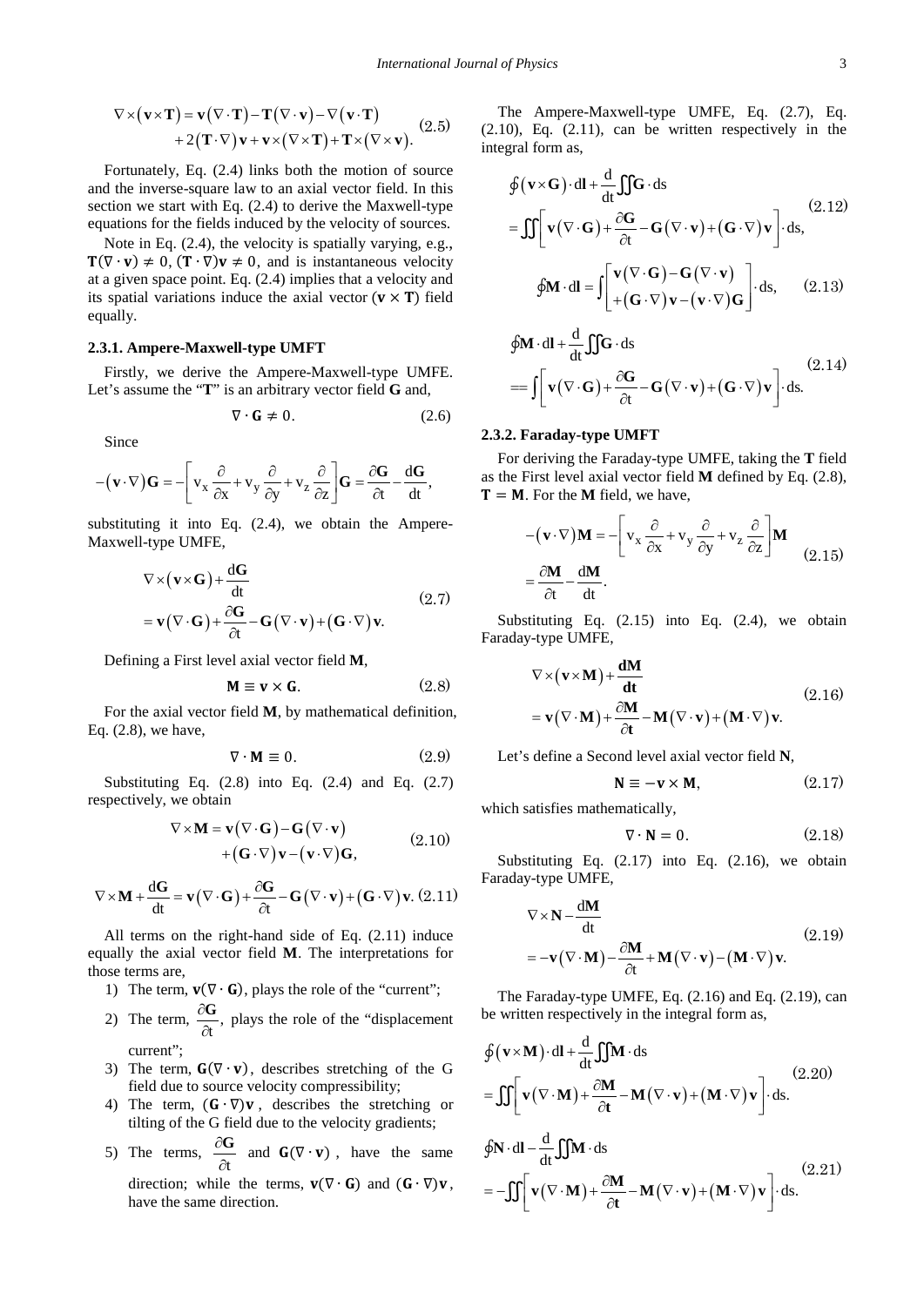$$\nabla\times(\mathbf{v}\times\mathbf{T})=\mathbf{v}(\nabla\cdot\mathbf{T})-\mathbf{T}(\nabla\cdot\mathbf{v})-\nabla(\mathbf{v}\cdot\mathbf{T})$$
$$+2(\mathbf{T}\cdot\nabla)\mathbf{v}+\mathbf{v}\times(\nabla\times\mathbf{T})+\mathbf{T}\times(\nabla\times\mathbf{v}). \quad (2.5)$$

Fortunately, Eq. (2.4) links both the motion of source and the inverse-square law to an axial vector field. In this section we start with Eq. (2.4) to derive the Maxwell-type equations for the fields induced by the velocity of sources.

Note in Eq. (2.4), the velocity is spatially varying, e.g., $\mathbf{T}(\nabla\cdot\mathbf{v})\neq 0$, $(\mathbf{T}\cdot\nabla)\mathbf{v}\neq 0$, and is instantaneous velocity at a given space point. Eq. (2.4) implies that a velocity and its spatial variations induce the axial vector $(\mathbf{v}\times\mathbf{T})$ field equally.

### 2.3.1. Ampere-Maxwell-type UMFT

Firstly, we derive the Ampere-Maxwell-type UMFE. Let's assume the "$\mathbf{T}$" is an arbitrary vector field $\mathbf{G}$ and,

$$\nabla\cdot\mathbf{G}\neq 0. \quad (2.6)$$

Since

$$-(\mathbf{v}\cdot\nabla)\mathbf{G}=-\left[v_x\frac{\partial}{\partial x}+v_y\frac{\partial}{\partial y}+v_z\frac{\partial}{\partial z}\right]\mathbf{G}=\frac{\partial\mathbf{G}}{\partial t}-\frac{d\mathbf{G}}{dt},$$

substituting it into Eq. (2.4), we obtain the Ampere-Maxwell-type UMFE,

$$\nabla\times(\mathbf{v}\times\mathbf{G})+\frac{d\mathbf{G}}{dt}$$
$$=\mathbf{v}(\nabla\cdot\mathbf{G})+\frac{\partial\mathbf{G}}{\partial t}-\mathbf{G}(\nabla\cdot\mathbf{v})+(\mathbf{G}\cdot\nabla)\mathbf{v}. \quad (2.7)$$

Defining a First level axial vector field $\mathbf{M}$,

$$\mathbf{M}\equiv\mathbf{v}\times\mathbf{G}. \quad (2.8)$$

For the axial vector field $\mathbf{M}$, by mathematical definition, Eq. (2.8), we have,

$$\nabla\cdot\mathbf{M}\equiv 0. \quad (2.9)$$

Substituting Eq. (2.8) into Eq. (2.4) and Eq. (2.7) respectively, we obtain

$$\nabla\times\mathbf{M}=\mathbf{v}(\nabla\cdot\mathbf{G})-\mathbf{G}(\nabla\cdot\mathbf{v})$$
$$+(\mathbf{G}\cdot\nabla)\mathbf{v}-(\mathbf{v}\cdot\nabla)\mathbf{G}, \quad (2.10)$$

$$\nabla\times\mathbf{M}+\frac{d\mathbf{G}}{dt}=\mathbf{v}(\nabla\cdot\mathbf{G})+\frac{\partial\mathbf{G}}{\partial t}-\mathbf{G}(\nabla\cdot\mathbf{v})+(\mathbf{G}\cdot\nabla)\mathbf{v}. \quad (2.11)$$

All terms on the right-hand side of Eq. (2.11) induce equally the axial vector field $\mathbf{M}$. The interpretations for those terms are,

1) The term, $\mathbf{v}(\nabla\cdot\mathbf{G})$, plays the role of the "current";
2) The term, $\frac{\partial\mathbf{G}}{\partial t}$, plays the role of the "displacement current";
3) The term, $\mathbf{G}(\nabla\cdot\mathbf{v})$, describes stretching of the G field due to source velocity compressibility;
4) The term, $(\mathbf{G}\cdot\nabla)\mathbf{v}$, describes the stretching or tilting of the G field due to the velocity gradients;
5) The terms, $\frac{\partial\mathbf{G}}{\partial t}$ and $\mathbf{G}(\nabla\cdot\mathbf{v})$, have the same direction; while the terms, $\mathbf{v}(\nabla\cdot\mathbf{G})$ and $(\mathbf{G}\cdot\nabla)\mathbf{v}$, have the same direction.

The Ampere-Maxwell-type UMFE, Eq. (2.7), Eq. (2.10), Eq. (2.11), can be written respectively in the integral form as,

$$\oint(\mathbf{v}\times\mathbf{G})\cdot d\mathbf{l}+\frac{d}{dt}\iint\mathbf{G}\cdot d\mathbf{s}$$
$$=\iint\left[\mathbf{v}(\nabla\cdot\mathbf{G})+\frac{\partial\mathbf{G}}{\partial t}-\mathbf{G}(\nabla\cdot\mathbf{v})+(\mathbf{G}\cdot\nabla)\mathbf{v}\right]\cdot d\mathbf{s}, \quad (2.12)$$

$$\oint\mathbf{M}\cdot d\mathbf{l}=\int\begin{bmatrix}\mathbf{v}(\nabla\cdot\mathbf{G})-\mathbf{G}(\nabla\cdot\mathbf{v})\\+(\mathbf{G}\cdot\nabla)\mathbf{v}-(\mathbf{v}\cdot\nabla)\mathbf{G}\end{bmatrix}\cdot d\mathbf{s}, \quad (2.13)$$

$$\oint\mathbf{M}\cdot d\mathbf{l}+\frac{d}{dt}\iint\mathbf{G}\cdot d\mathbf{s}$$
$$==\int\left[\mathbf{v}(\nabla\cdot\mathbf{G})+\frac{\partial\mathbf{G}}{\partial t}-\mathbf{G}(\nabla\cdot\mathbf{v})+(\mathbf{G}\cdot\nabla)\mathbf{v}\right]\cdot d\mathbf{s}. \quad (2.14)$$

### 2.3.2. Faraday-type UMFT

For deriving the Faraday-type UMFE, taking the $\mathbf{T}$ field as the First level axial vector field $\mathbf{M}$ defined by Eq. (2.8), $\mathbf{T}=\mathbf{M}$. For the $\mathbf{M}$ field, we have,

$$-(\mathbf{v}\cdot\nabla)\mathbf{M}=-\left[v_x\frac{\partial}{\partial x}+v_y\frac{\partial}{\partial y}+v_z\frac{\partial}{\partial z}\right]\mathbf{M}$$
$$=\frac{\partial\mathbf{M}}{\partial t}-\frac{d\mathbf{M}}{dt}. \quad (2.15)$$

Substituting Eq. (2.15) into Eq. (2.4), we obtain Faraday-type UMFE,

$$\nabla\times(\mathbf{v}\times\mathbf{M})+\frac{d\mathbf{M}}{d\mathbf{t}}$$
$$=\mathbf{v}(\nabla\cdot\mathbf{M})+\frac{\partial\mathbf{M}}{\partial\mathbf{t}}-\mathbf{M}(\nabla\cdot\mathbf{v})+(\mathbf{M}\cdot\nabla)\mathbf{v}. \quad (2.16)$$

Let's define a Second level axial vector field $\mathbf{N}$,

$$\mathbf{N}\equiv-\mathbf{v}\times\mathbf{M}, \quad (2.17)$$

which satisfies mathematically,

$$\nabla\cdot\mathbf{N}=0. \quad (2.18)$$

Substituting Eq. (2.17) into Eq. (2.16), we obtain Faraday-type UMFE,

$$\nabla\times\mathbf{N}-\frac{d\mathbf{M}}{dt}$$
$$=-\mathbf{v}(\nabla\cdot\mathbf{M})-\frac{\partial\mathbf{M}}{\partial t}+\mathbf{M}(\nabla\cdot\mathbf{v})-(\mathbf{M}\cdot\nabla)\mathbf{v}. \quad (2.19)$$

The Faraday-type UMFE, Eq. (2.16) and Eq. (2.19), can be written respectively in the integral form as,

$$\oint(\mathbf{v}\times\mathbf{M})\cdot d\mathbf{l}+\frac{d}{dt}\iint\mathbf{M}\cdot d\mathbf{s}$$
$$=\iint\left[\mathbf{v}(\nabla\cdot\mathbf{M})+\frac{\partial\mathbf{M}}{\partial\mathbf{t}}-\mathbf{M}(\nabla\cdot\mathbf{v})+(\mathbf{M}\cdot\nabla)\mathbf{v}\right]\cdot d\mathbf{s}. \quad (2.20)$$

$$\oint\mathbf{N}\cdot d\mathbf{l}-\frac{d}{dt}\iint\mathbf{M}\cdot d\mathbf{s}$$
$$=-\iint\left[\mathbf{v}(\nabla\cdot\mathbf{M})+\frac{\partial\mathbf{M}}{\partial\mathbf{t}}-\mathbf{M}(\nabla\cdot\mathbf{v})+(\mathbf{M}\cdot\nabla)\mathbf{v}\right]\cdot d\mathbf{s}. \quad (2.21)$$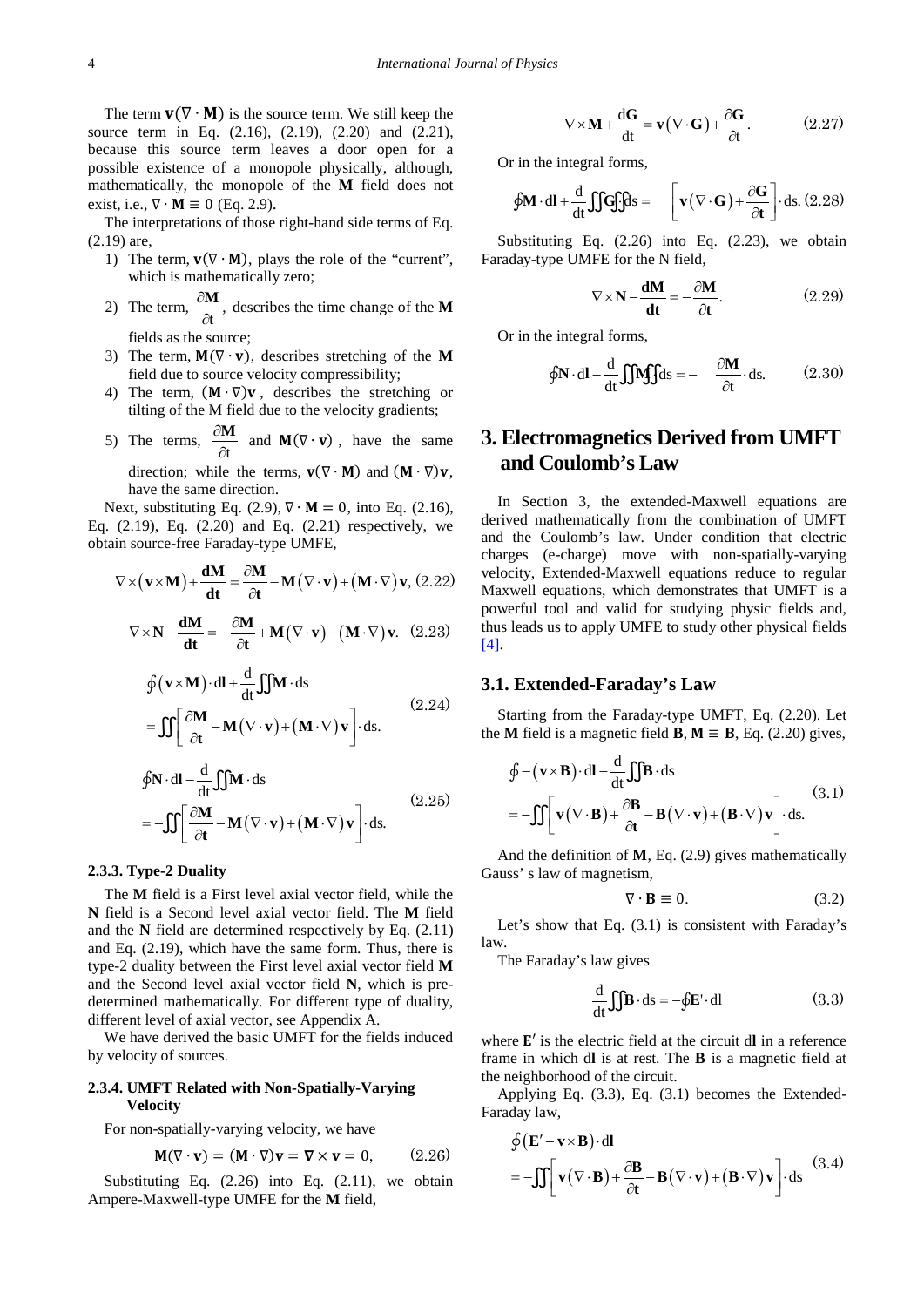The term $\mathbf{v}(\nabla \cdot \mathbf{M})$ is the source term. We still keep the source term in Eq. (2.16), (2.19), (2.20) and (2.21), because this source term leaves a door open for a possible existence of a monopole physically, although, mathematically, the monopole of the **M** field does not exist, i.e., $\nabla \cdot \mathbf{M} \equiv 0$ (Eq. 2.9).

The interpretations of those right-hand side terms of Eq. (2.19) are,

1) The term, $\mathbf{v}(\nabla \cdot \mathbf{M})$, plays the role of the "current", which is mathematically zero;
2) The term, $\frac{\partial \mathbf{M}}{\partial t}$, describes the time change of the **M** fields as the source;
3) The term, $\mathbf{M}(\nabla \cdot \mathbf{v})$, describes stretching of the **M** field due to source velocity compressibility;
4) The term, $(\mathbf{M} \cdot \nabla)\mathbf{v}$, describes the stretching or tilting of the M field due to the velocity gradients;
5) The terms, $\frac{\partial \mathbf{M}}{\partial t}$ and $\mathbf{M}(\nabla \cdot \mathbf{v})$, have the same direction; while the terms, $\mathbf{v}(\nabla \cdot \mathbf{M})$ and $(\mathbf{M} \cdot \nabla)\mathbf{v}$, have the same direction.

Next, substituting Eq. (2.9), $\nabla \cdot \mathbf{M} = 0$, into Eq. (2.16), Eq. (2.19), Eq. (2.20) and Eq. (2.21) respectively, we obtain source-free Faraday-type UMFE,

$$\nabla \times (\mathbf{v} \times \mathbf{M}) + \frac{\mathbf{dM}}{\mathbf{dt}} = \frac{\partial \mathbf{M}}{\partial \mathbf{t}} - \mathbf{M}(\nabla \cdot \mathbf{v}) + (\mathbf{M} \cdot \nabla)\mathbf{v}, \quad (2.22)$$

$$\nabla \times \mathbf{N} - \frac{\mathbf{dM}}{\mathbf{dt}} = -\frac{\partial \mathbf{M}}{\partial \mathbf{t}} + \mathbf{M}(\nabla \cdot \mathbf{v}) - (\mathbf{M} \cdot \nabla)\mathbf{v}. \quad (2.23)$$

$$\begin{aligned} &\oint (\mathbf{v} \times \mathbf{M}) \cdot d\mathbf{l} + \frac{d}{dt}\iint \mathbf{M} \cdot ds \\ &= \iint \left[ \frac{\partial \mathbf{M}}{\partial \mathbf{t}} - \mathbf{M}(\nabla \cdot \mathbf{v}) + (\mathbf{M} \cdot \nabla)\mathbf{v} \right] \cdot ds. \end{aligned} \quad (2.24)$$

$$\begin{aligned} &\oint \mathbf{N} \cdot d\mathbf{l} - \frac{d}{dt}\iint \mathbf{M} \cdot ds \\ &= -\iint \left[ \frac{\partial \mathbf{M}}{\partial \mathbf{t}} - \mathbf{M}(\nabla \cdot \mathbf{v}) + (\mathbf{M} \cdot \nabla)\mathbf{v} \right] \cdot ds. \end{aligned} \quad (2.25)$$

#### 2.3.3. Type-2 Duality

The **M** field is a First level axial vector field, while the **N** field is a Second level axial vector field. The **M** field and the **N** field are determined respectively by Eq. (2.11) and Eq. (2.19), which have the same form. Thus, there is type-2 duality between the First level axial vector field **M** and the Second level axial vector field **N**, which is pre-determined mathematically. For different type of duality, different level of axial vector, see Appendix A.

We have derived the basic UMFT for the fields induced by velocity of sources.

#### 2.3.4. UMFT Related with Non-Spatially-Varying Velocity

For non-spatially-varying velocity, we have

$$\mathbf{M}(\nabla \cdot \mathbf{v}) = (\mathbf{M} \cdot \nabla)\mathbf{v} = \nabla \times \mathbf{v} = 0, \quad (2.26)$$

Substituting Eq. (2.26) into Eq. (2.11), we obtain Ampere-Maxwell-type UMFE for the **M** field,

$$\nabla \times \mathbf{M} + \frac{d\mathbf{G}}{dt} = \mathbf{v}(\nabla \cdot \mathbf{G}) + \frac{\partial \mathbf{G}}{\partial t}. \quad (2.27)$$

Or in the integral forms,

$$\oint \mathbf{M} \cdot d\mathbf{l} + \frac{d}{dt}\iint \mathbf{G} \cdot ds = \iint \left[ \mathbf{v}(\nabla \cdot \mathbf{G}) + \frac{\partial \mathbf{G}}{\partial \mathbf{t}} \right] \cdot ds. \quad (2.28)$$

Substituting Eq. (2.26) into Eq. (2.23), we obtain Faraday-type UMFE for the N field,

$$\nabla \times \mathbf{N} - \frac{\mathbf{dM}}{\mathbf{dt}} = -\frac{\partial \mathbf{M}}{\partial \mathbf{t}}. \quad (2.29)$$

Or in the integral forms,

$$\oint \mathbf{N} \cdot d\mathbf{l} - \frac{d}{dt}\iint \mathbf{M} \cdot ds = -\iint \frac{\partial \mathbf{M}}{\partial t} \cdot ds. \quad (2.30)$$

## 3. Electromagnetics Derived from UMFT and Coulomb's Law

In Section 3, the extended-Maxwell equations are derived mathematically from the combination of UMFT and the Coulomb's law. Under condition that electric charges (e-charge) move with non-spatially-varying velocity, Extended-Maxwell equations reduce to regular Maxwell equations, which demonstrates that UMFT is a powerful tool and valid for studying physic fields and, thus leads us to apply UMFE to study other physical fields [4].

### 3.1. Extended-Faraday's Law

Starting from the Faraday-type UMFT, Eq. (2.20). Let the **M** field is a magnetic field **B**, $\mathbf{M} \equiv \mathbf{B}$, Eq. (2.20) gives,

$$\begin{aligned} &\oint -(\mathbf{v} \times \mathbf{B}) \cdot d\mathbf{l} - \frac{d}{dt}\iint \mathbf{B} \cdot ds \\ &= -\iint \left[ \mathbf{v}(\nabla \cdot \mathbf{B}) + \frac{\partial \mathbf{B}}{\partial \mathbf{t}} - \mathbf{B}(\nabla \cdot \mathbf{v}) + (\mathbf{B} \cdot \nabla)\mathbf{v} \right] \cdot ds. \end{aligned} \quad (3.1)$$

And the definition of **M**, Eq. (2.9) gives mathematically Gauss' s law of magnetism,

$$\nabla \cdot \mathbf{B} \equiv 0. \quad (3.2)$$

Let's show that Eq. (3.1) is consistent with Faraday's law.

The Faraday's law gives

$$\frac{d}{dt}\iint \mathbf{B} \cdot ds = -\oint \mathbf{E}' \cdot d\mathbf{l} \quad (3.3)$$

where $\mathbf{E}'$ is the electric field at the circuit d**l** in a reference frame in which d**l** is at rest. The **B** is a magnetic field at the neighborhood of the circuit.

Applying Eq. (3.3), Eq. (3.1) becomes the Extended-Faraday law,

$$\begin{aligned} &\oint (\mathbf{E}' - \mathbf{v} \times \mathbf{B}) \cdot d\mathbf{l} \\ &= -\iint \left[ \mathbf{v}(\nabla \cdot \mathbf{B}) + \frac{\partial \mathbf{B}}{\partial \mathbf{t}} - \mathbf{B}(\nabla \cdot \mathbf{v}) + (\mathbf{B} \cdot \nabla)\mathbf{v} \right] \cdot ds \end{aligned} \quad (3.4)$$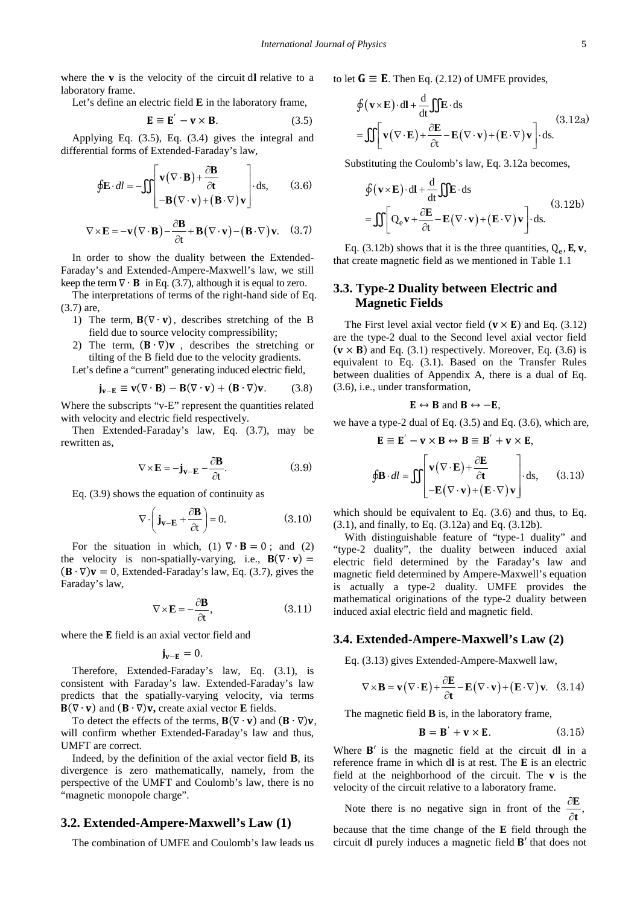where the $\mathbf{v}$ is the velocity of the circuit d$\mathbf{l}$ relative to a laboratory frame.

Let's define an electric field $\mathbf{E}$ in the laboratory frame,

$$\mathbf{E} \equiv \mathbf{E}^{'} - \mathbf{v} \times \mathbf{B}. \tag{3.5}$$

Applying Eq. (3.5), Eq. (3.4) gives the integral and differential forms of Extended-Faraday's law,

$$\oint \mathbf{E} \cdot dl = -\iint \left[ \begin{array}{c} \mathbf{v}(\nabla \cdot \mathbf{B}) + \dfrac{\partial \mathbf{B}}{\partial \mathbf{t}} \\ -\mathbf{B}(\nabla \cdot \mathbf{v}) + (\mathbf{B} \cdot \nabla)\mathbf{v} \end{array} \right] \cdot \mathrm{ds}, \tag{3.6}$$

$$\nabla \times \mathbf{E} = -\mathbf{v}(\nabla \cdot \mathbf{B}) - \frac{\partial \mathbf{B}}{\partial \mathrm{t}} + \mathbf{B}(\nabla \cdot \mathbf{v}) - (\mathbf{B} \cdot \nabla)\mathbf{v}. \tag{3.7}$$

In order to show the duality between the Extended-Faraday's and Extended-Ampere-Maxwell's law, we still keep the term $\nabla \cdot \mathbf{B}$ in Eq. (3.7), although it is equal to zero.

The interpretations of terms of the right-hand side of Eq. (3.7) are,

1) The term, $\mathbf{B}(\nabla \cdot \mathbf{v})$, describes stretching of the B field due to source velocity compressibility;
2) The term, $(\mathbf{B} \cdot \nabla)\mathbf{v}$, describes the stretching or tilting of the B field due to the velocity gradients.

Let's define a "current" generating induced electric field,

$$\mathbf{j}_{\mathbf{v}-\mathbf{E}} \equiv \mathbf{v}(\nabla \cdot \mathbf{B}) - \mathbf{B}(\nabla \cdot \mathbf{v}) + (\mathbf{B} \cdot \nabla)\mathbf{v}. \tag{3.8}$$

Where the subscripts "v-E" represent the quantities related with velocity and electric field respectively.

Then Extended-Faraday's law, Eq. (3.7), may be rewritten as,

$$\nabla \times \mathbf{E} = -\mathbf{j}_{\mathbf{v}-\mathbf{E}} - \frac{\partial \mathbf{B}}{\partial \mathrm{t}}. \tag{3.9}$$

Eq. (3.9) shows the equation of continuity as

$$\nabla \cdot \left( \mathbf{j}_{\mathbf{v}-\mathbf{E}} + \frac{\partial \mathbf{B}}{\partial \mathrm{t}} \right) = 0. \tag{3.10}$$

For the situation in which, (1) $\nabla \cdot \mathbf{B} = 0$; and (2) the velocity is non-spatially-varying, i.e., $\mathbf{B}(\nabla \cdot \mathbf{v}) = (\mathbf{B} \cdot \nabla)\mathbf{v} = 0$, Extended-Faraday's law, Eq. (3.7), gives the Faraday's law,

$$\nabla \times \mathbf{E} = -\frac{\partial \mathbf{B}}{\partial \mathrm{t}}, \tag{3.11}$$

where the $\mathbf{E}$ field is an axial vector field and

$$\mathbf{j}_{\mathbf{v}-\mathbf{E}} = 0.$$

Therefore, Extended-Faraday's law, Eq. (3.1), is consistent with Faraday's law. Extended-Faraday's law predicts that the spatially-varying velocity, via terms $\mathbf{B}(\nabla \cdot \mathbf{v})$ and $(\mathbf{B} \cdot \nabla)\mathbf{v}$, create axial vector $\mathbf{E}$ fields.

To detect the effects of the terms, $\mathbf{B}(\nabla \cdot \mathbf{v})$ and $(\mathbf{B} \cdot \nabla)\mathbf{v}$, will confirm whether Extended-Faraday's law and thus, UMFT are correct.

Indeed, by the definition of the axial vector field $\mathbf{B}$, its divergence is zero mathematically, namely, from the perspective of the UMFT and Coulomb's law, there is no "magnetic monopole charge".

### 3.2. Extended-Ampere-Maxwell's Law (1)

The combination of UMFE and Coulomb's law leads us to let $\mathbf{G} \equiv \mathbf{E}$. Then Eq. (2.12) of UMFE provides,

$$\oint (\mathbf{v} \times \mathbf{E}) \cdot \mathrm{d}\mathbf{l} + \frac{\mathrm{d}}{\mathrm{dt}} \iint \mathbf{E} \cdot \mathrm{ds} = \iint \left[ \mathbf{v}(\nabla \cdot \mathbf{E}) + \frac{\partial \mathbf{E}}{\partial \mathrm{t}} - \mathbf{E}(\nabla \cdot \mathbf{v}) + (\mathbf{E} \cdot \nabla)\mathbf{v} \right] \cdot \mathrm{ds}. \tag{3.12a}$$

Substituting the Coulomb's law, Eq. 3.12a becomes,

$$\oint (\mathbf{v} \times \mathbf{E}) \cdot \mathrm{d}\mathbf{l} + \frac{\mathrm{d}}{\mathrm{dt}} \iint \mathbf{E} \cdot \mathrm{ds} = \iint \left[ \mathrm{Q_e}\mathbf{v} + \frac{\partial \mathbf{E}}{\partial \mathrm{t}} - \mathbf{E}(\nabla \cdot \mathbf{v}) + (\mathbf{E} \cdot \nabla)\mathbf{v} \right] \cdot \mathrm{ds}. \tag{3.12b}$$

Eq. (3.12b) shows that it is the three quantities, $\mathrm{Q_e}, \mathbf{E}, \mathbf{v}$, that create magnetic field as we mentioned in Table 1.1

### 3.3. Type-2 Duality between Electric and Magnetic Fields

The First level axial vector field $(\mathbf{v} \times \mathbf{E})$ and Eq. (3.12) are the type-2 dual to the Second level axial vector field $(\mathbf{v} \times \mathbf{B})$ and Eq. (3.1) respectively. Moreover, Eq. (3.6) is equivalent to Eq. (3.1). Based on the Transfer Rules between dualities of Appendix A, there is a dual of Eq. (3.6), i.e., under transformation,

$$\mathbf{E} \leftrightarrow \mathbf{B} \text{ and } \mathbf{B} \leftrightarrow -\mathbf{E},$$

we have a type-2 dual of Eq. (3.5) and Eq. (3.6), which are,

$$\mathbf{E} \equiv \mathbf{E}^{'} - \mathbf{v} \times \mathbf{B} \leftrightarrow \mathbf{B} \equiv \mathbf{B}^{'} + \mathbf{v} \times \mathbf{E},$$

$$\oint \mathbf{B} \cdot dl = \iint \left[ \begin{array}{c} \mathbf{v}(\nabla \cdot \mathbf{E}) + \dfrac{\partial \mathbf{E}}{\partial \mathbf{t}} \\ -\mathbf{E}(\nabla \cdot \mathbf{v}) + (\mathbf{E} \cdot \nabla)\mathbf{v} \end{array} \right] \cdot \mathrm{ds}, \tag{3.13}$$

which should be equivalent to Eq. (3.6) and thus, to Eq. (3.1), and finally, to Eq. (3.12a) and Eq. (3.12b).

With distinguishable feature of "type-1 duality" and "type-2 duality", the duality between induced axial electric field determined by the Faraday's law and magnetic field determined by Ampere-Maxwell's equation is actually a type-2 duality. UMFE provides the mathematical originations of the type-2 duality between induced axial electric field and magnetic field.

### 3.4. Extended-Ampere-Maxwell's Law (2)

Eq. (3.13) gives Extended-Ampere-Maxwell law,

$$\nabla \times \mathbf{B} = \mathbf{v}(\nabla \cdot \mathbf{E}) + \frac{\partial \mathbf{E}}{\partial \mathbf{t}} - \mathbf{E}(\nabla \cdot \mathbf{v}) + (\mathbf{E} \cdot \nabla)\mathbf{v}. \tag{3.14}$$

The magnetic field $\mathbf{B}$ is, in the laboratory frame,

$$\mathbf{B} = \mathbf{B}^{'} + \mathbf{v} \times \mathbf{E}. \tag{3.15}$$

Where $\mathbf{B}'$ is the magnetic field at the circuit d$\mathbf{l}$ in a reference frame in which d$\mathbf{l}$ is at rest. The $\mathbf{E}$ is an electric field at the neighborhood of the circuit. The $\mathbf{v}$ is the velocity of the circuit relative to a laboratory frame.

Note there is no negative sign in front of the $\dfrac{\partial \mathbf{E}}{\partial \mathbf{t}}$, because that the time change of the $\mathbf{E}$ field through the circuit d$\mathbf{l}$ purely induces a magnetic field $\mathbf{B}'$ that does not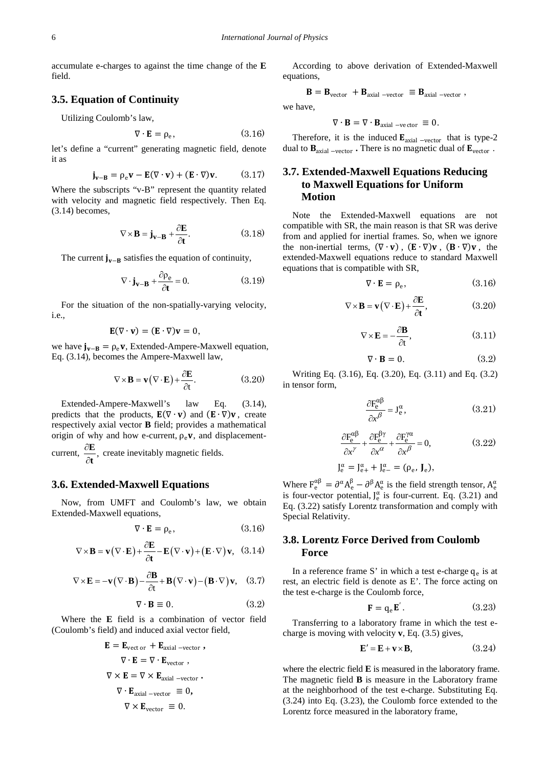accumulate e-charges to against the time change of the **E** field.

### 3.5. Equation of Continuity

Utilizing Coulomb's law,

$$\nabla \cdot \mathbf{E} = \rho_e, \tag{3.16}$$

let's define a "current" generating magnetic field, denote it as

$$\mathbf{j}_{\mathbf{v-B}} = \rho_e \mathbf{v} - \mathbf{E}(\nabla \cdot \mathbf{v}) + (\mathbf{E} \cdot \nabla)\mathbf{v}. \tag{3.17}$$

Where the subscripts "v-B" represent the quantity related with velocity and magnetic field respectively. Then Eq. (3.14) becomes,

$$\nabla \times \mathbf{B} = \mathbf{j}_{\mathbf{v-B}} + \frac{\partial \mathbf{E}}{\partial \mathbf{t}}. \tag{3.18}$$

The current $\mathbf{j}_{\mathbf{v-B}}$ satisfies the equation of continuity,

$$\nabla \cdot \mathbf{j}_{\mathbf{v-B}} + \frac{\partial \rho_e}{\partial \mathbf{t}} = 0. \tag{3.19}$$

For the situation of the non-spatially-varying velocity, i.e.,

$$\mathbf{E}(\nabla \cdot \mathbf{v}) = (\mathbf{E} \cdot \nabla)\mathbf{v} = 0,$$

we have $\mathbf{j}_{\mathbf{v-B}} = \rho_e \mathbf{v}$, Extended-Ampere-Maxwell equation, Eq. (3.14), becomes the Ampere-Maxwell law,

$$\nabla \times \mathbf{B} = \mathbf{v}(\nabla \cdot \mathbf{E}) + \frac{\partial \mathbf{E}}{\partial \mathbf{t}}. \tag{3.20}$$

Extended-Ampere-Maxwell's law Eq. (3.14), predicts that the products, $\mathbf{E}(\nabla \cdot \mathbf{v})$ and $(\mathbf{E} \cdot \nabla)\mathbf{v}$, create respectively axial vector **B** field; provides a mathematical origin of why and how e-current, $\rho_e \mathbf{v}$, and displacement-current, $\frac{\partial \mathbf{E}}{\partial \mathbf{t}}$, create inevitably magnetic fields.

### 3.6. Extended-Maxwell Equations

Now, from UMFT and Coulomb's law, we obtain Extended-Maxwell equations,

$$\nabla \cdot \mathbf{E} = \rho_e, \tag{3.16}$$

$$\nabla \times \mathbf{B} = \mathbf{v}(\nabla \cdot \mathbf{E}) + \frac{\partial \mathbf{E}}{\partial \mathbf{t}} - \mathbf{E}(\nabla \cdot \mathbf{v}) + (\mathbf{E} \cdot \nabla)\mathbf{v}, \tag{3.14}$$

$$\nabla \times \mathbf{E} = -\mathbf{v}(\nabla \cdot \mathbf{B}) - \frac{\partial \mathbf{B}}{\partial t} + \mathbf{B}(\nabla \cdot \mathbf{v}) - (\mathbf{B} \cdot \nabla)\mathbf{v}, \tag{3.7}$$

$$\nabla \cdot \mathbf{B} \equiv 0. \tag{3.2}$$

Where the **E** field is a combination of vector field (Coulomb's field) and induced axial vector field,

$$\mathbf{E} = \mathbf{E}_{\text{vector}} + \mathbf{E}_{\text{axial}-\text{vector}},$$

$$\nabla \cdot \mathbf{E} = \nabla \cdot \mathbf{E}_{\text{vector}},$$

$$\nabla \times \mathbf{E} = \nabla \times \mathbf{E}_{\text{axial}-\text{vector}}.$$

$$\nabla \cdot \mathbf{E}_{\text{axial}-\text{vector}} \equiv 0,$$

$$\nabla \times \mathbf{E}_{\text{vector}} \equiv 0.$$

According to above derivation of Extended-Maxwell equations,

$$\mathbf{B} = \mathbf{B}_{\text{vector}} + \mathbf{B}_{\text{axial}-\text{vector}} \equiv \mathbf{B}_{\text{axial}-\text{vector}},$$

we have,

$$\nabla \cdot \mathbf{B} = \nabla \cdot \mathbf{B}_{\text{axial}-\text{vector}} \equiv 0.$$

Therefore, it is the induced $\mathbf{E}_{\text{axial}-\text{vector}}$ that is type-2 dual to $\mathbf{B}_{\text{axial}-\text{vector}}$. There is no magnetic dual of $\mathbf{E}_{\text{vector}}$.

### 3.7. Extended-Maxwell Equations Reducing to Maxwell Equations for Uniform Motion

Note the Extended-Maxwell equations are not compatible with SR, the main reason is that SR was derive from and applied for inertial frames. So, when we ignore the non-inertial terms, $(\nabla \cdot \mathbf{v})$, $(\mathbf{E} \cdot \nabla)\mathbf{v}$, $(\mathbf{B} \cdot \nabla)\mathbf{v}$, the extended-Maxwell equations reduce to standard Maxwell equations that is compatible with SR,

$$\nabla \cdot \mathbf{E} = \rho_e, \tag{3.16}$$

$$\nabla \times \mathbf{B} = \mathbf{v}(\nabla \cdot \mathbf{E}) + \frac{\partial \mathbf{E}}{\partial \mathbf{t}}, \tag{3.20}$$

$$\nabla \times \mathbf{E} = -\frac{\partial \mathbf{B}}{\partial t}, \tag{3.11}$$

$$\nabla \cdot \mathbf{B} = 0. \tag{3.2}$$

Writing Eq. (3.16), Eq. (3.20), Eq. (3.11) and Eq. (3.2) in tensor form,

$$\frac{\partial F_e^{\alpha\beta}}{\partial x^\beta} = J_e^\alpha, \tag{3.21}$$

$$\frac{\partial F_e^{\alpha\beta}}{\partial x^\gamma} + \frac{\partial F_e^{\beta\gamma}}{\partial x^\alpha} + \frac{\partial F_e^{\gamma\alpha}}{\partial x^\beta} = 0, \tag{3.22}$$

$$J_e^\alpha = J_{e+}^\alpha + J_{e-}^\alpha = (\rho_e, \mathbf{J}_e),$$

Where $F_e^{\alpha\beta} = \partial^\alpha A_e^\beta - \partial^\beta A_e^\alpha$ is the field strength tensor, $A_e^\alpha$ is four-vector potential, $J_e^\alpha$ is four-current. Eq. (3.21) and Eq. (3.22) satisfy Lorentz transformation and comply with Special Relativity.

### 3.8. Lorentz Force Derived from Coulomb Force

In a reference frame S' in which a test e-charge $q_e$ is at rest, an electric field is denote as E'. The force acting on the test e-charge is the Coulomb force,

$$\mathbf{F} = q_e \mathbf{E}'. \tag{3.23}$$

Transferring to a laboratory frame in which the test e-charge is moving with velocity **v**, Eq. (3.5) gives,

$$\mathbf{E}' = \mathbf{E} + \mathbf{v} \times \mathbf{B}, \tag{3.24}$$

where the electric field **E** is measured in the laboratory frame. The magnetic field **B** is measure in the Laboratory frame at the neighborhood of the test e-charge. Substituting Eq. (3.24) into Eq. (3.23), the Coulomb force extended to the Lorentz force measured in the laboratory frame,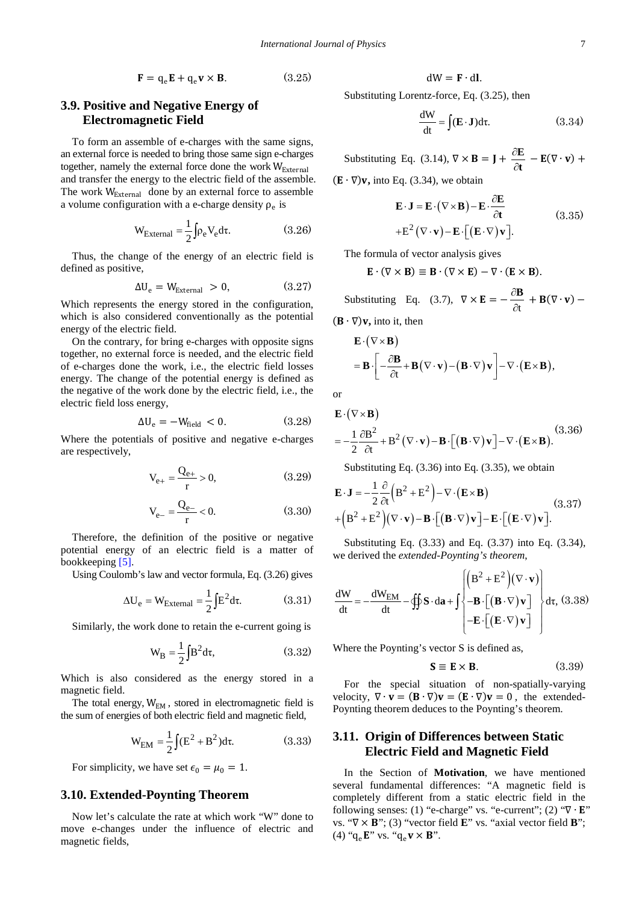$$\mathbf{F} = q_e\mathbf{E} + q_e\mathbf{v} \times \mathbf{B}. \tag{3.25}$$

## 3.9. Positive and Negative Energy of Electromagnetic Field

To form an assemble of e-charges with the same signs, an external force is needed to bring those same sign e-charges together, namely the external force done the work $W_{External}$ and transfer the energy to the electric field of the assemble. The work $W_{External}$ done by an external force to assemble a volume configuration with a e-charge density $\rho_e$ is

$$W_{External} = \frac{1}{2}\int \rho_e V_e d\tau. \tag{3.26}$$

Thus, the change of the energy of an electric field is defined as positive,

$$\Delta U_e = W_{External} > 0, \tag{3.27}$$

Which represents the energy stored in the configuration, which is also considered conventionally as the potential energy of the electric field.

On the contrary, for bring e-charges with opposite signs together, no external force is needed, and the electric field of e-charges done the work, i.e., the electric field losses energy. The change of the potential energy is defined as the negative of the work done by the electric field, i.e., the electric field loss energy,

$$\Delta U_e = -W_{field} < 0. \tag{3.28}$$

Where the potentials of positive and negative e-charges are respectively,

$$V_{e+} = \frac{Q_{e+}}{r} > 0, \tag{3.29}$$

$$V_{e-} = \frac{Q_{e-}}{r} < 0. \tag{3.30}$$

Therefore, the definition of the positive or negative potential energy of an electric field is a matter of bookkeeping [5].

Using Coulomb's law and vector formula, Eq. (3.26) gives

$$\Delta U_e = W_{External} = \frac{1}{2}\int E^2 d\tau. \tag{3.31}$$

Similarly, the work done to retain the e-current going is

$$W_B = \frac{1}{2}\int B^2 d\tau, \tag{3.32}$$

Which is also considered as the energy stored in a magnetic field.

The total energy, $W_{EM}$, stored in electromagnetic field is the sum of energies of both electric field and magnetic field,

$$W_{EM} = \frac{1}{2}\int (E^2 + B^2) d\tau. \tag{3.33}$$

For simplicity, we have set $\epsilon_0 = \mu_0 = 1$.

## 3.10. Extended-Poynting Theorem

Now let's calculate the rate at which work "W" done to move e-changes under the influence of electric and magnetic fields,

$$dW = \mathbf{F} \cdot d\mathbf{l}.$$

Substituting Lorentz-force, Eq. (3.25), then

$$\frac{dW}{dt} = \int (\mathbf{E} \cdot \mathbf{J}) d\tau. \tag{3.34}$$

Substituting Eq. (3.14), $\nabla \times \mathbf{B} = \mathbf{J} + \frac{\partial \mathbf{E}}{\partial \mathbf{t}} - \mathbf{E}(\nabla \cdot \mathbf{v}) + (\mathbf{E} \cdot \nabla)\mathbf{v}$, into Eq. (3.34), we obtain

$$\mathbf{E} \cdot \mathbf{J} = \mathbf{E} \cdot (\nabla \times \mathbf{B}) - \mathbf{E} \cdot \frac{\partial \mathbf{E}}{\partial t} + E^2(\nabla \cdot \mathbf{v}) - \mathbf{E} \cdot \left[(\mathbf{E} \cdot \nabla)\mathbf{v}\right]. \tag{3.35}$$

The formula of vector analysis gives

$$\mathbf{E} \cdot (\nabla \times \mathbf{B}) \equiv \mathbf{B} \cdot (\nabla \times \mathbf{E}) - \nabla \cdot (\mathbf{E} \times \mathbf{B}).$$

Substituting Eq. (3.7), $\nabla \times \mathbf{E} = -\frac{\partial \mathbf{B}}{\partial t} + \mathbf{B}(\nabla \cdot \mathbf{v}) - (\mathbf{B} \cdot \nabla)\mathbf{v}$, into it, then

$$\mathbf{E} \cdot (\nabla \times \mathbf{B}) = \mathbf{B} \cdot \left[-\frac{\partial \mathbf{B}}{\partial t} + \mathbf{B}(\nabla \cdot \mathbf{v}) - (\mathbf{B} \cdot \nabla)\mathbf{v}\right] - \nabla \cdot (\mathbf{E} \times \mathbf{B}),$$

or

$$\mathbf{E} \cdot (\nabla \times \mathbf{B}) = -\frac{1}{2}\frac{\partial B^2}{\partial t} + B^2(\nabla \cdot \mathbf{v}) - \mathbf{B} \cdot \left[(\mathbf{B} \cdot \nabla)\mathbf{v}\right] - \nabla \cdot (\mathbf{E} \times \mathbf{B}). \tag{3.36}$$

Substituting Eq. (3.36) into Eq. (3.35), we obtain

$$\mathbf{E} \cdot \mathbf{J} = -\frac{1}{2}\frac{\partial}{\partial t}\left(B^2 + E^2\right) - \nabla \cdot (\mathbf{E} \times \mathbf{B}) + \left(B^2 + E^2\right)(\nabla \cdot \mathbf{v}) - \mathbf{B} \cdot \left[(\mathbf{B} \cdot \nabla)\mathbf{v}\right] - \mathbf{E} \cdot \left[(\mathbf{E} \cdot \nabla)\mathbf{v}\right]. \tag{3.37}$$

Substituting Eq. (3.33) and Eq. (3.37) into Eq. (3.34), we derived the *extended-Poynting's theorem*,

$$\frac{dW}{dt} = -\frac{dW_{EM}}{dt} - \oint \mathbf{S} \cdot d\mathbf{a} + \int \left\{ \begin{array}{l} \left(B^2 + E^2\right)(\nabla \cdot \mathbf{v}) \\ -\mathbf{B} \cdot \left[(\mathbf{B} \cdot \nabla)\mathbf{v}\right] \\ -\mathbf{E} \cdot \left[(\mathbf{E} \cdot \nabla)\mathbf{v}\right] \end{array} \right\} d\tau, \tag{3.38}$$

Where the Poynting's vector S is defined as,

$$\mathbf{S} \equiv \mathbf{E} \times \mathbf{B}. \tag{3.39}$$

For the special situation of non-spatially-varying velocity, $\nabla \cdot \mathbf{v} = (\mathbf{B} \cdot \nabla)\mathbf{v} = (\mathbf{E} \cdot \nabla)\mathbf{v} = 0$, the extended-Poynting theorem deduces to the Poynting's theorem.

## 3.11. Origin of Differences between Static Electric Field and Magnetic Field

In the Section of **Motivation**, we have mentioned several fundamental differences: "A magnetic field is completely different from a static electric field in the following senses: (1) "e-charge" vs. "e-current"; (2) "$\nabla \cdot \mathbf{E}$" vs. "$\nabla \times \mathbf{B}$"; (3) "vector field $\mathbf{E}$" vs. "axial vector field $\mathbf{B}$"; (4) "$q_e\mathbf{E}$" vs. "$q_e\mathbf{v} \times \mathbf{B}$".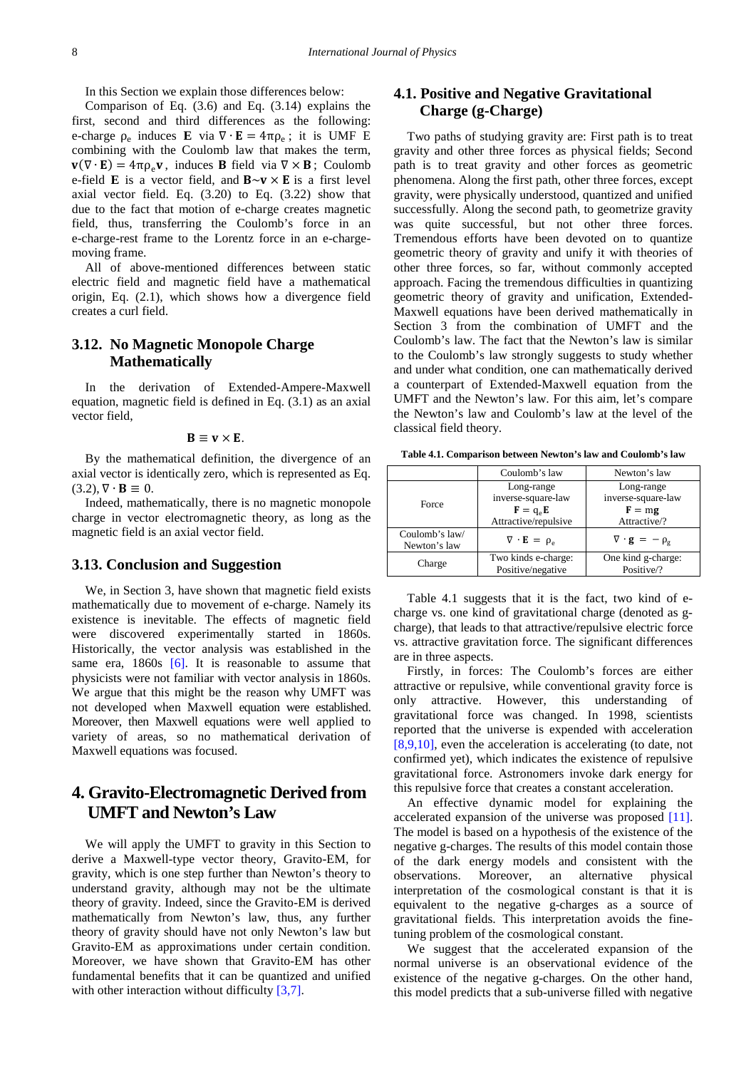In this Section we explain those differences below:

Comparison of Eq. (3.6) and Eq. (3.14) explains the first, second and third differences as the following: e-charge $\rho_e$ induces $\mathbf{E}$ via $\nabla \cdot \mathbf{E} = 4\pi\rho_e$; it is UMF E combining with the Coulomb law that makes the term, $\mathbf{v}(\nabla \cdot \mathbf{E}) = 4\pi\rho_e\mathbf{v}$, induces $\mathbf{B}$ field via $\nabla \times \mathbf{B}$; Coulomb e-field $\mathbf{E}$ is a vector field, and $\mathbf{B} \sim \mathbf{v} \times \mathbf{E}$ is a first level axial vector field. Eq. (3.20) to Eq. (3.22) show that due to the fact that motion of e-charge creates magnetic field, thus, transferring the Coulomb's force in an e-charge-rest frame to the Lorentz force in an e-charge-moving frame.

All of above-mentioned differences between static electric field and magnetic field have a mathematical origin, Eq. (2.1), which shows how a divergence field creates a curl field.

## 3.12. No Magnetic Monopole Charge Mathematically

In the derivation of Extended-Ampere-Maxwell equation, magnetic field is defined in Eq. (3.1) as an axial vector field,

$$\mathbf{B} \equiv \mathbf{v} \times \mathbf{E}.$$

By the mathematical definition, the divergence of an axial vector is identically zero, which is represented as Eq. (3.2), $\nabla \cdot \mathbf{B} \equiv 0$.

Indeed, mathematically, there is no magnetic monopole charge in vector electromagnetic theory, as long as the magnetic field is an axial vector field.

## 3.13. Conclusion and Suggestion

We, in Section 3, have shown that magnetic field exists mathematically due to movement of e-charge. Namely its existence is inevitable. The effects of magnetic field were discovered experimentally started in 1860s. Historically, the vector analysis was established in the same era, 1860s [6]. It is reasonable to assume that physicists were not familiar with vector analysis in 1860s. We argue that this might be the reason why UMFT was not developed when Maxwell equation were established. Moreover, then Maxwell equations were well applied to variety of areas, so no mathematical derivation of Maxwell equations was focused.

# 4. Gravito-Electromagnetic Derived from UMFT and Newton's Law

We will apply the UMFT to gravity in this Section to derive a Maxwell-type vector theory, Gravito-EM, for gravity, which is one step further than Newton's theory to understand gravity, although may not be the ultimate theory of gravity. Indeed, since the Gravito-EM is derived mathematically from Newton's law, thus, any further theory of gravity should have not only Newton's law but Gravito-EM as approximations under certain condition. Moreover, we have shown that Gravito-EM has other fundamental benefits that it can be quantized and unified with other interaction without difficulty [3,7].

## 4.1. Positive and Negative Gravitational Charge (g-Charge)

Two paths of studying gravity are: First path is to treat gravity and other three forces as physical fields; Second path is to treat gravity and other forces as geometric phenomena. Along the first path, other three forces, except gravity, were physically understood, quantized and unified successfully. Along the second path, to geometrize gravity was quite successful, but not other three forces. Tremendous efforts have been devoted on to quantize geometric theory of gravity and unify it with theories of other three forces, so far, without commonly accepted approach. Facing the tremendous difficulties in quantizing geometric theory of gravity and unification, Extended-Maxwell equations have been derived mathematically in Section 3 from the combination of UMFT and the Coulomb's law. The fact that the Newton's law is similar to the Coulomb's law strongly suggests to study whether and under what condition, one can mathematically derived a counterpart of Extended-Maxwell equation from the UMFT and the Newton's law. For this aim, let's compare the Newton's law and Coulomb's law at the level of the classical field theory.

**Table 4.1. Comparison between Newton's law and Coulomb's law**

| | Coulomb's law | Newton's law |
|---|---|---|
| Force | Long-range inverse-square-law $\mathbf{F} = q_e\mathbf{E}$ Attractive/repulsive | Long-range inverse-square-law $\mathbf{F} = m\mathbf{g}$ Attractive/? |
| Coulomb's law/ Newton's law | $\nabla \cdot \mathbf{E} = \rho_e$ | $\nabla \cdot \mathbf{g} = -\rho_g$ |
| Charge | Two kinds e-charge: Positive/negative | One kind g-charge: Positive/? |

Table 4.1 suggests that it is the fact, two kind of e-charge vs. one kind of gravitational charge (denoted as g-charge), that leads to that attractive/repulsive electric force vs. attractive gravitation force. The significant differences are in three aspects.

Firstly, in forces: The Coulomb's forces are either attractive or repulsive, while conventional gravity force is only attractive. However, this understanding of gravitational force was changed. In 1998, scientists reported that the universe is expended with acceleration [8,9,10], even the acceleration is accelerating (to date, not confirmed yet), which indicates the existence of repulsive gravitational force. Astronomers invoke dark energy for this repulsive force that creates a constant acceleration.

An effective dynamic model for explaining the accelerated expansion of the universe was proposed [11]. The model is based on a hypothesis of the existence of the negative g-charges. The results of this model contain those of the dark energy models and consistent with the observations. Moreover, an alternative physical interpretation of the cosmological constant is that it is equivalent to the negative g-charges as a source of gravitational fields. This interpretation avoids the fine-tuning problem of the cosmological constant.

We suggest that the accelerated expansion of the normal universe is an observational evidence of the existence of the negative g-charges. On the other hand, this model predicts that a sub-universe filled with negative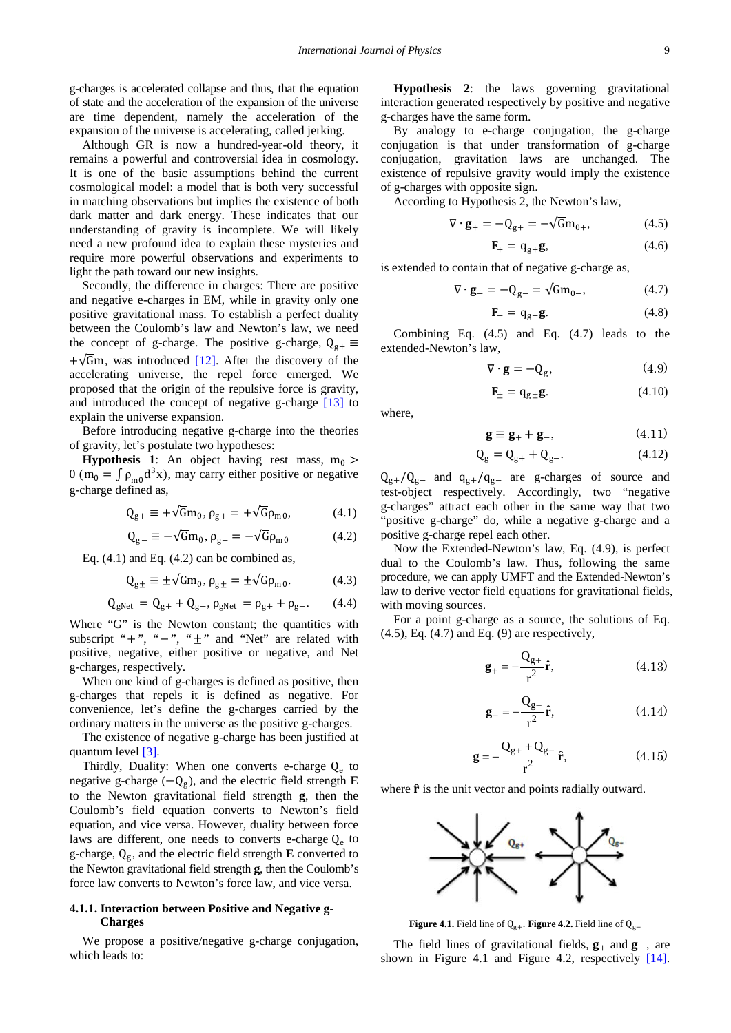g-charges is accelerated collapse and thus, that the equation of state and the acceleration of the expansion of the universe are time dependent, namely the acceleration of the expansion of the universe is accelerating, called jerking.

Although GR is now a hundred-year-old theory, it remains a powerful and controversial idea in cosmology. It is one of the basic assumptions behind the current cosmological model: a model that is both very successful in matching observations but implies the existence of both dark matter and dark energy. These indicates that our understanding of gravity is incomplete. We will likely need a new profound idea to explain these mysteries and require more powerful observations and experiments to light the path toward our new insights.

Secondly, the difference in charges: There are positive and negative e-charges in EM, while in gravity only one positive gravitational mass. To establish a perfect duality between the Coulomb's law and Newton's law, we need the concept of g-charge. The positive g-charge, $Q_{g+} \equiv +\sqrt{G}m$, was introduced [12]. After the discovery of the accelerating universe, the repel force emerged. We proposed that the origin of the repulsive force is gravity, and introduced the concept of negative g-charge [13] to explain the universe expansion.

Before introducing negative g-charge into the theories of gravity, let's postulate two hypotheses:

**Hypothesis 1**: An object having rest mass, $m_0 > 0$ ($m_0 = \int \rho_{m0} d^3x$), may carry either positive or negative g-charge defined as,

$$Q_{g+} \equiv +\sqrt{G}m_0, \rho_{g+} = +\sqrt{G}\rho_{m0}, \tag{4.1}$$

$$Q_{g-} \equiv -\sqrt{G}m_0, \rho_{g-} = -\sqrt{G}\rho_{m0} \tag{4.2}$$

Eq. (4.1) and Eq. (4.2) can be combined as,

$$Q_{g\pm} \equiv \pm\sqrt{G}m_0, \rho_{g\pm} = \pm\sqrt{G}\rho_{m0}. \tag{4.3}$$

$$Q_{gNet} = Q_{g+} + Q_{g-}, \rho_{gNet} = \rho_{g+} + \rho_{g-}. \tag{4.4}$$

Where "G" is the Newton constant; the quantities with subscript "+", "−", "±" and "Net" are related with positive, negative, either positive or negative, and Net g-charges, respectively.

When one kind of g-charges is defined as positive, then g-charges that repels it is defined as negative. For convenience, let's define the g-charges carried by the ordinary matters in the universe as the positive g-charges.

The existence of negative g-charge has been justified at quantum level [3].

Thirdly, Duality: When one converts e-charge $Q_e$ to negative g-charge ($-Q_g$), and the electric field strength $\mathbf{E}$ to the Newton gravitational field strength $\mathbf{g}$, then the Coulomb's field equation converts to Newton's field equation, and vice versa. However, duality between force laws are different, one needs to converts e-charge $Q_e$ to g-charge, $Q_g$, and the electric field strength $\mathbf{E}$ converted to the Newton gravitational field strength $\mathbf{g}$, then the Coulomb's force law converts to Newton's force law, and vice versa.

#### 4.1.1. Interaction between Positive and Negative g-Charges

We propose a positive/negative g-charge conjugation, which leads to:

**Hypothesis 2**: the laws governing gravitational interaction generated respectively by positive and negative g-charges have the same form.

By analogy to e-charge conjugation, the g-charge conjugation is that under transformation of g-charge conjugation, gravitation laws are unchanged. The existence of repulsive gravity would imply the existence of g-charges with opposite sign.

According to Hypothesis 2, the Newton's law,

$$\nabla \cdot \mathbf{g}_+ = -Q_{g+} = -\sqrt{G}m_{0+}, \tag{4.5}$$

$$\mathbf{F}_+ = q_{g+}\mathbf{g}, \tag{4.6}$$

is extended to contain that of negative g-charge as,

$$\nabla \cdot \mathbf{g}_- = -Q_{g-} = \sqrt{G}m_{0-}, \tag{4.7}$$

$$\mathbf{F}_- = q_{g-}\mathbf{g}. \tag{4.8}$$

Combining Eq. (4.5) and Eq. (4.7) leads to the extended-Newton's law,

$$\nabla \cdot \mathbf{g} = -Q_g, \tag{4.9}$$

$$\mathbf{F}_\pm = q_{g\pm}\mathbf{g}. \tag{4.10}$$

where,

$$\mathbf{g} \equiv \mathbf{g}_+ + \mathbf{g}_-, \tag{4.11}$$

$$Q_g = Q_{g+} + Q_{g-}. \tag{4.12}$$

$Q_{g+}/Q_{g-}$ and $q_{g+}/q_{g-}$ are g-charges of source and test-object respectively. Accordingly, two "negative g-charges" attract each other in the same way that two "positive g-charge" do, while a negative g-charge and a positive g-charge repel each other.

Now the Extended-Newton's law, Eq. (4.9), is perfect dual to the Coulomb's law. Thus, following the same procedure, we can apply UMFT and the Extended-Newton's law to derive vector field equations for gravitational fields, with moving sources.

For a point g-charge as a source, the solutions of Eq. (4.5), Eq. (4.7) and Eq. (9) are respectively,

$$\mathbf{g}_+ = -\frac{Q_{g+}}{r^2}\hat{\mathbf{r}}, \tag{4.13}$$

$$\mathbf{g}_- = -\frac{Q_{g-}}{r^2}\hat{\mathbf{r}}, \tag{4.14}$$

$$\mathbf{g} = -\frac{Q_{g+} + Q_{g-}}{r^2}\hat{\mathbf{r}}, \tag{4.15}$$

where $\hat{\mathbf{r}}$ is the unit vector and points radially outward.

**Figure 4.1.** Field line of $Q_{g+}$. **Figure 4.2.** Field line of $Q_{g-}$

The field lines of gravitational fields, $\mathbf{g}_+$ and $\mathbf{g}_-$, are shown in Figure 4.1 and Figure 4.2, respectively [14].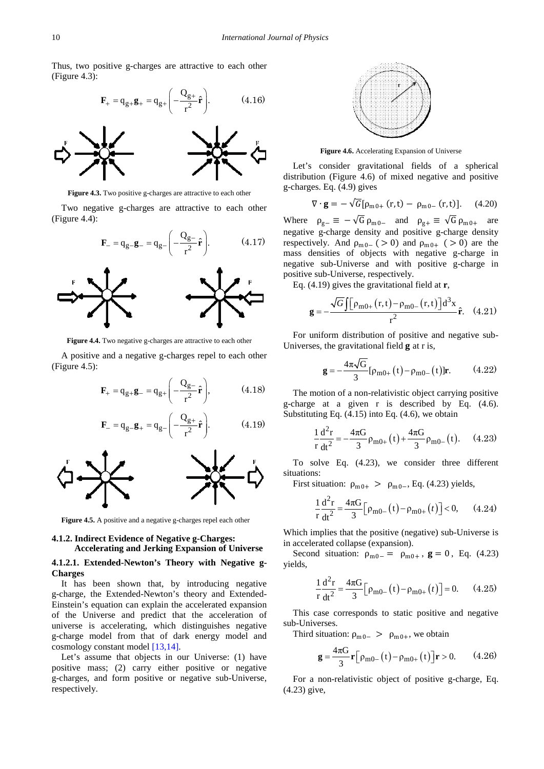Thus, two positive g-charges are attractive to each other (Figure 4.3):

$$\mathbf{F}_{+} = q_{g+}\mathbf{g}_{+} = q_{g+}\left(-\frac{Q_{g+}}{r^2}\hat{\mathbf{r}}\right). \tag{4.16}$$

**Figure 4.3.** Two positive g-charges are attractive to each other

Two negative g-charges are attractive to each other (Figure 4.4):

$$\mathbf{F}_{-} = q_{g-}\mathbf{g}_{-} = q_{g-}\left(-\frac{Q_{g-}}{r^2}\hat{\mathbf{r}}\right). \tag{4.17}$$

**Figure 4.4.** Two negative g-charges are attractive to each other

A positive and a negative g-charges repel to each other (Figure 4.5):

$$\mathbf{F}_{+} = q_{g+}\mathbf{g}_{-} = q_{g+}\left(-\frac{Q_{g-}}{r^2}\hat{\mathbf{r}}\right), \tag{4.18}$$

$$\mathbf{F}_{-} = q_{g-}\mathbf{g}_{+} = q_{g-}\left(-\frac{Q_{g+}}{r^2}\hat{\mathbf{r}}\right). \tag{4.19}$$

**Figure 4.5.** A positive and a negative g-charges repel each other

### 4.1.2. Indirect Evidence of Negative g-Charges: Accelerating and Jerking Expansion of Universe

#### 4.1.2.1. Extended-Newton's Theory with Negative g-Charges

It has been shown that, by introducing negative g-charge, the Extended-Newton's theory and Extended-Einstein's equation can explain the accelerated expansion of the Universe and predict that the acceleration of universe is accelerating, which distinguishes negative g-charge model from that of dark energy model and cosmology constant model [13,14].

Let's assume that objects in our Universe: (1) have positive mass; (2) carry either positive or negative g-charges, and form positive or negative sub-Universe, respectively.

**Figure 4.6.** Accelerating Expansion of Universe

Let's consider gravitational fields of a spherical distribution (Figure 4.6) of mixed negative and positive g-charges. Eq. (4.9) gives

$$\nabla \cdot \mathbf{g} = -\sqrt{G}[\rho_{m0+}(r,t) - \rho_{m0-}(r,t)]. \tag{4.20}$$

Where $\rho_{g-} \equiv -\sqrt{G}\,\rho_{m0-}$ and $\rho_{g+} \equiv \sqrt{G}\,\rho_{m0+}$ are negative g-charge density and positive g-charge density respectively. And $\rho_{m0-}\ (>0)$ and $\rho_{m0+}\ (>0)$ are the mass densities of objects with negative g-charge in negative sub-Universe and with positive g-charge in positive sub-Universe, respectively.

Eq. (4.19) gives the gravitational field at $\mathbf{r}$,

$$\mathbf{g} = -\frac{\sqrt{G}\int\left[\rho_{m0+}(r,t) - \rho_{m0-}(r,t)\right]d^3x}{r^2}\hat{\mathbf{r}}. \tag{4.21}$$

For uniform distribution of positive and negative sub-Universes, the gravitational field $\mathbf{g}$ at r is,

$$\mathbf{g} = -\frac{4\pi\sqrt{G}}{3}[\rho_{m0+}(t) - \rho_{m0-}(t)]\mathbf{r}. \tag{4.22}$$

The motion of a non-relativistic object carrying positive g-charge at a given r is described by Eq. (4.6). Substituting Eq. (4.15) into Eq. (4.6), we obtain

$$\frac{1}{r}\frac{d^2r}{dt^2} = -\frac{4\pi G}{3}\rho_{m0+}(t) + \frac{4\pi G}{3}\rho_{m0-}(t). \tag{4.23}$$

To solve Eq. (4.23), we consider three different situations:

First situation: $\rho_{m0+} > \rho_{m0-}$, Eq. (4.23) yields,

$$\frac{1}{r}\frac{d^2r}{dt^2} = \frac{4\pi G}{3}\left[\rho_{m0-}(t) - \rho_{m0+}(t)\right] < 0, \tag{4.24}$$

Which implies that the positive (negative) sub-Universe is in accelerated collapse (expansion).

Second situation: $\rho_{m0-} = \rho_{m0+}$, $\mathbf{g} = 0$, Eq. (4.23) yields,

$$\frac{1}{r}\frac{d^2r}{dt^2} = \frac{4\pi G}{3}\left[\rho_{m0-}(t) - \rho_{m0+}(t)\right] = 0. \tag{4.25}$$

This case corresponds to static positive and negative sub-Universes.

Third situation: $\rho_{m0-} > \rho_{m0+}$, we obtain

$$\mathbf{g} = \frac{4\pi G}{3}\mathbf{r}\left[\rho_{m0-}(t) - \rho_{m0+}(t)\right]\mathbf{r} > 0. \tag{4.26}$$

For a non-relativistic object of positive g-charge, Eq. (4.23) give,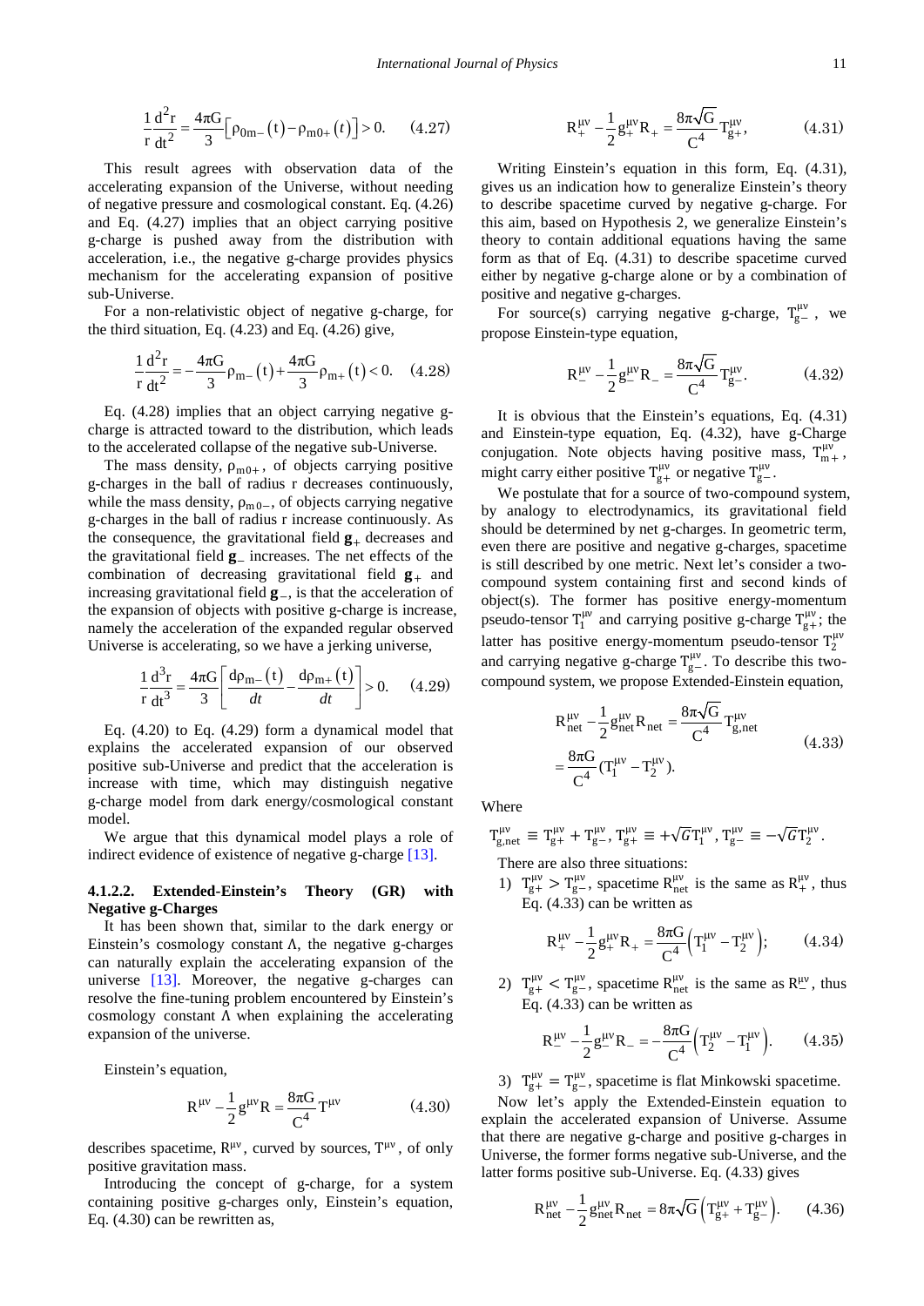$$\frac{1}{r}\frac{d^2r}{dt^2} = \frac{4\pi G}{3}\left[\rho_{0m-}(t) - \rho_{m0+}(t)\right] > 0. \qquad (4.27)$$

This result agrees with observation data of the accelerating expansion of the Universe, without needing of negative pressure and cosmological constant. Eq. (4.26) and Eq. (4.27) implies that an object carrying positive g-charge is pushed away from the distribution with acceleration, i.e., the negative g-charge provides physics mechanism for the accelerating expansion of positive sub-Universe.

For a non-relativistic object of negative g-charge, for the third situation, Eq. (4.23) and Eq. (4.26) give,

$$\frac{1}{r}\frac{d^2r}{dt^2} = -\frac{4\pi G}{3}\rho_{m-}(t) + \frac{4\pi G}{3}\rho_{m+}(t) < 0. \qquad (4.28)$$

Eq. (4.28) implies that an object carrying negative g-charge is attracted toward to the distribution, which leads to the accelerated collapse of the negative sub-Universe.

The mass density, $\rho_{m0+}$, of objects carrying positive g-charges in the ball of radius r decreases continuously, while the mass density, $\rho_{m0-}$, of objects carrying negative g-charges in the ball of radius r increase continuously. As the consequence, the gravitational field $\mathbf{g}_+$ decreases and the gravitational field $\mathbf{g}_-$ increases. The net effects of the combination of decreasing gravitational field $\mathbf{g}_+$ and increasing gravitational field $\mathbf{g}_-$, is that the acceleration of the expansion of objects with positive g-charge is increase, namely the acceleration of the expanded regular observed Universe is accelerating, so we have a jerking universe,

$$\frac{1}{r}\frac{d^3r}{dt^3} = \frac{4\pi G}{3}\left[\frac{d\rho_{m-}(t)}{dt} - \frac{d\rho_{m+}(t)}{dt}\right] > 0. \qquad (4.29)$$

Eq. (4.20) to Eq. (4.29) form a dynamical model that explains the accelerated expansion of our observed positive sub-Universe and predict that the acceleration is increase with time, which may distinguish negative g-charge model from dark energy/cosmological constant model.

We argue that this dynamical model plays a role of indirect evidence of existence of negative g-charge [13].

#### 4.1.2.2. Extended-Einstein's Theory (GR) with Negative g-Charges

It has been shown that, similar to the dark energy or Einstein's cosmology constant Λ, the negative g-charges can naturally explain the accelerating expansion of the universe [13]. Moreover, the negative g-charges can resolve the fine-tuning problem encountered by Einstein's cosmology constant Λ when explaining the accelerating expansion of the universe.

Einstein's equation,

$$R^{\mu\nu} - \frac{1}{2}g^{\mu\nu}R = \frac{8\pi G}{C^4}T^{\mu\nu} \qquad (4.30)$$

describes spacetime, $R^{\mu\nu}$, curved by sources, $T^{\mu\nu}$, of only positive gravitation mass.

Introducing the concept of g-charge, for a system containing positive g-charges only, Einstein's equation, Eq. (4.30) can be rewritten as,

$$R_+^{\mu\nu} - \frac{1}{2}g_+^{\mu\nu}R_+ = \frac{8\pi\sqrt{G}}{C^4}T_{g+}^{\mu\nu}, \qquad (4.31)$$

Writing Einstein's equation in this form, Eq. (4.31), gives us an indication how to generalize Einstein's theory to describe spacetime curved by negative g-charge. For this aim, based on Hypothesis 2, we generalize Einstein's theory to contain additional equations having the same form as that of Eq. (4.31) to describe spacetime curved either by negative g-charge alone or by a combination of positive and negative g-charges.

For source(s) carrying negative g-charge, $T_{g-}^{\mu\nu}$, we propose Einstein-type equation,

$$R_-^{\mu\nu} - \frac{1}{2}g_-^{\mu\nu}R_- = \frac{8\pi\sqrt{G}}{C^4}T_{g-}^{\mu\nu}. \qquad (4.32)$$

It is obvious that the Einstein's equations, Eq. (4.31) and Einstein-type equation, Eq. (4.32), have g-Charge conjugation. Note objects having positive mass, $T_{m+}^{\mu\nu}$, might carry either positive $T_{g+}^{\mu\nu}$ or negative $T_{g-}^{\mu\nu}$.

We postulate that for a source of two-compound system, by analogy to electrodynamics, its gravitational field should be determined by net g-charges. In geometric term, even there are positive and negative g-charges, spacetime is still described by one metric. Next let's consider a two-compound system containing first and second kinds of object(s). The former has positive energy-momentum pseudo-tensor $T_1^{\mu\nu}$ and carrying positive g-charge $T_{g+}^{\mu\nu}$; the latter has positive energy-momentum pseudo-tensor $T_2^{\mu\nu}$ and carrying negative g-charge $T_{g-}^{\mu\nu}$. To describe this two-compound system, we propose Extended-Einstein equation,

$$\begin{aligned} R_{net}^{\mu\nu} - \frac{1}{2}g_{net}^{\mu\nu}R_{net} &= \frac{8\pi\sqrt{G}}{C^4}T_{g,net}^{\mu\nu} \\ &= \frac{8\pi G}{C^4}(T_1^{\mu\nu} - T_2^{\mu\nu}). \end{aligned} \qquad (4.33)$$

Where

$T_{g,net}^{\mu\nu} \equiv T_{g+}^{\mu\nu} + T_{g-}^{\mu\nu}$, $T_{g+}^{\mu\nu} \equiv +\sqrt{G}T_1^{\mu\nu}$, $T_{g-}^{\mu\nu} \equiv -\sqrt{G}T_2^{\mu\nu}$.

There are also three situations:

1) $T_{g+}^{\mu\nu} > T_{g-}^{\mu\nu}$, spacetime $R_{net}^{\mu\nu}$ is the same as $R_+^{\mu\nu}$, thus Eq. (4.33) can be written as

$$R_+^{\mu\nu} - \frac{1}{2}g_+^{\mu\nu}R_+ = \frac{8\pi G}{C^4}\left(T_1^{\mu\nu} - T_2^{\mu\nu}\right); \qquad (4.34)$$

2) $T_{g+}^{\mu\nu} < T_{g-}^{\mu\nu}$, spacetime $R_{net}^{\mu\nu}$ is the same as $R_-^{\mu\nu}$, thus Eq. (4.33) can be written as

$$R_-^{\mu\nu} - \frac{1}{2}g_-^{\mu\nu}R_- = -\frac{8\pi G}{C^4}\left(T_2^{\mu\nu} - T_1^{\mu\nu}\right). \qquad (4.35)$$

3) $T_{g+}^{\mu\nu} = T_{g-}^{\mu\nu}$, spacetime is flat Minkowski spacetime.

Now let's apply the Extended-Einstein equation to explain the accelerated expansion of Universe. Assume that there are negative g-charge and positive g-charges in Universe, the former forms negative sub-Universe, and the latter forms positive sub-Universe. Eq. (4.33) gives

$$R_{net}^{\mu\nu} - \frac{1}{2}g_{net}^{\mu\nu}R_{net} = 8\pi\sqrt{G}\left(T_{g+}^{\mu\nu} + T_{g-}^{\mu\nu}\right). \qquad (4.36)$$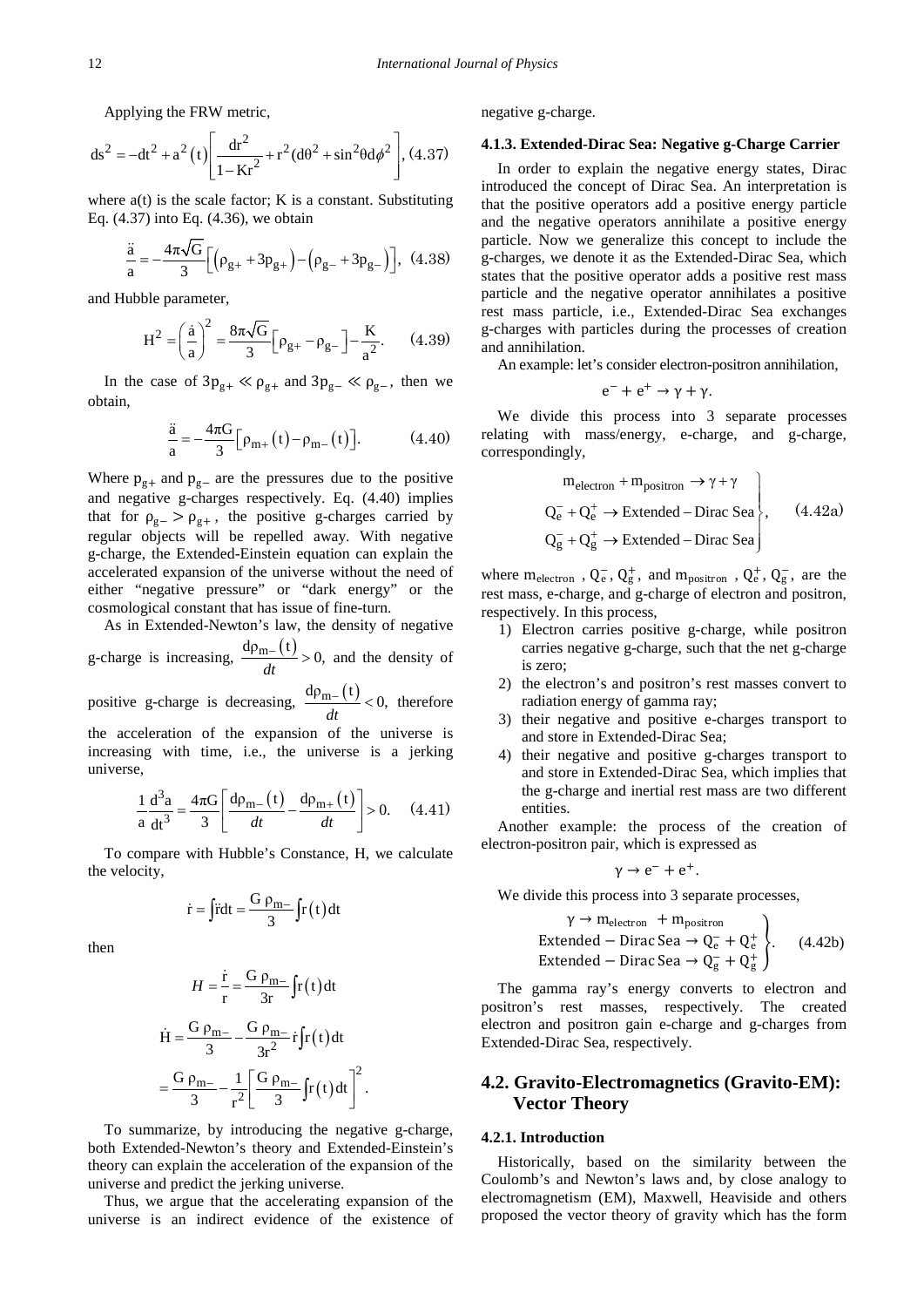Applying the FRW metric,

$$ds^2 = -dt^2 + a^2(t)\left[\frac{dr^2}{1-Kr^2} + r^2(d\theta^2 + \sin^2\theta d\phi^2\right], \quad (4.37)$$

where a(t) is the scale factor; K is a constant. Substituting Eq. (4.37) into Eq. (4.36), we obtain

$$\frac{\ddot{a}}{a} = -\frac{4\pi\sqrt{G}}{3}\left[\left(\rho_{g+} + 3p_{g+}\right) - \left(\rho_{g-} + 3p_{g-}\right)\right], \quad (4.38)$$

and Hubble parameter,

$$H^2 = \left(\frac{\dot{a}}{a}\right)^2 = \frac{8\pi\sqrt{G}}{3}\left[\rho_{g+} - \rho_{g-}\right] - \frac{K}{a^2}. \quad (4.39)$$

In the case of $3p_{g+} \ll \rho_{g+}$ and $3p_{g-} \ll \rho_{g-}$, then we obtain,

$$\frac{\ddot{a}}{a} = -\frac{4\pi G}{3}\left[\rho_{m+}(t) - \rho_{m-}(t)\right]. \quad (4.40)$$

Where $p_{g+}$ and $p_{g-}$ are the pressures due to the positive and negative g-charges respectively. Eq. (4.40) implies that for $\rho_{g-} > \rho_{g+}$, the positive g-charges carried by regular objects will be repelled away. With negative g-charge, the Extended-Einstein equation can explain the accelerated expansion of the universe without the need of either "negative pressure" or "dark energy" or the cosmological constant that has issue of fine-turn.

As in Extended-Newton's law, the density of negative g-charge is increasing, $\frac{d\rho_{m-}(t)}{dt} > 0$, and the density of positive g-charge is decreasing, $\frac{d\rho_{m-}(t)}{dt} < 0$, therefore the acceleration of the expansion of the universe is increasing with time, i.e., the universe is a jerking universe,

$$\frac{1}{a}\frac{d^3a}{dt^3} = \frac{4\pi G}{3}\left[\frac{d\rho_{m-}(t)}{dt} - \frac{d\rho_{m+}(t)}{dt}\right] > 0. \quad (4.41)$$

To compare with Hubble's Constance, H, we calculate the velocity,

$$\dot{r} = \int \ddot{r}dt = \frac{G\,\rho_{m-}}{3}\int r(t)\,dt$$

then

$$H = \frac{\dot{r}}{r} = \frac{G\,\rho_{m-}}{3r}\int r(t)\,dt$$

$$\dot{H} = \frac{G\,\rho_{m-}}{3} - \frac{G\,\rho_{m-}}{3r^2}\dot{r}\int r(t)\,dt$$

$$= \frac{G\,\rho_{m-}}{3} - \frac{1}{r^2}\left[\frac{G\,\rho_{m-}}{3}\int r(t)\,dt\right]^2.$$

To summarize, by introducing the negative g-charge, both Extended-Newton's theory and Extended-Einstein's theory can explain the acceleration of the expansion of the universe and predict the jerking universe.

Thus, we argue that the accelerating expansion of the universe is an indirect evidence of the existence of negative g-charge.

#### 4.1.3. Extended-Dirac Sea: Negative g-Charge Carrier

In order to explain the negative energy states, Dirac introduced the concept of Dirac Sea. An interpretation is that the positive operators add a positive energy particle and the negative operators annihilate a positive energy particle. Now we generalize this concept to include the g-charges, we denote it as the Extended-Dirac Sea, which states that the positive operator adds a positive rest mass particle and the negative operator annihilates a positive rest mass particle, i.e., Extended-Dirac Sea exchanges g-charges with particles during the processes of creation and annihilation.

An example: let's consider electron-positron annihilation,

$$e^- + e^+ \rightarrow \gamma + \gamma.$$

We divide this process into 3 separate processes relating with mass/energy, e-charge, and g-charge, correspondingly,

$$\left.\begin{array}{c} m_{\text{electron}} + m_{\text{positron}} \rightarrow \gamma + \gamma \\ Q_e^- + Q_e^+ \rightarrow \text{Extended}-\text{Dirac Sea} \\ Q_g^- + Q_g^+ \rightarrow \text{Extended}-\text{Dirac Sea} \end{array}\right\}, \quad (4.42a)$$

where $m_{\text{electron}}$, $Q_e^-$, $Q_g^+$, and $m_{\text{positron}}$, $Q_e^+$, $Q_g^-$, are the rest mass, e-charge, and g-charge of electron and positron, respectively. In this process,

1) Electron carries positive g-charge, while positron carries negative g-charge, such that the net g-charge is zero;
2) the electron's and positron's rest masses convert to radiation energy of gamma ray;
3) their negative and positive e-charges transport to and store in Extended-Dirac Sea;
4) their negative and positive g-charges transport to and store in Extended-Dirac Sea, which implies that the g-charge and inertial rest mass are two different entities.

Another example: the process of the creation of electron-positron pair, which is expressed as

$$\gamma \rightarrow e^- + e^+.$$

We divide this process into 3 separate processes,

$$\left.\begin{array}{c} \gamma \rightarrow m_{\text{electron}} + m_{\text{positron}} \\ \text{Extended}-\text{Dirac Sea} \rightarrow Q_e^- + Q_e^+ \\ \text{Extended}-\text{Dirac Sea} \rightarrow Q_g^- + Q_g^+ \end{array}\right\}. \quad (4.42b)$$

The gamma ray's energy converts to electron and positron's rest masses, respectively. The created electron and positron gain e-charge and g-charges from Extended-Dirac Sea, respectively.

## 4.2. Gravito-Electromagnetics (Gravito-EM): Vector Theory

#### 4.2.1. Introduction

Historically, based on the similarity between the Coulomb's and Newton's laws and, by close analogy to electromagnetism (EM), Maxwell, Heaviside and others proposed the vector theory of gravity which has the form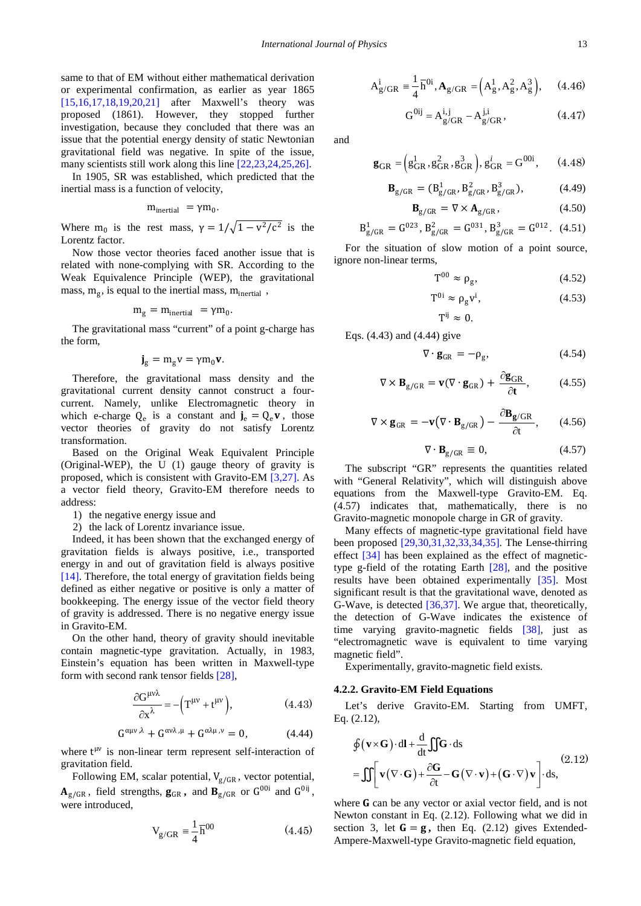same to that of EM without either mathematical derivation or experimental confirmation, as earlier as year 1865 [15,16,17,18,19,20,21] after Maxwell's theory was proposed (1861). However, they stopped further investigation, because they concluded that there was an issue that the potential energy density of static Newtonian gravitational field was negative. In spite of the issue, many scientists still work along this line [22,23,24,25,26].

In 1905, SR was established, which predicted that the inertial mass is a function of velocity,

$$m_{\text{inertial}} = \gamma m_0.$$

Where $m_0$ is the rest mass, $\gamma = 1/\sqrt{1 - v^2/c^2}$ is the Lorentz factor.

Now those vector theories faced another issue that is related with none-complying with SR. According to the Weak Equivalence Principle (WEP), the gravitational mass, $m_g$, is equal to the inertial mass, $m_{\text{inertial}}$,

$$m_g = m_{\text{inertial}} = \gamma m_0.$$

The gravitational mass "current" of a point g-charge has the form,

$$\mathbf{j}_g = m_g v = \gamma m_0 \mathbf{v}.$$

Therefore, the gravitational mass density and the gravitational current density cannot construct a four-current. Namely, unlike Electromagnetic theory in which e-charge $Q_e$ is a constant and $\mathbf{j}_e = Q_e \mathbf{v}$, those vector theories of gravity do not satisfy Lorentz transformation.

Based on the Original Weak Equivalent Principle (Original-WEP), the U (1) gauge theory of gravity is proposed, which is consistent with Gravito-EM [3,27]. As a vector field theory, Gravito-EM therefore needs to address:

1) the negative energy issue and
2) the lack of Lorentz invariance issue.

Indeed, it has been shown that the exchanged energy of gravitation fields is always positive, i.e., transported energy in and out of gravitation field is always positive [14]. Therefore, the total energy of gravitation fields being defined as either negative or positive is only a matter of bookkeeping. The energy issue of the vector field theory of gravity is addressed. There is no negative energy issue in Gravito-EM.

On the other hand, theory of gravity should inevitable contain magnetic-type gravitation. Actually, in 1983, Einstein's equation has been written in Maxwell-type form with second rank tensor fields [28],

$$\frac{\partial G^{\mu\nu\lambda}}{\partial x^{\lambda}} = -\left(T^{\mu\nu} + t^{\mu\nu}\right), \tag{4.43}$$

$$G^{\alpha\mu\nu,\lambda} + G^{\alpha\nu\lambda,\mu} + G^{\alpha\lambda\mu,\nu} = 0, \tag{4.44}$$

where $t^{\mu\nu}$ is non-linear term represent self-interaction of gravitation field.

Following EM, scalar potential, $V_{g/GR}$, vector potential, $\mathbf{A}_{g/GR}$, field strengths, $\mathbf{g}_{GR}$, and $\mathbf{B}_{g/GR}$ or $G^{00i}$ and $G^{0ij}$, were introduced,

$$V_{g/GR} \equiv \frac{1}{4}\bar{h}^{00} \tag{4.45}$$

$$A^{i}_{g/GR} \equiv \frac{1}{4}\bar{h}^{0i}, \mathbf{A}_{g/GR} = \left(A^1_g, A^2_g, A^3_g\right), \tag{4.46}$$

$$G^{0ij} = A^{i,j}_{g/GR} - A^{j,i}_{g/GR}, \tag{4.47}$$

and

$$\mathbf{g}_{GR} = \left(g^1_{GR}, g^2_{GR}, g^3_{GR}\right), g^i_{GR} = G^{00i}, \tag{4.48}$$

$$\mathbf{B}_{g/GR} = (B^1_{g/GR}, B^2_{g/GR}, B^3_{g/GR}), \tag{4.49}$$

$$\mathbf{B}_{g/GR} = \nabla \times \mathbf{A}_{g/GR}, \tag{4.50}$$

$$B^1_{g/GR} = G^{023}, B^2_{g/GR} = G^{031}, B^3_{g/GR} = G^{012}. \tag{4.51}$$

For the situation of slow motion of a point source, ignore non-linear terms,

$$T^{00} \approx \rho_g, \tag{4.52}$$

$$T^{0i} \approx \rho_g v^i, \tag{4.53}$$

$$T^{ij} \approx 0.$$

Eqs. (4.43) and (4.44) give

$$\nabla \cdot \mathbf{g}_{GR} = -\rho_g, \tag{4.54}$$

$$\nabla \times \mathbf{B}_{g/GR} = \mathbf{v}(\nabla \cdot \mathbf{g}_{GR}) + \frac{\partial \mathbf{g}_{GR}}{\partial \mathbf{t}}, \tag{4.55}$$

$$\nabla \times \mathbf{g}_{GR} = -\mathbf{v}\left(\nabla \cdot \mathbf{B}_{g/GR}\right) - \frac{\partial \mathbf{B}_{g/GR}}{\partial t}, \tag{4.56}$$

$$\nabla \cdot \mathbf{B}_{g/GR} \equiv 0, \tag{4.57}$$

The subscript "GR" represents the quantities related with "General Relativity", which will distinguish above equations from the Maxwell-type Gravito-EM. Eq. (4.57) indicates that, mathematically, there is no Gravito-magnetic monopole charge in GR of gravity.

Many effects of magnetic-type gravitational field have been proposed [29,30,31,32,33,34,35]. The Lense-thirring effect [34] has been explained as the effect of magnetic-type g-field of the rotating Earth [28], and the positive results have been obtained experimentally [35]. Most significant result is that the gravitational wave, denoted as G-Wave, is detected [36,37]. We argue that, theoretically, the detection of G-Wave indicates the existence of time varying gravito-magnetic fields [38], just as "electromagnetic wave is equivalent to time varying magnetic field".

Experimentally, gravito-magnetic field exists.

### 4.2.2. Gravito-EM Field Equations

Let's derive Gravito-EM. Starting from UMFT, Eq. (2.12),

$$\oint(\mathbf{v}\times\mathbf{G})\cdot d\mathbf{l} + \frac{d}{dt}\iint \mathbf{G}\cdot d\mathbf{s} = \iint\left[\mathbf{v}(\nabla\cdot\mathbf{G}) + \frac{\partial \mathbf{G}}{\partial t} - \mathbf{G}(\nabla\cdot\mathbf{v}) + (\mathbf{G}\cdot\nabla)\mathbf{v}\right]\cdot d\mathbf{s}, \tag{2.12}$$

where **G** can be any vector or axial vector field, and is not Newton constant in Eq. (2.12). Following what we did in section 3, let $\mathbf{G} = \mathbf{g}$, then Eq. (2.12) gives Extended-Ampere-Maxwell-type Gravito-magnetic field equation,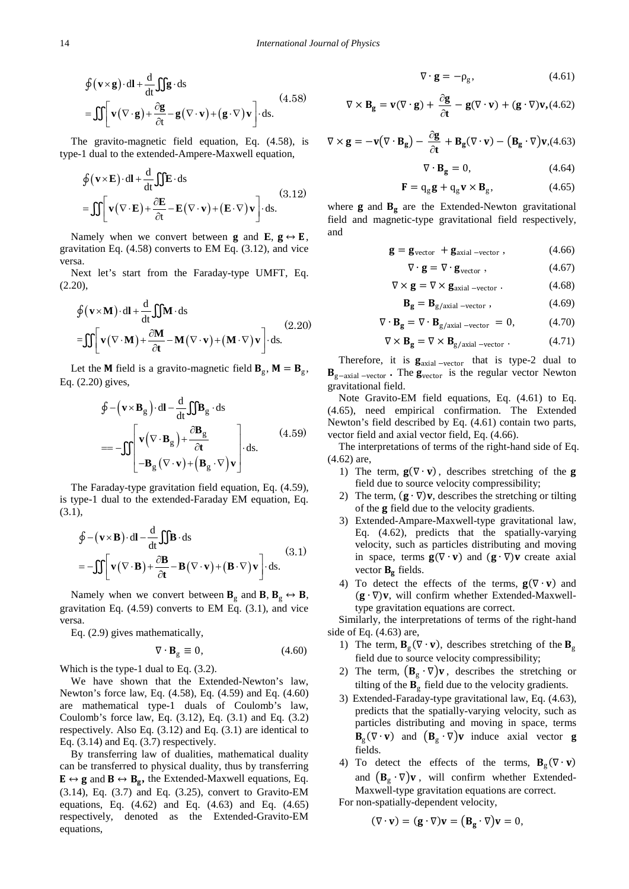$$\oint(\mathbf{v}\times\mathbf{g})\cdot d\mathbf{l}+\frac{d}{dt}\iint\mathbf{g}\cdot d\mathbf{s} = \iint\left[\mathbf{v}(\nabla\cdot\mathbf{g})+\frac{\partial\mathbf{g}}{\partial t}-\mathbf{g}(\nabla\cdot\mathbf{v})+(\mathbf{g}\cdot\nabla)\mathbf{v}\right]\cdot d\mathbf{s}. \tag{4.58}$$

The gravito-magnetic field equation, Eq. (4.58), is type-1 dual to the extended-Ampere-Maxwell equation,

$$\oint(\mathbf{v}\times\mathbf{E})\cdot d\mathbf{l}+\frac{d}{dt}\iint\mathbf{E}\cdot d\mathbf{s} = \iint\left[\mathbf{v}(\nabla\cdot\mathbf{E})+\frac{\partial\mathbf{E}}{\partial t}-\mathbf{E}(\nabla\cdot\mathbf{v})+(\mathbf{E}\cdot\nabla)\mathbf{v}\right]\cdot d\mathbf{s}. \tag{3.12}$$

Namely when we convert between $\mathbf{g}$ and $\mathbf{E}$, $\mathbf{g}\leftrightarrow\mathbf{E}$, gravitation Eq. (4.58) converts to EM Eq. (3.12), and vice versa.

Next let's start from the Faraday-type UMFT, Eq. (2.20),

$$\oint(\mathbf{v}\times\mathbf{M})\cdot d\mathbf{l}+\frac{d}{dt}\iint\mathbf{M}\cdot d\mathbf{s} = \iint\left[\mathbf{v}(\nabla\cdot\mathbf{M})+\frac{\partial\mathbf{M}}{\partial \mathbf{t}}-\mathbf{M}(\nabla\cdot\mathbf{v})+(\mathbf{M}\cdot\nabla)\mathbf{v}\right]\cdot d\mathbf{s}. \tag{2.20}$$

Let the $\mathbf{M}$ field is a gravito-magnetic field $\mathbf{B}_g$, $\mathbf{M}=\mathbf{B}_g$, Eq. (2.20) gives,

$$\oint-(\mathbf{v}\times\mathbf{B}_g)\cdot d\mathbf{l}-\frac{d}{dt}\iint\mathbf{B}_g\cdot d\mathbf{s} == -\iint\begin{bmatrix}\mathbf{v}(\nabla\cdot\mathbf{B}_g)+\dfrac{\partial\mathbf{B}_g}{\partial\mathbf{t}}\\ -\mathbf{B}_g(\nabla\cdot\mathbf{v})+(\mathbf{B}_g\cdot\nabla)\mathbf{v}\end{bmatrix}\cdot d\mathbf{s}. \tag{4.59}$$

The Faraday-type gravitation field equation, Eq. (4.59), is type-1 dual to the extended-Faraday EM equation, Eq. (3.1),

$$\oint-(\mathbf{v}\times\mathbf{B})\cdot d\mathbf{l}-\frac{d}{dt}\iint\mathbf{B}\cdot d\mathbf{s} = -\iint\left[\mathbf{v}(\nabla\cdot\mathbf{B})+\frac{\partial\mathbf{B}}{\partial\mathbf{t}}-\mathbf{B}(\nabla\cdot\mathbf{v})+(\mathbf{B}\cdot\nabla)\mathbf{v}\right]\cdot d\mathbf{s}. \tag{3.1}$$

Namely when we convert between $\mathbf{B}_g$ and $\mathbf{B}$, $\mathbf{B}_g\leftrightarrow\mathbf{B}$, gravitation Eq. (4.59) converts to EM Eq. (3.1), and vice versa.

Eq. (2.9) gives mathematically,

$$\nabla\cdot\mathbf{B}_g\equiv 0, \tag{4.60}$$

Which is the type-1 dual to Eq. (3.2).

We have shown that the Extended-Newton's law, Newton's force law, Eq. (4.58), Eq. (4.59) and Eq. (4.60) are mathematical type-1 duals of Coulomb's law, Coulomb's force law, Eq. (3.12), Eq. (3.1) and Eq. (3.2) respectively. Also Eq. (3.12) and Eq. (3.1) are identical to Eq. (3.14) and Eq. (3.7) respectively.

By transferring law of dualities, mathematical duality can be transferred to physical duality, thus by transferring $\mathbf{E}\leftrightarrow\mathbf{g}$ and $\mathbf{B}\leftrightarrow\mathbf{B}_g$, the Extended-Maxwell equations, Eq. (3.14), Eq. (3.7) and Eq. (3.25), convert to Gravito-EM equations, Eq. (4.62) and Eq. (4.63) and Eq. (4.65) respectively, denoted as the Extended-Gravito-EM equations,

$$\nabla\cdot\mathbf{g}=-\rho_g, \tag{4.61}$$

$$\nabla\times\mathbf{B_g}=\mathbf{v}(\nabla\cdot\mathbf{g})+\frac{\partial\mathbf{g}}{\partial\mathbf{t}}-\mathbf{g}(\nabla\cdot\mathbf{v})+(\mathbf{g}\cdot\nabla)\mathbf{v}, \tag{4.62}$$

$$\nabla\times\mathbf{g}=-\mathbf{v}(\nabla\cdot\mathbf{B_g})-\frac{\partial\mathbf{g}}{\partial\mathbf{t}}+\mathbf{B}_g(\nabla\cdot\mathbf{v})-(\mathbf{B_g}\cdot\nabla)\mathbf{v}, \tag{4.63}$$

$$\nabla\cdot\mathbf{B_g}=0, \tag{4.64}$$

$$\mathbf{F}=q_g\mathbf{g}+q_g\mathbf{v}\times\mathbf{B}_g, \tag{4.65}$$

where $\mathbf{g}$ and $\mathbf{B_g}$ are the Extended-Newton gravitational field and magnetic-type gravitational field respectively, and

$$\mathbf{g}=\mathbf{g}_{\text{vector}}+\mathbf{g}_{\text{axial}-\text{vector}}, \tag{4.66}$$

$$\nabla\cdot\mathbf{g}=\nabla\cdot\mathbf{g}_{\text{vector}}, \tag{4.67}$$

$$\nabla\times\mathbf{g}=\nabla\times\mathbf{g}_{\text{axial}-\text{vector}}. \tag{4.68}$$

$$\mathbf{B_g}=\mathbf{B}_{\text{g/axial}-\text{vector}}, \tag{4.69}$$

$$\nabla\cdot\mathbf{B_g}=\nabla\cdot\mathbf{B}_{\text{g/axial}-\text{vector}}=0, \tag{4.70}$$

$$\nabla\times\mathbf{B_g}=\nabla\times\mathbf{B}_{\text{g/axial}-\text{vector}}. \tag{4.71}$$

Therefore, it is $\mathbf{g}_{\text{axial}-\text{vector}}$ that is type-2 dual to $\mathbf{B}_{\text{g}-\text{axial}-\text{vector}}$. The $\mathbf{g}_{\text{vector}}$ is the regular vector Newton gravitational field.

Note Gravito-EM field equations, Eq. (4.61) to Eq. (4.65), need empirical confirmation. The Extended Newton's field described by Eq. (4.61) contain two parts, vector field and axial vector field, Eq. (4.66).

The interpretations of terms of the right-hand side of Eq. (4.62) are,

1) The term, $\mathbf{g}(\nabla\cdot\mathbf{v})$, describes stretching of the $\mathbf{g}$ field due to source velocity compressibility;
2) The term, $(\mathbf{g}\cdot\nabla)\mathbf{v}$, describes the stretching or tilting of the $\mathbf{g}$ field due to the velocity gradients.
3) Extended-Ampare-Maxwell-type gravitational law, Eq. (4.62), predicts that the spatially-varying velocity, such as particles distributing and moving in space, terms $\mathbf{g}(\nabla\cdot\mathbf{v})$ and $(\mathbf{g}\cdot\nabla)\mathbf{v}$ create axial vector $\mathbf{B_g}$ fields.
4) To detect the effects of the terms, $\mathbf{g}(\nabla\cdot\mathbf{v})$ and $(\mathbf{g}\cdot\nabla)\mathbf{v}$, will confirm whether Extended-Maxwell-type gravitation equations are correct.

Similarly, the interpretations of terms of the right-hand side of Eq. (4.63) are,

1) The term, $\mathbf{B}_g(\nabla\cdot\mathbf{v})$, describes stretching of the $\mathbf{B}_g$ field due to source velocity compressibility;
2) The term, $(\mathbf{B}_g\cdot\nabla)\mathbf{v}$, describes the stretching or tilting of the $\mathbf{B}_g$ field due to the velocity gradients.
3) Extended-Faraday-type gravitational law, Eq. (4.63), predicts that the spatially-varying velocity, such as particles distributing and moving in space, terms $\mathbf{B}_g(\nabla\cdot\mathbf{v})$ and $(\mathbf{B}_g\cdot\nabla)\mathbf{v}$ induce axial vector $\mathbf{g}$ fields.
4) To detect the effects of the terms, $\mathbf{B}_g(\nabla\cdot\mathbf{v})$ and $(\mathbf{B}_g\cdot\nabla)\mathbf{v}$, will confirm whether Extended-Maxwell-type gravitation equations are correct.

For non-spatially-dependent velocity,

$$(\nabla\cdot\mathbf{v})=(\mathbf{g}\cdot\nabla)\mathbf{v}=(\mathbf{B_g}\cdot\nabla)\mathbf{v}=0,$$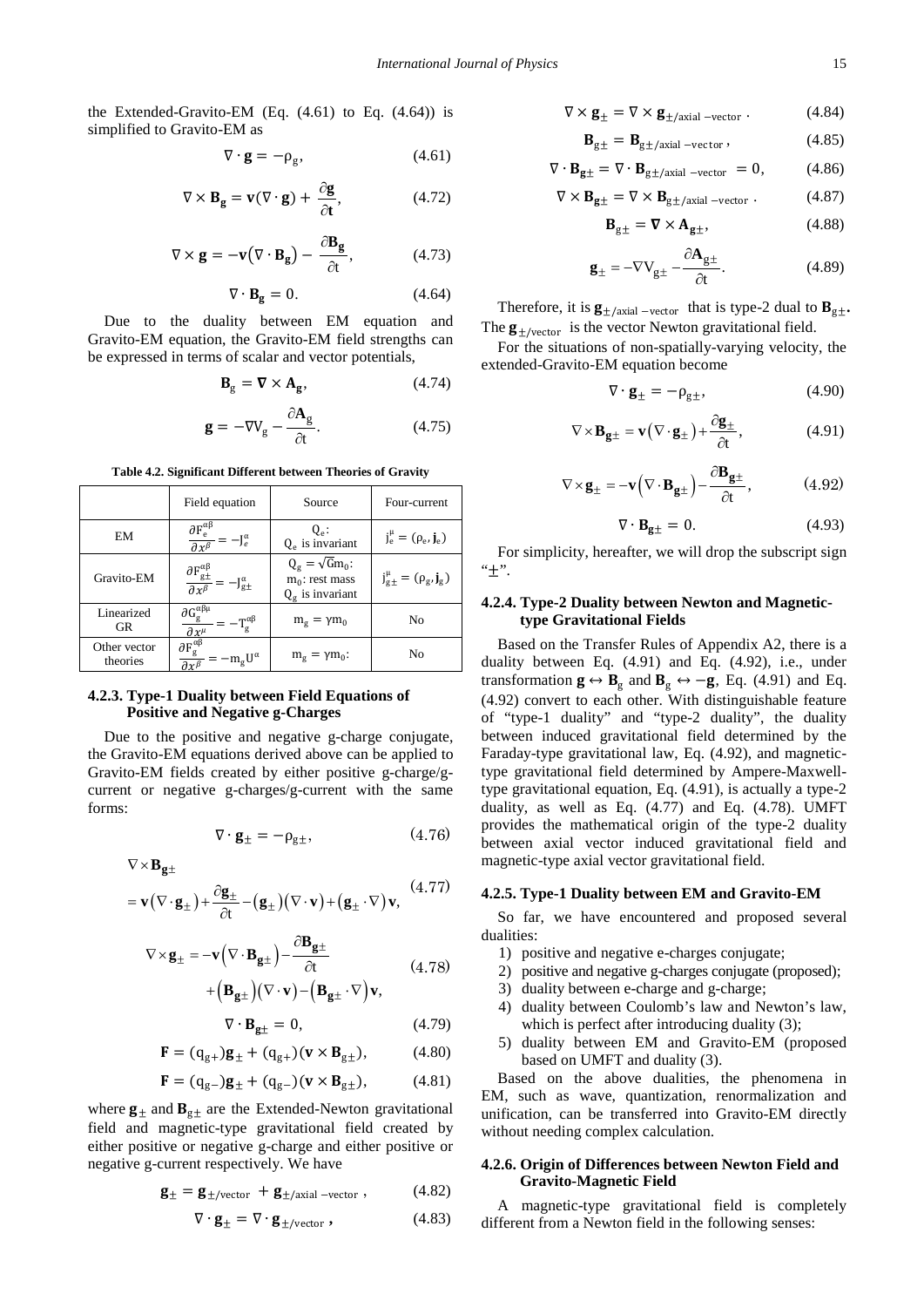the Extended-Gravito-EM (Eq. (4.61) to Eq. (4.64)) is simplified to Gravito-EM as

$$\nabla \cdot \mathbf{g} = -\rho_g, \tag{4.61}$$

$$\nabla \times \mathbf{B_g} = \mathbf{v}(\nabla \cdot \mathbf{g}) + \frac{\partial \mathbf{g}}{\partial \mathbf{t}}, \tag{4.72}$$

$$\nabla \times \mathbf{g} = -\mathbf{v}(\nabla \cdot \mathbf{B_g}) - \frac{\partial \mathbf{B_g}}{\partial \mathrm{t}}, \tag{4.73}$$

$$\nabla \cdot \mathbf{B_g} = 0. \tag{4.64}$$

Due to the duality between EM equation and Gravito-EM equation, the Gravito-EM field strengths can be expressed in terms of scalar and vector potentials,

$$\mathbf{B}_g = \nabla \times \mathbf{A_g}, \tag{4.74}$$

$$\mathbf{g} = -\nabla V_g - \frac{\partial \mathbf{A}_g}{\partial \mathrm{t}}. \tag{4.75}$$

**Table 4.2. Significant Different between Theories of Gravity**

| | Field equation | Source | Four-current |
|---|---|---|---|
| EM | $\frac{\partial F_e^{\alpha\beta}}{\partial x^\beta} = -J_e^\alpha$ | $Q_e$: $Q_e$ is invariant | $j_e^\mu = (\rho_e, \mathbf{j}_e)$ |
| Gravito-EM | $\frac{\partial F_{g\pm}^{\alpha\beta}}{\partial x^\beta} = -J_{g\pm}^\alpha$ | $Q_g = \sqrt{G}m_0$: $m_0$: rest mass $Q_g$ is invariant | $j_{g\pm}^\mu = (\rho_g, \mathbf{j}_g)$ |
| Linearized GR | $\frac{\partial G_g^{\alpha\beta\mu}}{\partial x^\mu} = -T_g^{\alpha\beta}$ | $m_g = \gamma m_0$ | No |
| Other vector theories | $\frac{\partial F_g^{\alpha\beta}}{\partial x^\beta} = -m_g U^\alpha$ | $m_g = \gamma m_0$: | No |

#### 4.2.3. Type-1 Duality between Field Equations of Positive and Negative g-Charges

Due to the positive and negative g-charge conjugate, the Gravito-EM equations derived above can be applied to Gravito-EM fields created by either positive g-charge/g-current or negative g-charges/g-current with the same forms:

$$\nabla \cdot \mathbf{g}_\pm = -\rho_{g\pm}, \tag{4.76}$$

$$\nabla \times \mathbf{B}_{\mathbf{g}\pm} = \mathbf{v}(\nabla \cdot \mathbf{g}_\pm) + \frac{\partial \mathbf{g}_\pm}{\partial \mathrm{t}} - (\mathbf{g}_\pm)(\nabla \cdot \mathbf{v}) + (\mathbf{g}_\pm \cdot \nabla)\mathbf{v}, \tag{4.77}$$

$$\nabla \times \mathbf{g}_\pm = -\mathbf{v}(\nabla \cdot \mathbf{B}_{\mathbf{g}\pm}) - \frac{\partial \mathbf{B}_{\mathbf{g}\pm}}{\partial \mathrm{t}} + (\mathbf{B}_{\mathbf{g}\pm})(\nabla \cdot \mathbf{v}) - (\mathbf{B}_{\mathbf{g}\pm} \cdot \nabla)\mathbf{v}, \tag{4.78}$$

$$\nabla \cdot \mathbf{B}_{\mathbf{g}\pm} = 0, \tag{4.79}$$

$$\mathbf{F} = (q_{g+})\mathbf{g}_\pm + (q_{g+})(\mathbf{v} \times \mathbf{B}_{g\pm}), \tag{4.80}$$

$$\mathbf{F} = (q_{g-})\mathbf{g}_\pm + (q_{g-})(\mathbf{v} \times \mathbf{B}_{g\pm}), \tag{4.81}$$

where $\mathbf{g}_\pm$ and $\mathbf{B}_{g\pm}$ are the Extended-Newton gravitational field and magnetic-type gravitational field created by either positive or negative g-charge and either positive or negative g-current respectively. We have

$$\mathbf{g}_\pm = \mathbf{g}_{\pm/\mathrm{vector}} + \mathbf{g}_{\pm/\mathrm{axial-vector}}, \tag{4.82}$$

$$\nabla \cdot \mathbf{g}_\pm = \nabla \cdot \mathbf{g}_{\pm/\mathrm{vector}}, \tag{4.83}$$

$$\nabla \times \mathbf{g}_\pm = \nabla \times \mathbf{g}_{\pm/\mathrm{axial-vector}}. \tag{4.84}$$

$$\mathbf{B}_{g\pm} = \mathbf{B}_{g\pm/\mathrm{axial-vector}}, \tag{4.85}$$

$$\nabla \cdot \mathbf{B}_{\mathbf{g}\pm} = \nabla \cdot \mathbf{B}_{g\pm/\mathrm{axial-vector}} = 0, \tag{4.86}$$

$$\nabla \times \mathbf{B}_{\mathbf{g}\pm} = \nabla \times \mathbf{B}_{g\pm/\mathrm{axial-vector}}. \tag{4.87}$$

$$\mathbf{B}_{g\pm} = \nabla \times \mathbf{A}_{\mathbf{g}\pm}, \tag{4.88}$$

$$\mathbf{g}_\pm = -\nabla V_{g\pm} - \frac{\partial \mathbf{A}_{g\pm}}{\partial \mathrm{t}}. \tag{4.89}$$

Therefore, it is $\mathbf{g}_{\pm/\mathrm{axial-vector}}$ that is type-2 dual to $\mathbf{B}_{g\pm}$. The $\mathbf{g}_{\pm/\mathrm{vector}}$ is the vector Newton gravitational field.

For the situations of non-spatially-varying velocity, the extended-Gravito-EM equation become

$$\nabla \cdot \mathbf{g}_\pm = -\rho_{g\pm}, \tag{4.90}$$

$$\nabla \times \mathbf{B}_{\mathbf{g}\pm} = \mathbf{v}(\nabla \cdot \mathbf{g}_\pm) + \frac{\partial \mathbf{g}_\pm}{\partial \mathrm{t}}, \tag{4.91}$$

$$\nabla \times \mathbf{g}_\pm = -\mathbf{v}(\nabla \cdot \mathbf{B}_{\mathbf{g}\pm}) - \frac{\partial \mathbf{B}_{\mathbf{g}\pm}}{\partial \mathrm{t}}, \tag{4.92}$$

$$\nabla \cdot \mathbf{B}_{\mathbf{g}\pm} = 0. \tag{4.93}$$

For simplicity, hereafter, we will drop the subscript sign "±".

#### 4.2.4. Type-2 Duality between Newton and Magnetic-type Gravitational Fields

Based on the Transfer Rules of Appendix A2, there is a duality between Eq. (4.91) and Eq. (4.92), i.e., under transformation $\mathbf{g} \leftrightarrow \mathbf{B}_g$ and $\mathbf{B}_g \leftrightarrow -\mathbf{g}$, Eq. (4.91) and Eq. (4.92) convert to each other. With distinguishable feature of "type-1 duality" and "type-2 duality", the duality between induced gravitational field determined by the Faraday-type gravitational law, Eq. (4.92), and magnetic-type gravitational field determined by Ampere-Maxwell-type gravitational equation, Eq. (4.91), is actually a type-2 duality, as well as Eq. (4.77) and Eq. (4.78). UMFT provides the mathematical origin of the type-2 duality between axial vector induced gravitational field and magnetic-type axial vector gravitational field.

#### 4.2.5. Type-1 Duality between EM and Gravito-EM

So far, we have encountered and proposed several dualities:

1) positive and negative e-charges conjugate;
2) positive and negative g-charges conjugate (proposed);
3) duality between e-charge and g-charge;
4) duality between Coulomb's law and Newton's law, which is perfect after introducing duality (3);
5) duality between EM and Gravito-EM (proposed based on UMFT and duality (3).

Based on the above dualities, the phenomena in EM, such as wave, quantization, renormalization and unification, can be transferred into Gravito-EM directly without needing complex calculation.

#### 4.2.6. Origin of Differences between Newton Field and Gravito-Magnetic Field

A magnetic-type gravitational field is completely different from a Newton field in the following senses: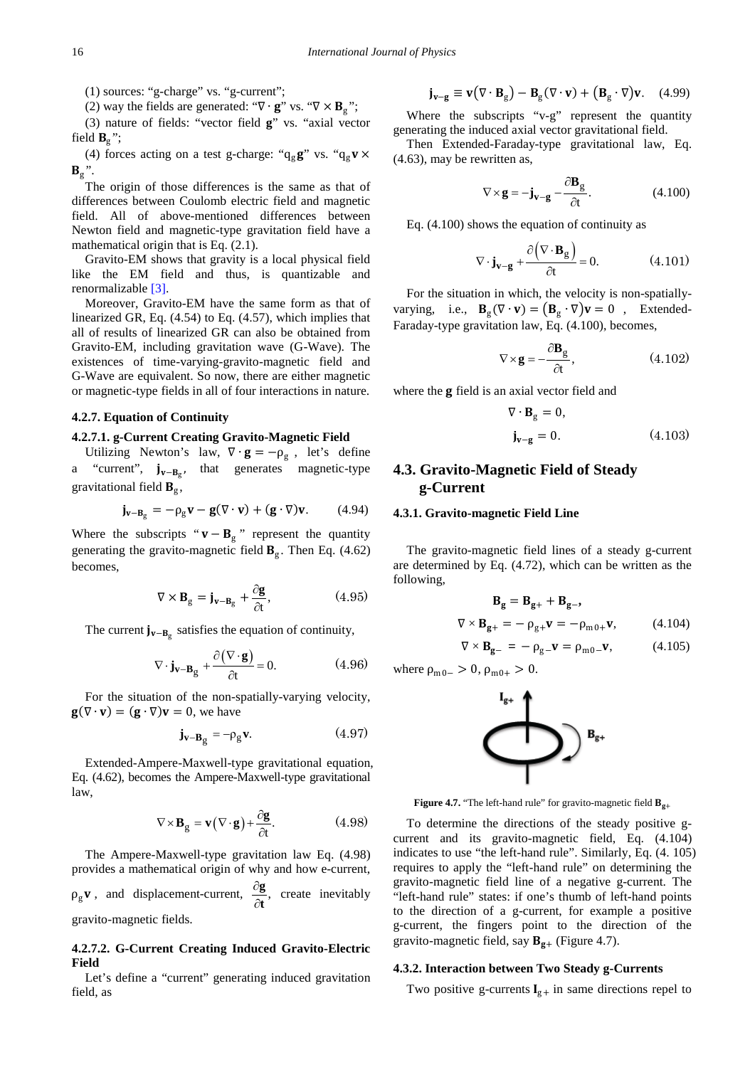(1) sources: "g-charge" vs. "g-current";

(2) way the fields are generated: "$\nabla \cdot \mathbf{g}$" vs. "$\nabla \times \mathbf{B}_g$";

(3) nature of fields: "vector field $\mathbf{g}$" vs. "axial vector field $\mathbf{B}_g$";

(4) forces acting on a test g-charge: "$q_g \mathbf{g}$" vs. "$q_g \mathbf{v} \times \mathbf{B}_g$".

The origin of those differences is the same as that of differences between Coulomb electric field and magnetic field. All of above-mentioned differences between Newton field and magnetic-type gravitation field have a mathematical origin that is Eq. (2.1).

Gravito-EM shows that gravity is a local physical field like the EM field and thus, is quantizable and renormalizable [3].

Moreover, Gravito-EM have the same form as that of linearized GR, Eq. (4.54) to Eq. (4.57), which implies that all of results of linearized GR can also be obtained from Gravito-EM, including gravitation wave (G-Wave). The existences of time-varying-gravito-magnetic field and G-Wave are equivalent. So now, there are either magnetic or magnetic-type fields in all of four interactions in nature.

#### 4.2.7. Equation of Continuity

##### 4.2.7.1. g-Current Creating Gravito-Magnetic Field

Utilizing Newton's law, $\nabla \cdot \mathbf{g} = -\rho_g$, let's define a "current", $\mathbf{j}_{\mathbf{v}-\mathbf{B}_g}$, that generates magnetic-type gravitational field $\mathbf{B}_g$,

$$\mathbf{j}_{\mathbf{v}-\mathbf{B}_g} = -\rho_g \mathbf{v} - \mathbf{g}(\nabla \cdot \mathbf{v}) + (\mathbf{g} \cdot \nabla)\mathbf{v}. \qquad (4.94)$$

Where the subscripts "$\mathbf{v} - \mathbf{B}_g$" represent the quantity generating the gravito-magnetic field $\mathbf{B}_g$. Then Eq. (4.62) becomes,

$$\nabla \times \mathbf{B}_g = \mathbf{j}_{\mathbf{v}-\mathbf{B}_g} + \frac{\partial \mathbf{g}}{\partial t}, \qquad (4.95)$$

The current $\mathbf{j}_{\mathbf{v}-\mathbf{B}_g}$ satisfies the equation of continuity,

$$\nabla \cdot \mathbf{j}_{\mathbf{v}-\mathbf{B}_g} + \frac{\partial (\nabla \cdot \mathbf{g})}{\partial t} = 0. \qquad (4.96)$$

For the situation of the non-spatially-varying velocity, $\mathbf{g}(\nabla \cdot \mathbf{v}) = (\mathbf{g} \cdot \nabla)\mathbf{v} = 0$, we have

$$\mathbf{j}_{\mathbf{v}-\mathbf{B}_g} = -\rho_g \mathbf{v}. \qquad (4.97)$$

Extended-Ampere-Maxwell-type gravitational equation, Eq. (4.62), becomes the Ampere-Maxwell-type gravitational law,

$$\nabla \times \mathbf{B}_g = \mathbf{v}(\nabla \cdot \mathbf{g}) + \frac{\partial \mathbf{g}}{\partial t}. \qquad (4.98)$$

The Ampere-Maxwell-type gravitation law Eq. (4.98) provides a mathematical origin of why and how e-current, $\rho_g \mathbf{v}$, and displacement-current, $\frac{\partial \mathbf{g}}{\partial t}$, create inevitably gravito-magnetic fields.

##### 4.2.7.2. G-Current Creating Induced Gravito-Electric Field

Let's define a "current" generating induced gravitation field, as

$$\mathbf{j}_{\mathbf{v}-\mathbf{g}} \equiv \mathbf{v}(\nabla \cdot \mathbf{B}_g) - \mathbf{B}_g(\nabla \cdot \mathbf{v}) + (\mathbf{B}_g \cdot \nabla)\mathbf{v}. \qquad (4.99)$$

Where the subscripts "v-g" represent the quantity generating the induced axial vector gravitational field.

Then Extended-Faraday-type gravitational law, Eq. (4.63), may be rewritten as,

$$\nabla \times \mathbf{g} = -\mathbf{j}_{\mathbf{v}-\mathbf{g}} - \frac{\partial \mathbf{B}_g}{\partial t}. \qquad (4.100)$$

Eq. (4.100) shows the equation of continuity as

$$\nabla \cdot \mathbf{j}_{\mathbf{v}-\mathbf{g}} + \frac{\partial (\nabla \cdot \mathbf{B}_g)}{\partial t} = 0. \qquad (4.101)$$

For the situation in which, the velocity is non-spatially-varying, i.e., $\mathbf{B}_g(\nabla \cdot \mathbf{v}) = (\mathbf{B}_g \cdot \nabla)\mathbf{v} = 0$, Extended-Faraday-type gravitation law, Eq. (4.100), becomes,

$$\nabla \times \mathbf{g} = -\frac{\partial \mathbf{B}_g}{\partial t}, \qquad (4.102)$$

where the $\mathbf{g}$ field is an axial vector field and

$$\nabla \cdot \mathbf{B}_g = 0,$$
$$\mathbf{j}_{\mathbf{v}-\mathbf{g}} = 0. \qquad (4.103)$$

### 4.3. Gravito-Magnetic Field of Steady g-Current

#### 4.3.1. Gravito-magnetic Field Line

The gravito-magnetic field lines of a steady g-current are determined by Eq. (4.72), which can be written as the following,

$$\mathbf{B}_g = \mathbf{B}_{g+} + \mathbf{B}_{g-},$$
$$\nabla \times \mathbf{B}_{g+} = -\rho_{g+}\mathbf{v} = -\rho_{m0+}\mathbf{v}, \qquad (4.104)$$
$$\nabla \times \mathbf{B}_{g-} = -\rho_{g-}\mathbf{v} = \rho_{m0-}\mathbf{v}, \qquad (4.105)$$

where $\rho_{m0-} > 0$, $\rho_{m0+} > 0$.

**Figure 4.7.** "The left-hand rule" for gravito-magnetic field $\mathbf{B}_{g+}$

To determine the directions of the steady positive g-current and its gravito-magnetic field, Eq. (4.104) indicates to use "the left-hand rule". Similarly, Eq. (4. 105) requires to apply the "left-hand rule" on determining the gravito-magnetic field line of a negative g-current. The "left-hand rule" states: if one's thumb of left-hand points to the direction of a g-current, for example a positive g-current, the fingers point to the direction of the gravito-magnetic field, say $\mathbf{B}_{g+}$ (Figure 4.7).

#### 4.3.2. Interaction between Two Steady g-Currents

Two positive g-currents $\mathbf{I}_{g+}$ in same directions repel to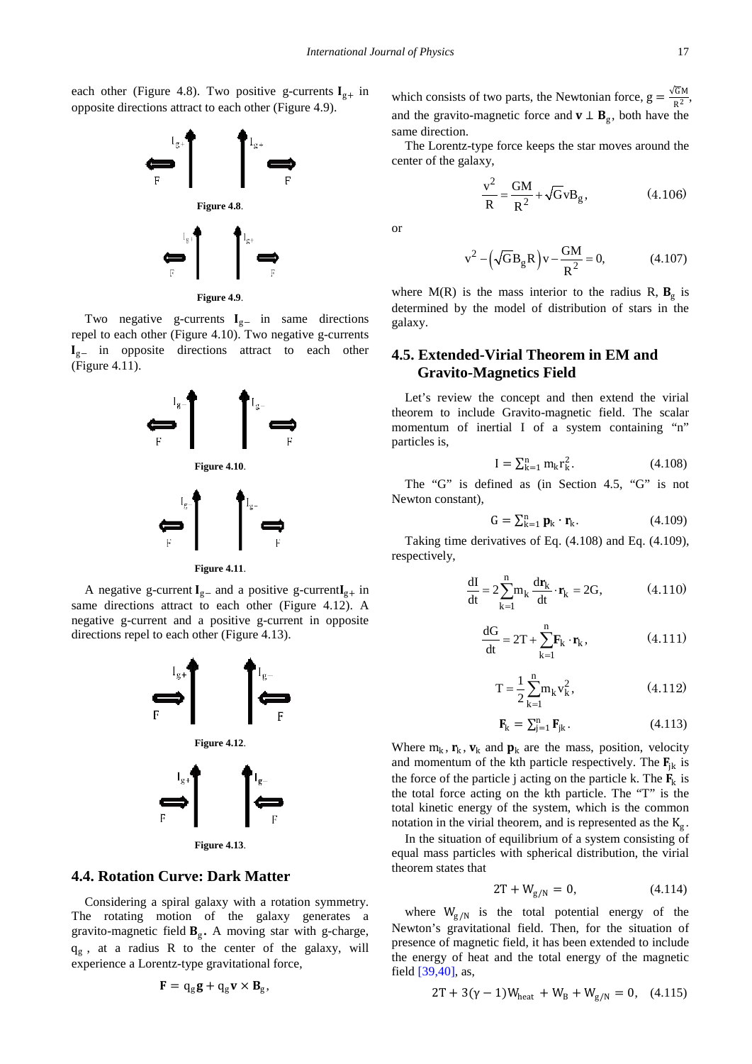each other (Figure 4.8). Two positive g-currents $\mathbf{I}_{g+}$ in opposite directions attract to each other (Figure 4.9).

**Figure 4.8**.

**Figure 4.9**.

Two negative g-currents $\mathbf{I}_{g-}$ in same directions repel to each other (Figure 4.10). Two negative g-currents $\mathbf{I}_{g-}$ in opposite directions attract to each other (Figure 4.11).

**Figure 4.10**.

**Figure 4.11**.

A negative g-current $\mathbf{I}_{g-}$ and a positive g-current $\mathbf{I}_{g+}$ in same directions attract to each other (Figure 4.12). A negative g-current and a positive g-current in opposite directions repel to each other (Figure 4.13).

**Figure 4.12**.

**Figure 4.13**.

## 4.4. Rotation Curve: Dark Matter

Considering a spiral galaxy with a rotation symmetry. The rotating motion of the galaxy generates a gravito-magnetic field $\mathbf{B}_g$. A moving star with g-charge, $q_g$, at a radius R to the center of the galaxy, will experience a Lorentz-type gravitational force,

$$\mathbf{F} = q_g\mathbf{g} + q_g\mathbf{v} \times \mathbf{B}_g,$$

which consists of two parts, the Newtonian force, $g = \frac{\sqrt{G}M}{R^2}$, and the gravito-magnetic force and $\mathbf{v} \perp \mathbf{B}_g$, both have the same direction.

The Lorentz-type force keeps the star moves around the center of the galaxy,

$$\frac{v^2}{R} = \frac{GM}{R^2} + \sqrt{G}vB_g, \tag{4.106}$$

or

$$v^2 - \left(\sqrt{G}B_gR\right)v - \frac{GM}{R^2} = 0, \tag{4.107}$$

where M(R) is the mass interior to the radius R, $\mathbf{B}_g$ is determined by the model of distribution of stars in the galaxy.

## 4.5. Extended-Virial Theorem in EM and Gravito-Magnetics Field

Let's review the concept and then extend the virial theorem to include Gravito-magnetic field. The scalar momentum of inertial I of a system containing "n" particles is,

$$I = \sum_{k=1}^{n} m_k r_k^2. \tag{4.108}$$

The "G" is defined as (in Section 4.5, "G" is not Newton constant),

$$G = \sum_{k=1}^{n} \mathbf{p}_k \cdot \mathbf{r}_k. \tag{4.109}$$

Taking time derivatives of Eq. (4.108) and Eq. (4.109), respectively,

$$\frac{dI}{dt} = 2\sum_{k=1}^{n} m_k \frac{d\mathbf{r}_k}{dt} \cdot \mathbf{r}_k = 2G, \tag{4.110}$$

$$\frac{dG}{dt} = 2T + \sum_{k=1}^{n} \mathbf{F}_k \cdot \mathbf{r}_k, \tag{4.111}$$

$$T = \frac{1}{2}\sum_{k=1}^{n} m_k v_k^2, \tag{4.112}$$

$$\mathbf{F}_k = \sum_{j=1}^{n} \mathbf{F}_{jk}. \tag{4.113}$$

Where $m_k$, $\mathbf{r}_k$, $\mathbf{v}_k$ and $\mathbf{p}_k$ are the mass, position, velocity and momentum of the kth particle respectively. The $\mathbf{F}_{jk}$ is the force of the particle j acting on the particle k. The $\mathbf{F}_k$ is the total force acting on the kth particle. The "T" is the total kinetic energy of the system, which is the common notation in the virial theorem, and is represented as the $K_g$.

In the situation of equilibrium of a system consisting of equal mass particles with spherical distribution, the virial theorem states that

$$2T + W_{g/N} = 0, \tag{4.114}$$

where $W_{g/N}$ is the total potential energy of the Newton's gravitational field. Then, for the situation of presence of magnetic field, it has been extended to include the energy of heat and the total energy of the magnetic field [39,40], as,

$$2T + 3(\gamma - 1)W_{heat} + W_B + W_{g/N} = 0, \tag{4.115}$$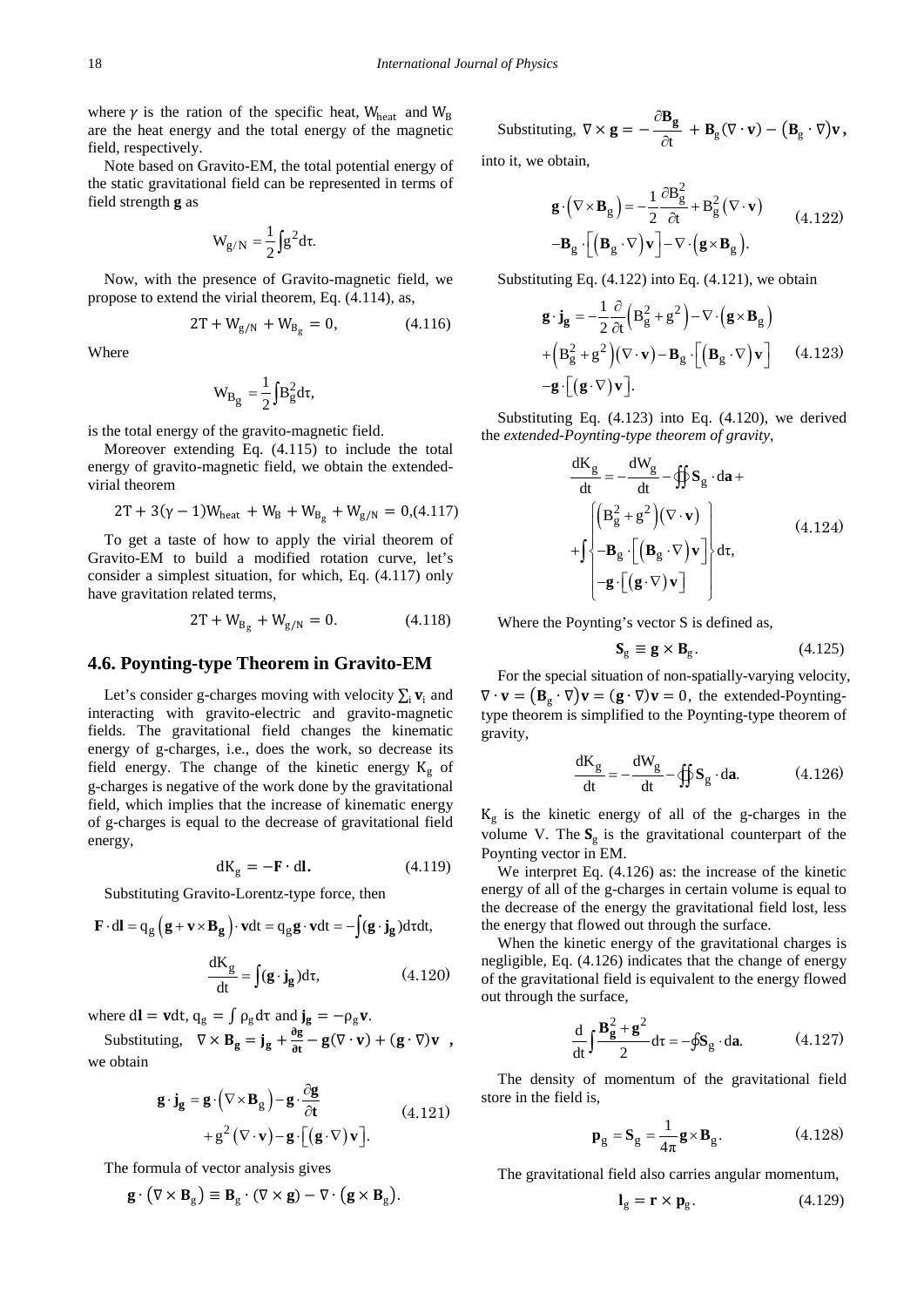where $\gamma$ is the ration of the specific heat, $W_{heat}$ and $W_B$ are the heat energy and the total energy of the magnetic field, respectively.

Note based on Gravito-EM, the total potential energy of the static gravitational field can be represented in terms of field strength $\mathbf{g}$ as

$$W_{g/N} = \frac{1}{2}\int g^2 d\tau.$$

Now, with the presence of Gravito-magnetic field, we propose to extend the virial theorem, Eq. (4.114), as,

$$2T + W_{g/N} + W_{B_g} = 0, \tag{4.116}$$

Where

$$W_{B_g} = \frac{1}{2}\int B_g^2 d\tau,$$

is the total energy of the gravito-magnetic field.

Moreover extending Eq. (4.115) to include the total energy of gravito-magnetic field, we obtain the extended-virial theorem

$$2T + 3(\gamma - 1)W_{heat} + W_B + W_{B_g} + W_{g/N} = 0, \tag{4.117}$$

To get a taste of how to apply the virial theorem of Gravito-EM to build a modified rotation curve, let's consider a simplest situation, for which, Eq. (4.117) only have gravitation related terms,

$$2T + W_{B_g} + W_{g/N} = 0. \tag{4.118}$$

## 4.6. Poynting-type Theorem in Gravito-EM

Let's consider g-charges moving with velocity $\sum_i \mathbf{v}_i$ and interacting with gravito-electric and gravito-magnetic fields. The gravitational field changes the kinematic energy of g-charges, i.e., does the work, so decrease its field energy. The change of the kinetic energy $K_g$ of g-charges is negative of the work done by the gravitational field, which implies that the increase of kinematic energy of g-charges is equal to the decrease of gravitational field energy,

$$dK_g = -\mathbf{F}\cdot d\mathbf{l}. \tag{4.119}$$

Substituting Gravito-Lorentz-type force, then

$$\mathbf{F}\cdot d\mathbf{l} = q_g\left(\mathbf{g} + \mathbf{v}\times\mathbf{B_g}\right)\cdot \mathbf{v}dt = q_g\mathbf{g}\cdot\mathbf{v}dt = -\int(\mathbf{g}\cdot\mathbf{j_g})d\tau dt,$$

$$\frac{dK_g}{dt} = \int(\mathbf{g}\cdot\mathbf{j_g})d\tau, \tag{4.120}$$

where $d\mathbf{l} = \mathbf{v}dt$, $q_g = \int \rho_g d\tau$ and $\mathbf{j_g} = -\rho_g\mathbf{v}$.

Substituting, $\nabla\times\mathbf{B_g} = \mathbf{j_g} + \frac{\partial\mathbf{g}}{\partial t} - \mathbf{g}(\nabla\cdot\mathbf{v}) + (\mathbf{g}\cdot\nabla)\mathbf{v}$, we obtain

$$\mathbf{g}\cdot\mathbf{j_g} = \mathbf{g}\cdot\left(\nabla\times\mathbf{B}_g\right) - \mathbf{g}\cdot\frac{\partial\mathbf{g}}{\partial\mathbf{t}} + g^2(\nabla\cdot\mathbf{v}) - \mathbf{g}\cdot\left[(\mathbf{g}\cdot\nabla)\mathbf{v}\right]. \tag{4.121}$$

The formula of vector analysis gives

$$\mathbf{g}\cdot\left(\nabla\times\mathbf{B}_g\right) \equiv \mathbf{B}_g\cdot(\nabla\times\mathbf{g}) - \nabla\cdot\left(\mathbf{g}\times\mathbf{B}_g\right).$$

Substituting, $\nabla\times\mathbf{g} = -\frac{\partial\mathbf{B_g}}{\partial t} + \mathbf{B}_g(\nabla\cdot\mathbf{v}) - \left(\mathbf{B}_g\cdot\nabla\right)\mathbf{v}$, into it, we obtain,

$$\mathbf{g}\cdot\left(\nabla\times\mathbf{B}_g\right) = -\frac{1}{2}\frac{\partial B_g^2}{\partial t} + B_g^2(\nabla\cdot\mathbf{v}) - \mathbf{B}_g\cdot\left[\left(\mathbf{B}_g\cdot\nabla\right)\mathbf{v}\right] - \nabla\cdot\left(\mathbf{g}\times\mathbf{B}_g\right). \tag{4.122}$$

Substituting Eq. (4.122) into Eq. (4.121), we obtain

$$\mathbf{g}\cdot\mathbf{j_g} = -\frac{1}{2}\frac{\partial}{\partial t}\left(B_g^2 + g^2\right) - \nabla\cdot\left(\mathbf{g}\times\mathbf{B}_g\right) + \left(B_g^2 + g^2\right)(\nabla\cdot\mathbf{v}) - \mathbf{B}_g\cdot\left[\left(\mathbf{B}_g\cdot\nabla\right)\mathbf{v}\right] - \mathbf{g}\cdot\left[(\mathbf{g}\cdot\nabla)\mathbf{v}\right]. \tag{4.123}$$

Substituting Eq. (4.123) into Eq. (4.120), we derived the *extended-Poynting-type theorem of gravity*,

$$\frac{dK_g}{dt} = -\frac{dW_g}{dt} - \oint\!\!\!\!\!\!\!\!\;\;\oint \mathbf{S}_g\cdot d\mathbf{a} + \int\left\{\begin{matrix}\left(B_g^2 + g^2\right)(\nabla\cdot\mathbf{v}) \\ -\mathbf{B}_g\cdot\left[\left(\mathbf{B}_g\cdot\nabla\right)\mathbf{v}\right] \\ -\mathbf{g}\cdot\left[(\mathbf{g}\cdot\nabla)\mathbf{v}\right]\end{matrix}\right\}d\tau, \tag{4.124}$$

Where the Poynting's vector S is defined as,

$$\mathbf{S}_g \equiv \mathbf{g}\times\mathbf{B}_g. \tag{4.125}$$

For the special situation of non-spatially-varying velocity, $\nabla\cdot\mathbf{v} = \left(\mathbf{B}_g\cdot\nabla\right)\mathbf{v} = (\mathbf{g}\cdot\nabla)\mathbf{v} = 0$, the extended-Poynting-type theorem is simplified to the Poynting-type theorem of gravity,

$$\frac{dK_g}{dt} = -\frac{dW_g}{dt} - \oint\!\!\!\!\!\!\!\!\;\;\oint \mathbf{S}_g\cdot d\mathbf{a}. \tag{4.126}$$

$K_g$ is the kinetic energy of all of the g-charges in the volume V. The $\mathbf{S}_g$ is the gravitational counterpart of the Poynting vector in EM.

We interpret Eq. (4.126) as: the increase of the kinetic energy of all of the g-charges in certain volume is equal to the decrease of the energy the gravitational field lost, less the energy that flowed out through the surface.

When the kinetic energy of the gravitational charges is negligible, Eq. (4.126) indicates that the change of energy of the gravitational field is equivalent to the energy flowed out through the surface,

$$\frac{d}{dt}\int\frac{\mathbf{B_g}^2 + \mathbf{g}^2}{2}d\tau = -\oint\mathbf{S}_g\cdot d\mathbf{a}. \tag{4.127}$$

The density of momentum of the gravitational field store in the field is,

$$\mathbf{p}_g = \mathbf{S}_g = \frac{1}{4\pi}\mathbf{g}\times\mathbf{B}_g. \tag{4.128}$$

The gravitational field also carries angular momentum,

$$\mathbf{l}_g = \mathbf{r}\times\mathbf{p}_g. \tag{4.129}$$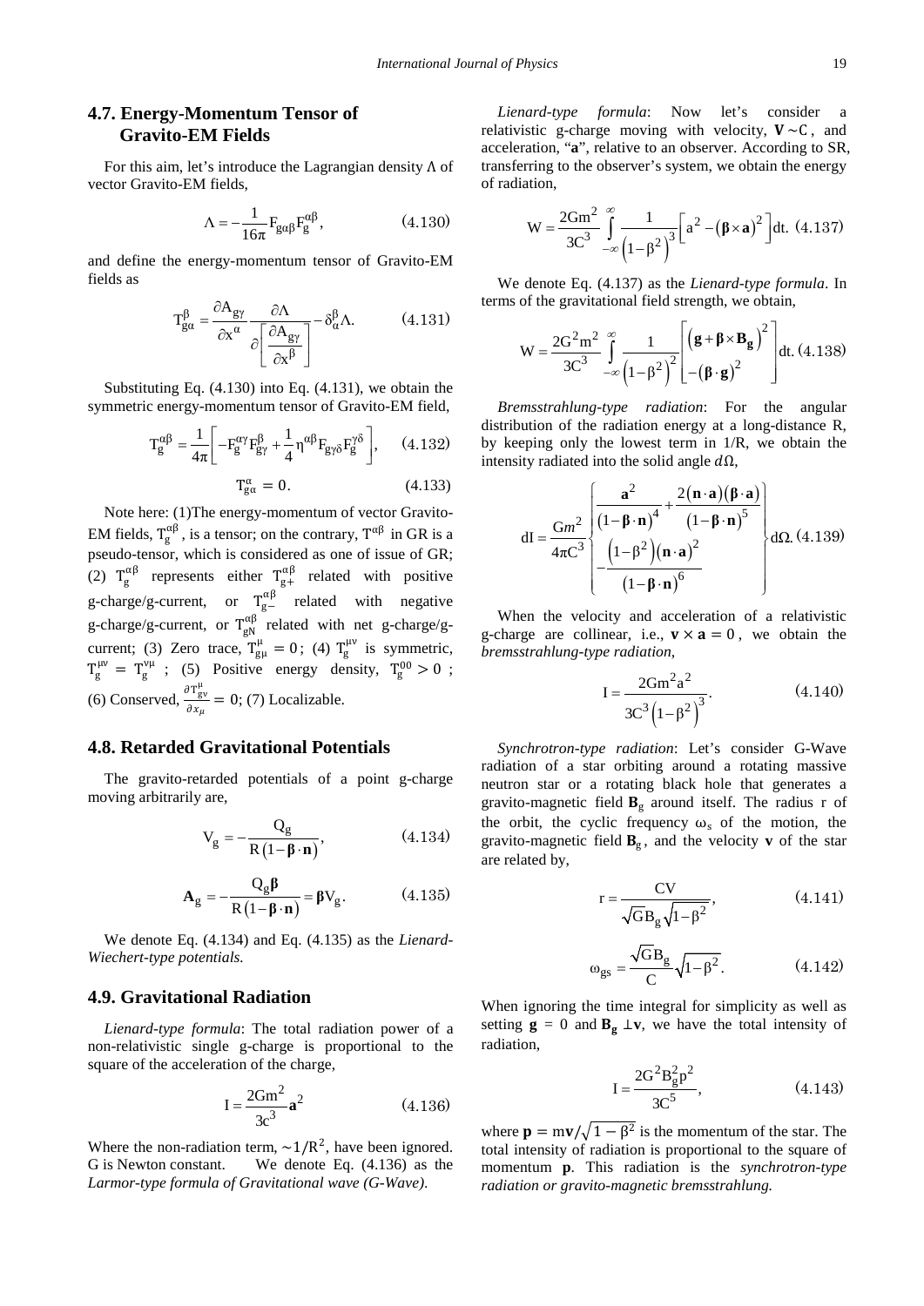## 4.7. Energy-Momentum Tensor of Gravito-EM Fields

For this aim, let's introduce the Lagrangian density Λ of vector Gravito-EM fields,

$$\Lambda = -\frac{1}{16\pi} F_{g\alpha\beta} F_g^{\alpha\beta}, \tag{4.130}$$

and define the energy-momentum tensor of Gravito-EM fields as

$$T_{g\alpha}^{\beta} = \frac{\partial A_{g\gamma}}{\partial x^{\alpha}} \frac{\partial \Lambda}{\partial \left[\frac{\partial A_{g\gamma}}{\partial x^{\beta}}\right]} - \delta_{\alpha}^{\beta} \Lambda. \tag{4.131}$$

Substituting Eq. (4.130) into Eq. (4.131), we obtain the symmetric energy-momentum tensor of Gravito-EM field,

$$T_g^{\alpha\beta} = \frac{1}{4\pi}\left[-F_g^{\alpha\gamma} F_{g\gamma}^{\beta} + \frac{1}{4}\eta^{\alpha\beta} F_{g\gamma\delta} F_g^{\gamma\delta}\right], \tag{4.132}$$

$$T_{g\alpha}^{\alpha} = 0. \tag{4.133}$$

Note here: (1)The energy-momentum of vector Gravito-EM fields, $T_g^{\alpha\beta}$, is a tensor; on the contrary, $T^{\alpha\beta}$ in GR is a pseudo-tensor, which is considered as one of issue of GR; (2) $T_g^{\alpha\beta}$ represents either $T_{g+}^{\alpha\beta}$ related with positive g-charge/g-current, or $T_{g-}^{\alpha\beta}$ related with negative g-charge/g-current, or $T_{gN}^{\alpha\beta}$ related with net g-charge/g-current; (3) Zero trace, $T_{g\mu}^{\mu} = 0$; (4) $T_g^{\mu\nu}$ is symmetric, $T_g^{\mu\nu} = T_g^{\nu\mu}$; (5) Positive energy density, $T_g^{00} > 0$; (6) Conserved, $\frac{\partial T_{g\nu}^{\mu}}{\partial x_{\mu}} = 0$; (7) Localizable.

## 4.8. Retarded Gravitational Potentials

The gravito-retarded potentials of a point g-charge moving arbitrarily are,

$$V_g = -\frac{Q_g}{R(1-\boldsymbol{\beta}\cdot\mathbf{n})}, \tag{4.134}$$

$$\mathbf{A}_g = -\frac{Q_g \boldsymbol{\beta}}{R(1-\boldsymbol{\beta}\cdot\mathbf{n})} = \boldsymbol{\beta} V_g. \tag{4.135}$$

We denote Eq. (4.134) and Eq. (4.135) as the *Lienard-Wiechert-type potentials.*

## 4.9. Gravitational Radiation

*Lienard-type formula*: The total radiation power of a non-relativistic single g-charge is proportional to the square of the acceleration of the charge,

$$I = \frac{2Gm^2}{3c^3}\mathbf{a}^2 \tag{4.136}$$

Where the non-radiation term, $\sim 1/R^2$, have been ignored. G is Newton constant. We denote Eq. (4.136) as the *Larmor-type formula of Gravitational wave (G-Wave).*

*Lienard-type formula*: Now let's consider a relativistic g-charge moving with velocity, $\mathbf{V} \sim C$, and acceleration, "**a**", relative to an observer. According to SR, transferring to the observer's system, we obtain the energy of radiation,

$$W = \frac{2Gm^2}{3C^3}\int_{-\infty}^{\infty}\frac{1}{\left(1-\beta^2\right)^3}\left[a^2 - (\boldsymbol{\beta}\times\mathbf{a})^2\right]dt. \tag{4.137}$$

We denote Eq. (4.137) as the *Lienard-type formula*. In terms of the gravitational field strength, we obtain,

$$W = \frac{2G^2m^2}{3C^3}\int_{-\infty}^{\infty}\frac{1}{\left(1-\beta^2\right)^2}\left[\begin{matrix}\left(\mathbf{g}+\boldsymbol{\beta}\times\mathbf{B_g}\right)^2\\ -(\boldsymbol{\beta}\cdot\mathbf{g})^2\end{matrix}\right]dt. \tag{4.138}$$

*Bremsstrahlung-type radiation*: For the angular distribution of the radiation energy at a long-distance R, by keeping only the lowest term in 1/R, we obtain the intensity radiated into the solid angle $d\Omega$,

$$dI = \frac{Gm^2}{4\pi C^3}\left\{\begin{matrix}\dfrac{\mathbf{a}^2}{(1-\boldsymbol{\beta}\cdot\mathbf{n})^4} + \dfrac{2(\mathbf{n}\cdot\mathbf{a})(\boldsymbol{\beta}\cdot\mathbf{a})}{(1-\boldsymbol{\beta}\cdot\mathbf{n})^5}\\ -\dfrac{\left(1-\beta^2\right)(\mathbf{n}\cdot\mathbf{a})^2}{(1-\boldsymbol{\beta}\cdot\mathbf{n})^6}\end{matrix}\right\}d\Omega. \tag{4.139}$$

When the velocity and acceleration of a relativistic g-charge are collinear, i.e., $\mathbf{v}\times\mathbf{a} = 0$, we obtain the *bremsstrahlung-type radiation*,

$$I = \frac{2Gm^2a^2}{3C^3\left(1-\beta^2\right)^3}. \tag{4.140}$$

*Synchrotron-type radiation*: Let's consider G-Wave radiation of a star orbiting around a rotating massive neutron star or a rotating black hole that generates a gravito-magnetic field $\mathbf{B}_g$ around itself. The radius r of the orbit, the cyclic frequency $\omega_s$ of the motion, the gravito-magnetic field $\mathbf{B}_g$, and the velocity **v** of the star are related by,

$$r = \frac{CV}{\sqrt{G}B_g\sqrt{1-\beta^2}}, \tag{4.141}$$

$$\omega_{gs} = \frac{\sqrt{G}B_g}{C}\sqrt{1-\beta^2}. \tag{4.142}$$

When ignoring the time integral for simplicity as well as setting $\mathbf{g} = 0$ and $\mathbf{B_g} \perp \mathbf{v}$, we have the total intensity of radiation,

$$I = \frac{2G^2B_g^2p^2}{3C^5}, \tag{4.143}$$

where $\mathbf{p} = m\mathbf{v}/\sqrt{1-\beta^2}$ is the momentum of the star. The total intensity of radiation is proportional to the square of momentum **p**. This radiation is the *synchrotron-type radiation or gravito-magnetic bremsstrahlung.*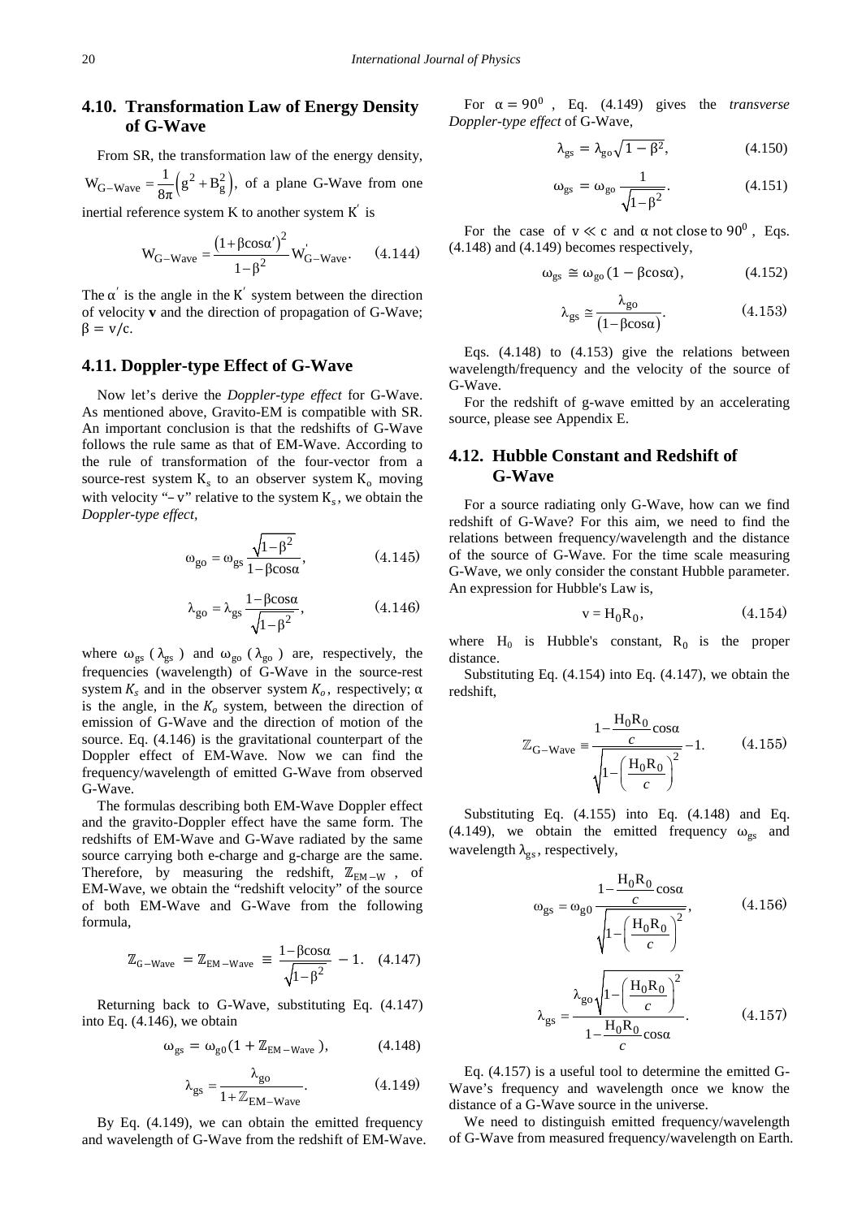## 4.10. Transformation Law of Energy Density of G-Wave

From SR, the transformation law of the energy density, $W_{G-Wave} = \frac{1}{8\pi}\left(g^2 + B_g^2\right)$, of a plane G-Wave from one inertial reference system K to another system $K'$ is

$$W_{G-Wave} = \frac{\left(1+\beta\cos\alpha'\right)^2}{1-\beta^2} W'_{G-Wave}. \quad (4.144)$$

The $\alpha'$ is the angle in the $K'$ system between the direction of velocity **v** and the direction of propagation of G-Wave; $\beta = v/c$.

## 4.11. Doppler-type Effect of G-Wave

Now let's derive the *Doppler-type effect* for G-Wave. As mentioned above, Gravito-EM is compatible with SR. An important conclusion is that the redshifts of G-Wave follows the rule same as that of EM-Wave. According to the rule of transformation of the four-vector from a source-rest system $K_s$ to an observer system $K_o$ moving with velocity "$-v$" relative to the system $K_s$, we obtain the *Doppler-type effect*,

$$\omega_{go} = \omega_{gs} \frac{\sqrt{1-\beta^2}}{1-\beta\cos\alpha}, \quad (4.145)$$

$$\lambda_{go} = \lambda_{gs} \frac{1-\beta\cos\alpha}{\sqrt{1-\beta^2}}, \quad (4.146)$$

where $\omega_{gs}$ ($\lambda_{gs}$) and $\omega_{go}$ ($\lambda_{go}$) are, respectively, the frequencies (wavelength) of G-Wave in the source-rest system $K_s$ and in the observer system $K_o$, respectively; $\alpha$ is the angle, in the $K_o$ system, between the direction of emission of G-Wave and the direction of motion of the source. Eq. (4.146) is the gravitational counterpart of the Doppler effect of EM-Wave. Now we can find the frequency/wavelength of emitted G-Wave from observed G-Wave.

The formulas describing both EM-Wave Doppler effect and the gravito-Doppler effect have the same form. The redshifts of EM-Wave and G-Wave radiated by the same source carrying both e-charge and g-charge are the same. Therefore, by measuring the redshift, $\mathbb{Z}_{EM-W}$, of EM-Wave, we obtain the "redshift velocity" of the source of both EM-Wave and G-Wave from the following formula,

$$\mathbb{Z}_{G-Wave} = \mathbb{Z}_{EM-Wave} \equiv \frac{1-\beta\cos\alpha}{\sqrt{1-\beta^2}} - 1. \quad (4.147)$$

Returning back to G-Wave, substituting Eq. (4.147) into Eq. (4.146), we obtain

$$\omega_{gs} = \omega_{g0}(1 + \mathbb{Z}_{EM-Wave}), \quad (4.148)$$

$$\lambda_{gs} = \frac{\lambda_{go}}{1+\mathbb{Z}_{EM-Wave}}. \quad (4.149)$$

By Eq. (4.149), we can obtain the emitted frequency and wavelength of G-Wave from the redshift of EM-Wave.

For $\alpha = 90^0$, Eq. (4.149) gives the *transverse Doppler-type effect* of G-Wave,

$$\lambda_{gs} = \lambda_{go}\sqrt{1-\beta^2}, \quad (4.150)$$

$$\omega_{gs} = \omega_{go}\frac{1}{\sqrt{1-\beta^2}}. \quad (4.151)$$

For the case of $v \ll c$ and $\alpha$ not close to $90^0$, Eqs. (4.148) and (4.149) becomes respectively,

$$\omega_{gs} \cong \omega_{go}(1 - \beta\cos\alpha), \quad (4.152)$$

$$\lambda_{gs} \cong \frac{\lambda_{go}}{\left(1-\beta\cos\alpha\right)}. \quad (4.153)$$

Eqs. (4.148) to (4.153) give the relations between wavelength/frequency and the velocity of the source of G-Wave.

For the redshift of g-wave emitted by an accelerating source, please see Appendix E.

## 4.12. Hubble Constant and Redshift of G-Wave

For a source radiating only G-Wave, how can we find redshift of G-Wave? For this aim, we need to find the relations between frequency/wavelength and the distance of the source of G-Wave. For the time scale measuring G-Wave, we only consider the constant Hubble parameter. An expression for Hubble's Law is,

$$v = H_0 R_0, \quad (4.154)$$

where $H_0$ is Hubble's constant, $R_0$ is the proper distance.

Substituting Eq. (4.154) into Eq. (4.147), we obtain the redshift,

$$\mathbb{Z}_{G-Wave} \equiv \frac{1-\frac{H_0R_0}{c}\cos\alpha}{\sqrt{1-\left(\frac{H_0R_0}{c}\right)^2}} - 1. \quad (4.155)$$

Substituting Eq. (4.155) into Eq. (4.148) and Eq. (4.149), we obtain the emitted frequency $\omega_{gs}$ and wavelength $\lambda_{gs}$, respectively,

$$\omega_{gs} = \omega_{g0}\frac{1-\frac{H_0R_0}{c}\cos\alpha}{\sqrt{1-\left(\frac{H_0R_0}{c}\right)^2}}, \quad (4.156)$$

$$\lambda_{gs} = \frac{\lambda_{go}\sqrt{1-\left(\frac{H_0R_0}{c}\right)^2}}{1-\frac{H_0R_0}{c}\cos\alpha}. \quad (4.157)$$

Eq. (4.157) is a useful tool to determine the emitted G-Wave's frequency and wavelength once we know the distance of a G-Wave source in the universe.

We need to distinguish emitted frequency/wavelength of G-Wave from measured frequency/wavelength on Earth.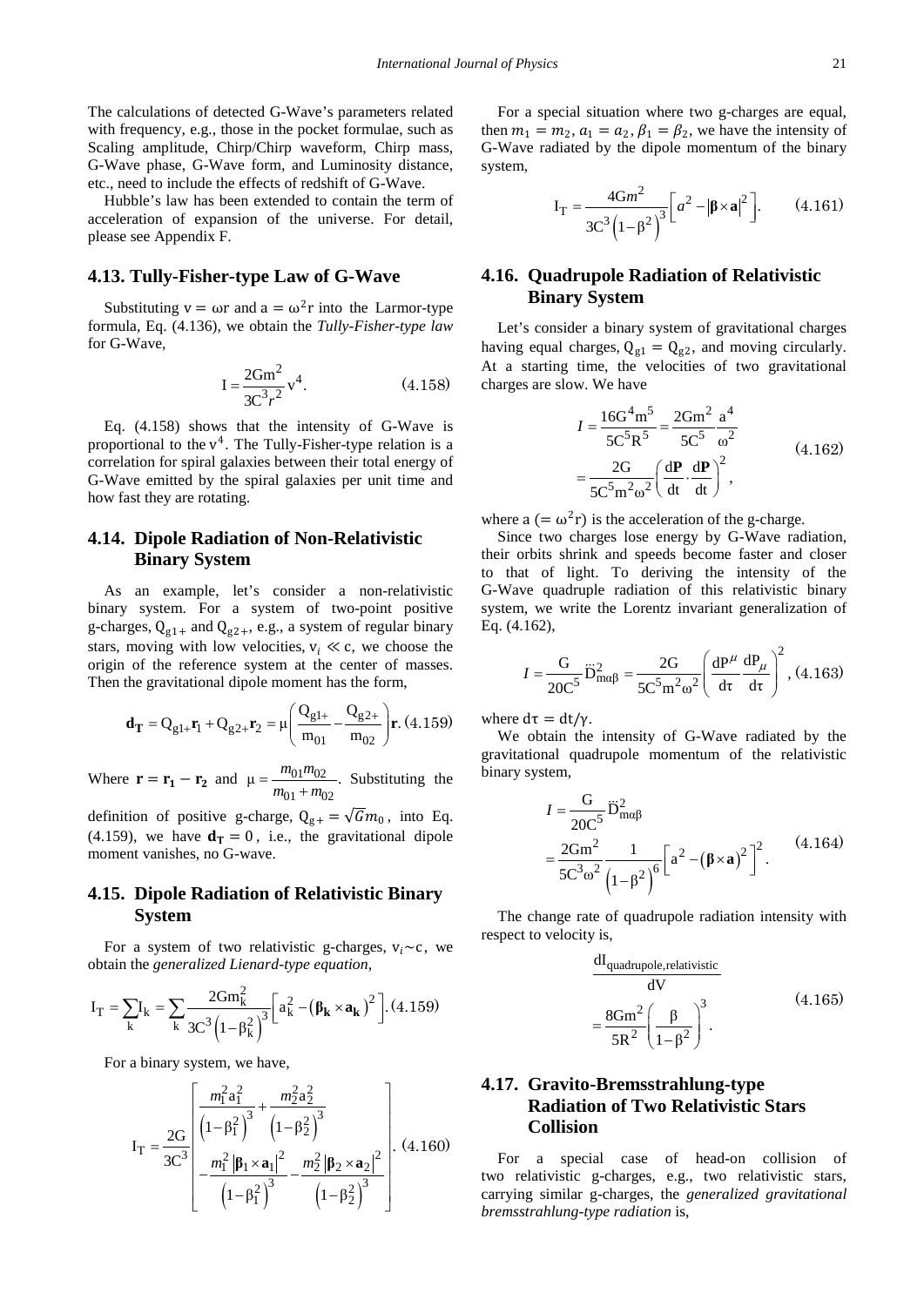The calculations of detected G-Wave's parameters related with frequency, e.g., those in the pocket formulae, such as Scaling amplitude, Chirp/Chirp waveform, Chirp mass, G-Wave phase, G-Wave form, and Luminosity distance, etc., need to include the effects of redshift of G-Wave.

Hubble's law has been extended to contain the term of acceleration of expansion of the universe. For detail, please see Appendix F.

## 4.13. Tully-Fisher-type Law of G-Wave

Substituting $v = \omega r$ and $a = \omega^2 r$ into the Larmor-type formula, Eq. (4.136), we obtain the *Tully-Fisher-type law* for G-Wave,

$$I = \frac{2Gm^2}{3C^3 r^2} v^4. \qquad (4.158)$$

Eq. (4.158) shows that the intensity of G-Wave is proportional to the $v^4$. The Tully-Fisher-type relation is a correlation for spiral galaxies between their total energy of G-Wave emitted by the spiral galaxies per unit time and how fast they are rotating.

## 4.14. Dipole Radiation of Non-Relativistic Binary System

As an example, let's consider a non-relativistic binary system. For a system of two-point positive g-charges, $Q_{g1+}$ and $Q_{g2+}$, e.g., a system of regular binary stars, moving with low velocities, $v_i \ll c$, we choose the origin of the reference system at the center of masses. Then the gravitational dipole moment has the form,

$$\mathbf{d_T} = Q_{g1+}\mathbf{r}_1 + Q_{g2+}\mathbf{r}_2 = \mu\left(\frac{Q_{g1+}}{m_{01}} - \frac{Q_{g2+}}{m_{02}}\right)\mathbf{r}. \qquad (4.159)$$

Where $\mathbf{r} = \mathbf{r_1} - \mathbf{r_2}$ and $\mu = \frac{m_{01}m_{02}}{m_{01}+m_{02}}$. Substituting the definition of positive g-charge, $Q_{g+} = \sqrt{G}m_0$, into Eq. (4.159), we have $\mathbf{d_T} = 0$, i.e., the gravitational dipole moment vanishes, no G-wave.

## 4.15. Dipole Radiation of Relativistic Binary System

For a system of two relativistic g-charges, $v_i \sim c$, we obtain the *generalized Lienard-type equation*,

$$I_T = \sum_k I_k = \sum_k \frac{2Gm_k^2}{3C^3\left(1-\beta_k^2\right)^3}\left[a_k^2 - \left(\boldsymbol{\beta_k} \times \mathbf{a_k}\right)^2\right]. \qquad (4.159)$$

For a binary system, we have,

$$I_T = \frac{2G}{3C^3}\left[\frac{m_1^2 a_1^2}{\left(1-\beta_1^2\right)^3} + \frac{m_2^2 a_2^2}{\left(1-\beta_2^2\right)^3} - \frac{m_1^2\left|\boldsymbol{\beta}_1 \times \mathbf{a}_1\right|^2}{\left(1-\beta_1^2\right)^3} - \frac{m_2^2\left|\boldsymbol{\beta}_2 \times \mathbf{a}_2\right|^2}{\left(1-\beta_2^2\right)^3}\right]. \qquad (4.160)$$

For a special situation where two g-charges are equal, then $m_1 = m_2$, $a_1 = a_2$, $\beta_1 = \beta_2$, we have the intensity of G-Wave radiated by the dipole momentum of the binary system,

$$I_T = \frac{4Gm^2}{3C^3\left(1-\beta^2\right)^3}\left[a^2 - \left|\boldsymbol{\beta} \times \mathbf{a}\right|^2\right]. \qquad (4.161)$$

## 4.16. Quadrupole Radiation of Relativistic Binary System

Let's consider a binary system of gravitational charges having equal charges, $Q_{g1} = Q_{g2}$, and moving circularly. At a starting time, the velocities of two gravitational charges are slow. We have

$$I = \frac{16G^4 m^5}{5C^5 R^5} = \frac{2Gm^2}{5C^5}\frac{a^4}{\omega^2} = \frac{2G}{5C^5 m^2 \omega^2}\left(\frac{d\mathbf{P}}{dt}\cdot\frac{d\mathbf{P}}{dt}\right)^2, \qquad (4.162)$$

where $a\ (= \omega^2 r)$ is the acceleration of the g-charge.

Since two charges lose energy by G-Wave radiation, their orbits shrink and speeds become faster and closer to that of light. To deriving the intensity of the G-Wave quadruple radiation of this relativistic binary system, we write the Lorentz invariant generalization of Eq. (4.162),

$$I = \frac{G}{20C^5}\dddot{D}_{m\alpha\beta}^2 = \frac{2G}{5C^5 m^2 \omega^2}\left(\frac{dP^{\mu}}{d\tau}\frac{dP_{\mu}}{d\tau}\right)^2, \qquad (4.163)$$

where $d\tau = dt/\gamma$.

We obtain the intensity of G-Wave radiated by the gravitational quadrupole momentum of the relativistic binary system,

$$I = \frac{G}{20C^5}\dddot{D}_{m\alpha\beta}^2 = \frac{2Gm^2}{5C^3\omega^2}\frac{1}{\left(1-\beta^2\right)^6}\left[a^2 - \left(\boldsymbol{\beta} \times \mathbf{a}\right)^2\right]^2. \qquad (4.164)$$

The change rate of quadrupole radiation intensity with respect to velocity is,

$$\frac{dI_{\text{quadrupole,relativistic}}}{dV} = \frac{8Gm^2}{5R^2}\left(\frac{\beta}{1-\beta^2}\right)^3. \qquad (4.165)$$

## 4.17. Gravito-Bremsstrahlung-type Radiation of Two Relativistic Stars Collision

For a special case of head-on collision of two relativistic g-charges, e.g., two relativistic stars, carrying similar g-charges, the *generalized gravitational bremsstrahlung-type radiation* is,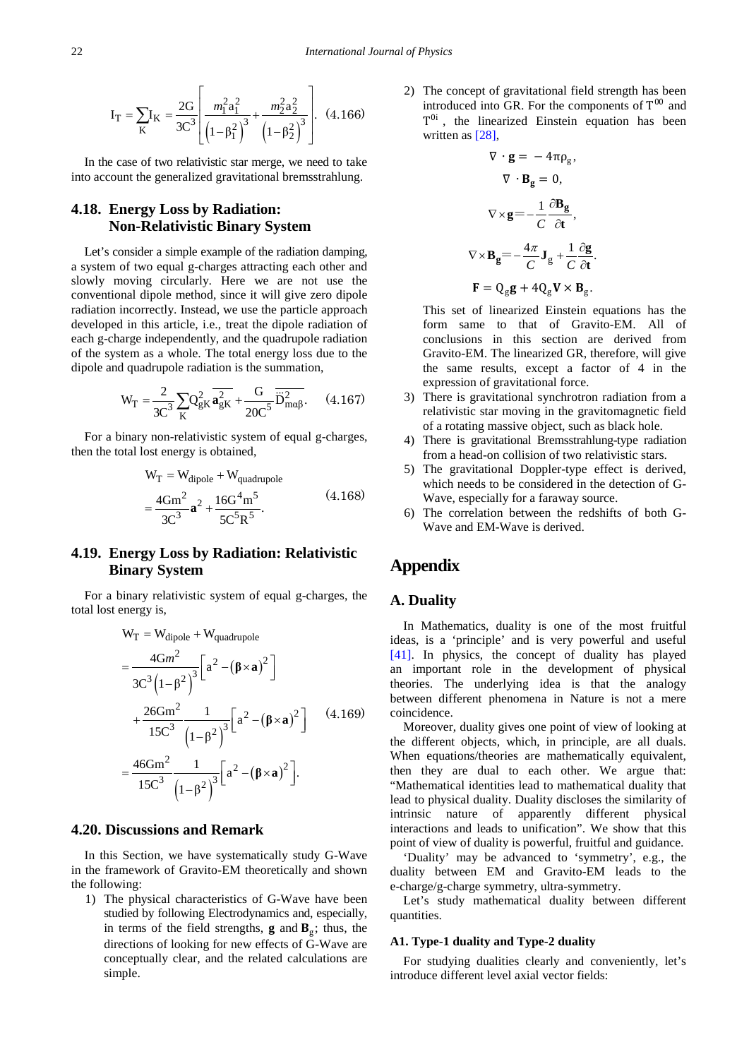$$I_T = \sum_K I_K = \frac{2G}{3C^3}\left[\frac{m_1^2 a_1^2}{\left(1-\beta_1^2\right)^3} + \frac{m_2^2 a_2^2}{\left(1-\beta_2^2\right)^3}\right]. \quad (4.166)$$

In the case of two relativistic star merge, we need to take into account the generalized gravitational bremsstrahlung.

## 4.18. Energy Loss by Radiation: Non-Relativistic Binary System

Let's consider a simple example of the radiation damping, a system of two equal g-charges attracting each other and slowly moving circularly. Here we are not use the conventional dipole method, since it will give zero dipole radiation incorrectly. Instead, we use the particle approach developed in this article, i.e., treat the dipole radiation of each g-charge independently, and the quadrupole radiation of the system as a whole. The total energy loss due to the dipole and quadrupole radiation is the summation,

$$W_T = \frac{2}{3C^3}\sum_K Q_{gK}^2 \overline{\mathbf{a}_{gK}^2} + \frac{G}{20C^5}\overline{\dddot{D}_{m\alpha\beta}^2}. \quad (4.167)$$

For a binary non-relativistic system of equal g-charges, then the total lost energy is obtained,

$$\begin{aligned} W_T &= W_{\text{dipole}} + W_{\text{quadrupole}} \\ &= \frac{4Gm^2}{3C^3}\mathbf{a}^2 + \frac{16G^4 m^5}{5C^5 R^5}. \end{aligned} \quad (4.168)$$

## 4.19. Energy Loss by Radiation: Relativistic Binary System

For a binary relativistic system of equal g-charges, the total lost energy is,

$$\begin{aligned} W_T &= W_{\text{dipole}} + W_{\text{quadrupole}} \\ &= \frac{4Gm^2}{3C^3\left(1-\beta^2\right)^3}\left[a^2 - \left(\boldsymbol{\beta}\times\mathbf{a}\right)^2\right] \\ &+ \frac{26Gm^2}{15C^3}\frac{1}{\left(1-\beta^2\right)^3}\left[a^2 - \left(\boldsymbol{\beta}\times\mathbf{a}\right)^2\right] \\ &= \frac{46Gm^2}{15C^3}\frac{1}{\left(1-\beta^2\right)^3}\left[a^2 - \left(\boldsymbol{\beta}\times\mathbf{a}\right)^2\right]. \end{aligned} \quad (4.169)$$

## 4.20. Discussions and Remark

In this Section, we have systematically study G-Wave in the framework of Gravito-EM theoretically and shown the following:

1) The physical characteristics of G-Wave have been studied by following Electrodynamics and, especially, in terms of the field strengths, $\mathbf{g}$ and $\mathbf{B}_g$; thus, the directions of looking for new effects of G-Wave are conceptually clear, and the related calculations are simple.
2) The concept of gravitational field strength has been introduced into GR. For the components of $T^{00}$ and $T^{0i}$, the linearized Einstein equation has been written as [28],

$$\nabla\cdot\mathbf{g} = -4\pi\rho_g,$$

$$\nabla\cdot\mathbf{B_g} = 0,$$

$$\nabla\times\mathbf{g} = -\frac{1}{C}\frac{\partial\mathbf{B_g}}{\partial\mathbf{t}},$$

$$\nabla\times\mathbf{B_g} = -\frac{4\pi}{C}\mathbf{J}_g + \frac{1}{C}\frac{\partial\mathbf{g}}{\partial\mathbf{t}}.$$

$$\mathbf{F} = Q_g\mathbf{g} + 4Q_g\mathbf{V}\times\mathbf{B}_g.$$

   This set of linearized Einstein equations has the form same to that of Gravito-EM. All of conclusions in this section are derived from Gravito-EM. The linearized GR, therefore, will give the same results, except a factor of 4 in the expression of gravitational force.
3) There is gravitational synchrotron radiation from a relativistic star moving in the gravitomagnetic field of a rotating massive object, such as black hole.
4) There is gravitational Bremsstrahlung-type radiation from a head-on collision of two relativistic stars.
5) The gravitational Doppler-type effect is derived, which needs to be considered in the detection of G-Wave, especially for a faraway source.
6) The correlation between the redshifts of both G-Wave and EM-Wave is derived.

# Appendix

## A. Duality

In Mathematics, duality is one of the most fruitful ideas, is a 'principle' and is very powerful and useful [41]. In physics, the concept of duality has played an important role in the development of physical theories. The underlying idea is that the analogy between different phenomena in Nature is not a mere coincidence.

Moreover, duality gives one point of view of looking at the different objects, which, in principle, are all duals. When equations/theories are mathematically equivalent, then they are dual to each other. We argue that: "Mathematical identities lead to mathematical duality that lead to physical duality. Duality discloses the similarity of intrinsic nature of apparently different physical interactions and leads to unification". We show that this point of view of duality is powerful, fruitful and guidance.

'Duality' may be advanced to 'symmetry', e.g., the duality between EM and Gravito-EM leads to the e-charge/g-charge symmetry, ultra-symmetry.

Let's study mathematical duality between different quantities.

### A1. Type-1 duality and Type-2 duality

For studying dualities clearly and conveniently, let's introduce different level axial vector fields: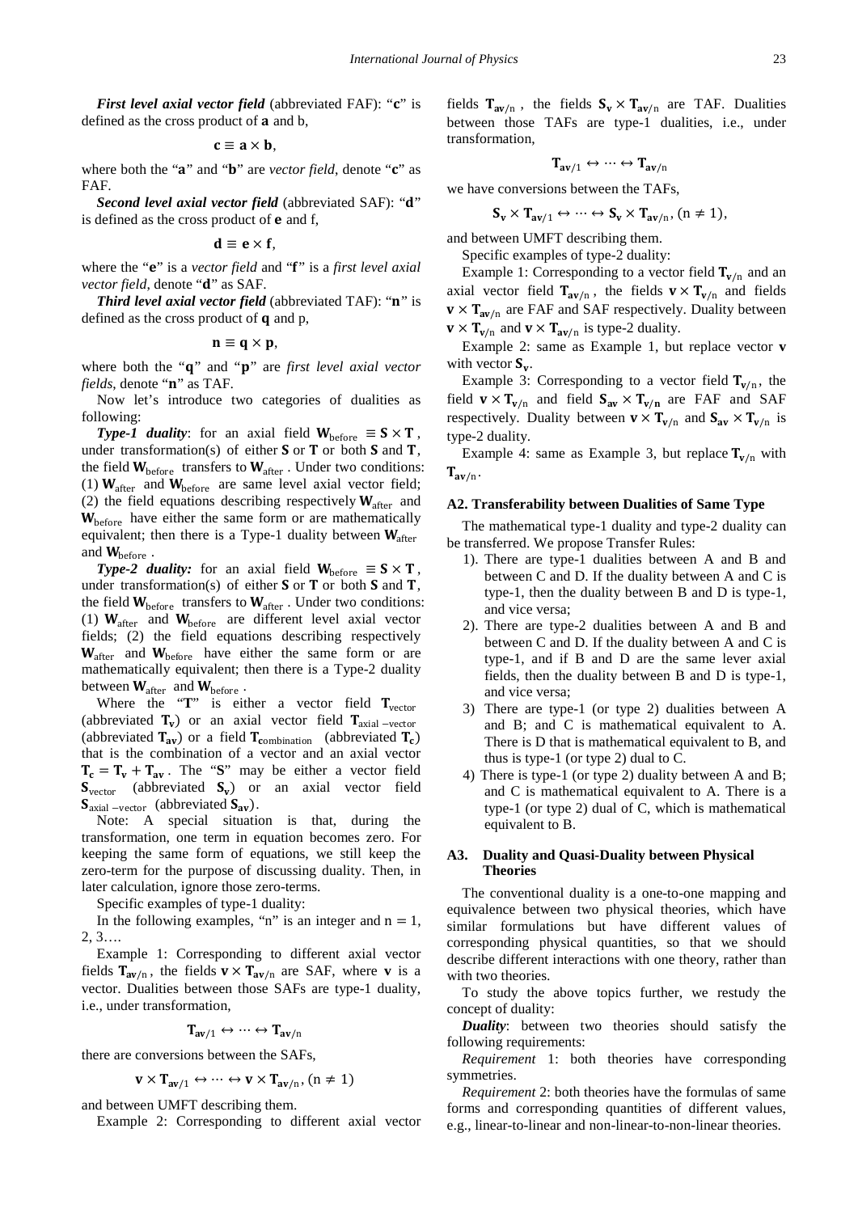***First level axial vector field*** (abbreviated FAF): "**c**" is defined as the cross product of **a** and b,

$$\mathbf{c} \equiv \mathbf{a} \times \mathbf{b},$$

where both the "**a**" and "**b**" are *vector field*, denote "**c**" as FAF.

***Second level axial vector field*** (abbreviated SAF): "**d**" is defined as the cross product of **e** and f,

$$\mathbf{d} \equiv \mathbf{e} \times \mathbf{f},$$

where the "**e**" is a *vector field* and "**f**" is a *first level axial vector field*, denote "**d**" as SAF.

***Third level axial vector field*** (abbreviated TAF): "**n**" is defined as the cross product of **q** and p,

$$\mathbf{n} \equiv \mathbf{q} \times \mathbf{p},$$

where both the "**q**" and "**p**" are *first level axial vector fields*, denote "**n**" as TAF.

Now let's introduce two categories of dualities as following:

***Type-1 duality***: for an axial field $\mathbf{W}_{\text{before}} \equiv \mathbf{S} \times \mathbf{T}$, under transformation(s) of either $\boldsymbol{S}$ or $\mathbf{T}$ or both $\boldsymbol{S}$ and $\mathbf{T}$, the field $\mathbf{W}_{\text{before}}$ transfers to $\mathbf{W}_{\text{after}}$. Under two conditions: (1) $\mathbf{W}_{\text{after}}$ and $\mathbf{W}_{\text{before}}$ are same level axial vector field; (2) the field equations describing respectively $\mathbf{W}_{\text{after}}$ and $\mathbf{W}_{\text{before}}$ have either the same form or are mathematically equivalent; then there is a Type-1 duality between $\mathbf{W}_{\text{after}}$ and $\mathbf{W}_{\text{before}}$.

***Type-2 duality:*** for an axial field $\mathbf{W}_{\text{before}} \equiv \mathbf{S} \times \mathbf{T}$, under transformation(s) of either $\boldsymbol{S}$ or $\mathbf{T}$ or both $\boldsymbol{S}$ and $\mathbf{T}$, the field $\mathbf{W}_{\text{before}}$ transfers to $\mathbf{W}_{\text{after}}$. Under two conditions: (1) $\mathbf{W}_{\text{after}}$ and $\mathbf{W}_{\text{before}}$ are different level axial vector fields; (2) the field equations describing respectively $\mathbf{W}_{\text{after}}$ and $\mathbf{W}_{\text{before}}$ have either the same form or are mathematically equivalent; then there is a Type-2 duality between $\mathbf{W}_{\text{after}}$ and $\mathbf{W}_{\text{before}}$.

Where the "**T**" is either a vector field $\mathbf{T}_{\text{vector}}$ (abbreviated $\mathbf{T_v}$) or an axial vector field $\mathbf{T}_{\text{axial}-\text{vector}}$ (abbreviated $\mathbf{T_{av}}$) or a field $\mathbf{T}_{\text{combination}}$ (abbreviated $\mathbf{T_c}$) that is the combination of a vector and an axial vector $\mathbf{T_c} = \mathbf{T_v} + \mathbf{T_{av}}$. The "**S**" may be either a vector field $\mathbf{S}_{\text{vector}}$ (abbreviated $\mathbf{S_v}$) or an axial vector field $\mathbf{S}_{\text{axial}-\text{vector}}$ (abbreviated $\mathbf{S_{av}}$).

Note: A special situation is that, during the transformation, one term in equation becomes zero. For keeping the same form of equations, we still keep the zero-term for the purpose of discussing duality. Then, in later calculation, ignore those zero-terms.

Specific examples of type-1 duality:

In the following examples, "n" is an integer and $n = 1, 2, 3\ldots$.

Example 1: Corresponding to different axial vector fields $\mathbf{T}_{\mathbf{av}/n}$, the fields $\mathbf{v} \times \mathbf{T}_{\mathbf{av}/n}$ are SAF, where **v** is a vector. Dualities between those SAFs are type-1 duality, i.e., under transformation,

$$\mathbf{T}_{\mathbf{av}/1} \leftrightarrow \cdots \leftrightarrow \mathbf{T}_{\mathbf{av}/n}$$

there are conversions between the SAFs,

$$\mathbf{v} \times \mathbf{T}_{\mathbf{av}/1} \leftrightarrow \cdots \leftrightarrow \mathbf{v} \times \mathbf{T}_{\mathbf{av}/n}, (n \neq 1)$$

and between UMFT describing them.

Example 2: Corresponding to different axial vector fields $\mathbf{T}_{\mathbf{av}/n}$, the fields $\mathbf{S_v} \times \mathbf{T}_{\mathbf{av}/n}$ are TAF. Dualities between those TAFs are type-1 dualities, i.e., under transformation,

$$\mathbf{T}_{\mathbf{av}/1} \leftrightarrow \cdots \leftrightarrow \mathbf{T}_{\mathbf{av}/n}$$

we have conversions between the TAFs,

$$\mathbf{S_v} \times \mathbf{T}_{\mathbf{av}/1} \leftrightarrow \cdots \leftrightarrow \mathbf{S_v} \times \mathbf{T}_{\mathbf{av}/n}, (n \neq 1),$$

and between UMFT describing them.

Specific examples of type-2 duality:

Example 1: Corresponding to a vector field $\mathbf{T}_{\mathbf{v}/n}$ and an axial vector field $\mathbf{T}_{\mathbf{av}/n}$, the fields $\mathbf{v} \times \mathbf{T}_{\mathbf{v}/n}$ and fields $\mathbf{v} \times \mathbf{T}_{\mathbf{av}/n}$ are FAF and SAF respectively. Duality between $\mathbf{v} \times \mathbf{T}_{\mathbf{v}/n}$ and $\mathbf{v} \times \mathbf{T}_{\mathbf{av}/n}$ is type-2 duality.

Example 2: same as Example 1, but replace vector **v** with vector $\mathbf{S_v}$.

Example 3: Corresponding to a vector field $\mathbf{T}_{\mathbf{v}/n}$, the field $\mathbf{v} \times \mathbf{T}_{\mathbf{v}/n}$ and field $\mathbf{S_{av}} \times \mathbf{T}_{\mathbf{v}/\mathbf{n}}$ are FAF and SAF respectively. Duality between $\mathbf{v} \times \mathbf{T}_{\mathbf{v}/n}$ and $\mathbf{S_{av}} \times \mathbf{T}_{\mathbf{v}/n}$ is type-2 duality.

Example 4: same as Example 3, but replace $\mathbf{T}_{\mathbf{v}/n}$ with $\mathbf{T}_{\mathbf{av}/n}$.

### A2. Transferability between Dualities of Same Type

The mathematical type-1 duality and type-2 duality can be transferred. We propose Transfer Rules:

1). There are type-1 dualities between A and B and between C and D. If the duality between A and C is type-1, then the duality between B and D is type-1, and vice versa;

2). There are type-2 dualities between A and B and between C and D. If the duality between A and C is type-1, and if B and D are the same lever axial fields, then the duality between B and D is type-1, and vice versa;

3) There are type-1 (or type 2) dualities between A and B; and C is mathematical equivalent to A. There is D that is mathematical equivalent to B, and thus is type-1 (or type 2) dual to C.

4) There is type-1 (or type 2) duality between A and B; and C is mathematical equivalent to A. There is a type-1 (or type 2) dual of C, which is mathematical equivalent to B.

### A3. Duality and Quasi-Duality between Physical Theories

The conventional duality is a one-to-one mapping and equivalence between two physical theories, which have similar formulations but have different values of corresponding physical quantities, so that we should describe different interactions with one theory, rather than with two theories.

To study the above topics further, we restudy the concept of duality:

***Duality***: between two theories should satisfy the following requirements:

*Requirement* 1: both theories have corresponding symmetries.

*Requirement* 2: both theories have the formulas of same forms and corresponding quantities of different values, e.g., linear-to-linear and non-linear-to-non-linear theories.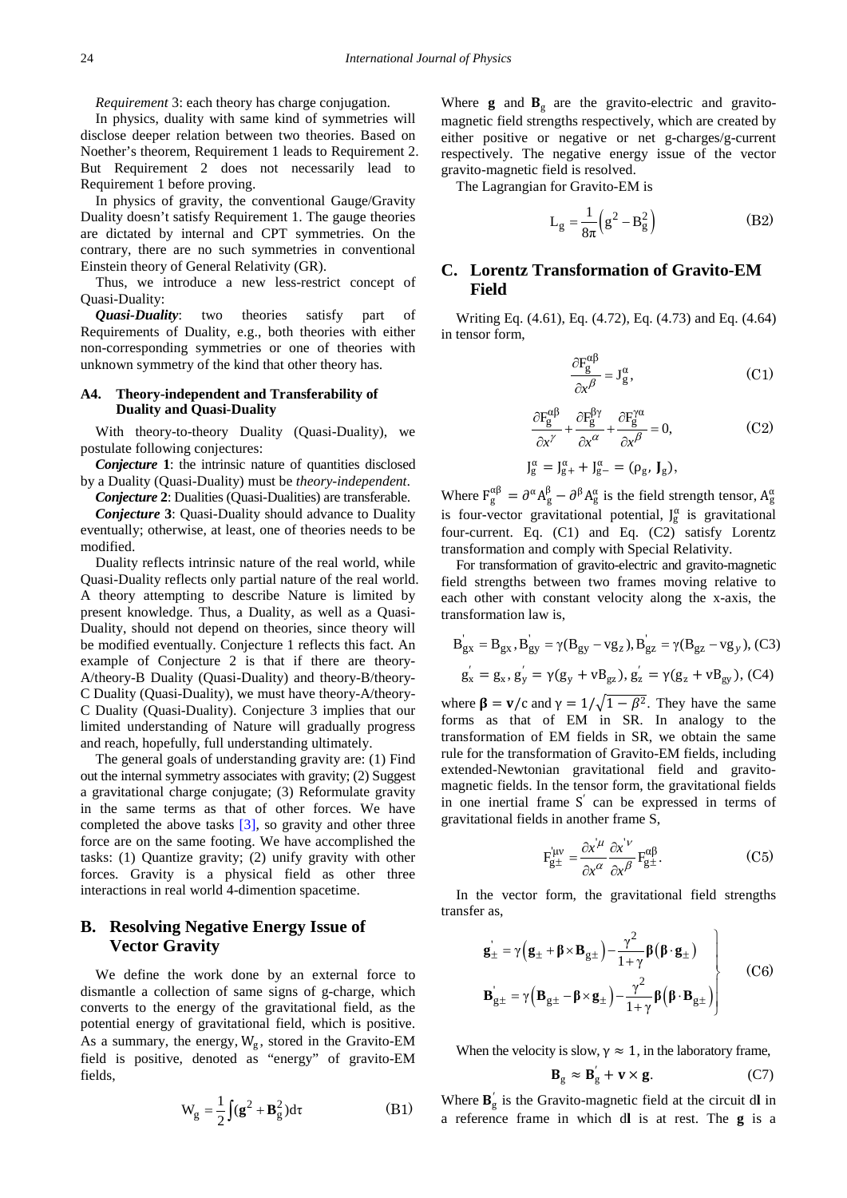*Requirement* 3: each theory has charge conjugation.

In physics, duality with same kind of symmetries will disclose deeper relation between two theories. Based on Noether's theorem, Requirement 1 leads to Requirement 2. But Requirement 2 does not necessarily lead to Requirement 1 before proving.

In physics of gravity, the conventional Gauge/Gravity Duality doesn't satisfy Requirement 1. The gauge theories are dictated by internal and CPT symmetries. On the contrary, there are no such symmetries in conventional Einstein theory of General Relativity (GR).

Thus, we introduce a new less-restrict concept of Quasi-Duality:

***Quasi-Duality***: two theories satisfy part of Requirements of Duality, e.g., both theories with either non-corresponding symmetries or one of theories with unknown symmetry of the kind that other theory has.

#### A4. Theory-independent and Transferability of Duality and Quasi-Duality

With theory-to-theory Duality (Quasi-Duality), we postulate following conjectures:

***Conjecture* 1**: the intrinsic nature of quantities disclosed by a Duality (Quasi-Duality) must be *theory-independent*.

***Conjecture* 2**: Dualities (Quasi-Dualities) are transferable.

***Conjecture* 3**: Quasi-Duality should advance to Duality eventually; otherwise, at least, one of theories needs to be modified.

Duality reflects intrinsic nature of the real world, while Quasi-Duality reflects only partial nature of the real world. A theory attempting to describe Nature is limited by present knowledge. Thus, a Duality, as well as a Quasi-Duality, should not depend on theories, since theory will be modified eventually. Conjecture 1 reflects this fact. An example of Conjecture 2 is that if there are theory-A/theory-B Duality (Quasi-Duality) and theory-B/theory-C Duality (Quasi-Duality), we must have theory-A/theory-C Duality (Quasi-Duality). Conjecture 3 implies that our limited understanding of Nature will gradually progress and reach, hopefully, full understanding ultimately.

The general goals of understanding gravity are: (1) Find out the internal symmetry associates with gravity; (2) Suggest a gravitational charge conjugate; (3) Reformulate gravity in the same terms as that of other forces. We have completed the above tasks [3], so gravity and other three force are on the same footing. We have accomplished the tasks: (1) Quantize gravity; (2) unify gravity with other forces. Gravity is a physical field as other three interactions in real world 4-dimention spacetime.

## B. Resolving Negative Energy Issue of Vector Gravity

We define the work done by an external force to dismantle a collection of same signs of g-charge, which converts to the energy of the gravitational field, as the potential energy of gravitational field, which is positive. As a summary, the energy, $W_g$, stored in the Gravito-EM field is positive, denoted as "energy" of gravito-EM fields,

$$W_g = \frac{1}{2}\int (\mathbf{g}^2 + \mathbf{B}_g^2)d\tau \qquad \text{(B1)}$$

Where $\mathbf{g}$ and $\mathbf{B}_g$ are the gravito-electric and gravito-magnetic field strengths respectively, which are created by either positive or negative or net g-charges/g-current respectively. The negative energy issue of the vector gravito-magnetic field is resolved.

The Lagrangian for Gravito-EM is

$$L_g = \frac{1}{8\pi}\left(g^2 - B_g^2\right) \qquad \text{(B2)}$$

## C. Lorentz Transformation of Gravito-EM Field

Writing Eq. (4.61), Eq. (4.72), Eq. (4.73) and Eq. (4.64) in tensor form,

$$\frac{\partial F_g^{\alpha\beta}}{\partial x^\beta} = J_g^\alpha, \qquad \text{(C1)}$$

$$\frac{\partial F_g^{\alpha\beta}}{\partial x^\gamma} + \frac{\partial F_g^{\beta\gamma}}{\partial x^\alpha} + \frac{\partial F_g^{\gamma\alpha}}{\partial x^\beta} = 0, \qquad \text{(C2)}$$

$$J_g^\alpha = J_{g+}^\alpha + J_{g-}^\alpha = (\rho_g, \mathbf{J}_g),$$

Where $F_g^{\alpha\beta} = \partial^\alpha A_g^\beta - \partial^\beta A_g^\alpha$ is the field strength tensor, $A_g^\alpha$ is four-vector gravitational potential, $J_g^\alpha$ is gravitational four-current. Eq. (C1) and Eq. (C2) satisfy Lorentz transformation and comply with Special Relativity.

For transformation of gravito-electric and gravito-magnetic field strengths between two frames moving relative to each other with constant velocity along the x-axis, the transformation law is,

$$B_{gx}' = B_{gx}, B_{gy}' = \gamma(B_{gy} - vg_z), B_{gz}' = \gamma(B_{gz} - vg_y), \text{(C3)}$$

$$g_x' = g_x, g_y' = \gamma(g_y + vB_{gz}), g_z' = \gamma(g_z + vB_{gy}), \text{(C4)}$$

where $\boldsymbol{\beta} = \mathbf{v}/c$ and $\gamma = 1/\sqrt{1-\beta^2}$. They have the same forms as that of EM in SR. In analogy to the transformation of EM fields in SR, we obtain the same rule for the transformation of Gravito-EM fields, including extended-Newtonian gravitational field and gravito-magnetic fields. In the tensor form, the gravitational fields in one inertial frame $S'$ can be expressed in terms of gravitational fields in another frame S,

$$F_{g\pm}'^{\mu\nu} = \frac{\partial x'^\mu}{\partial x^\alpha}\frac{\partial x'^\nu}{\partial x^\beta} F_{g\pm}^{\alpha\beta}. \qquad \text{(C5)}$$

In the vector form, the gravitational field strengths transfer as,

$$\left.\begin{aligned} \mathbf{g}_\pm' &= \gamma\left(\mathbf{g}_\pm + \boldsymbol{\beta}\times\mathbf{B}_{g\pm}\right) - \frac{\gamma^2}{1+\gamma}\boldsymbol{\beta}\left(\boldsymbol{\beta}\cdot\mathbf{g}_\pm\right) \\ \mathbf{B}_{g\pm}' &= \gamma\left(\mathbf{B}_{g\pm} - \boldsymbol{\beta}\times\mathbf{g}_\pm\right) - \frac{\gamma^2}{1+\gamma}\boldsymbol{\beta}\left(\boldsymbol{\beta}\cdot\mathbf{B}_{g\pm}\right) \end{aligned}\right\} \qquad \text{(C6)}$$

When the velocity is slow, $\gamma \approx 1$, in the laboratory frame,

$$\mathbf{B}_g \approx \mathbf{B}_g' + \mathbf{v}\times\mathbf{g}. \qquad \text{(C7)}$$

Where $\mathbf{B}_g'$ is the Gravito-magnetic field at the circuit d$\mathbf{l}$ in a reference frame in which d$\mathbf{l}$ is at rest. The $\mathbf{g}$ is a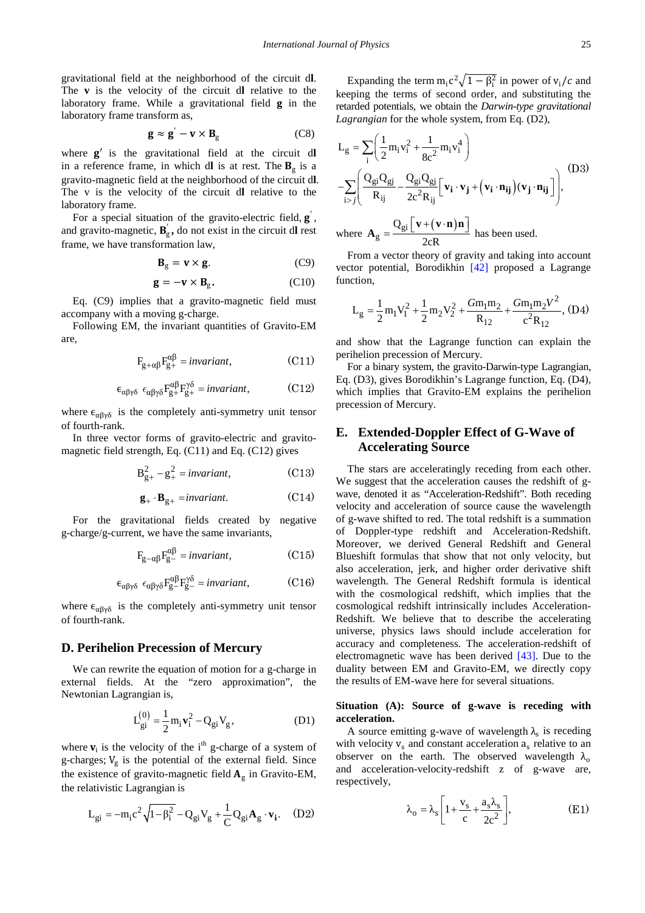gravitational field at the neighborhood of the circuit d**l**. The **v** is the velocity of the circuit d**l** relative to the laboratory frame. While a gravitational field **g** in the laboratory frame transform as,

$$\mathbf{g} \approx \mathbf{g}' - \mathbf{v} \times \mathbf{B}_g \tag{C8}$$

where $\mathbf{g}'$ is the gravitational field at the circuit d**l** in a reference frame, in which d**l** is at rest. The $\mathbf{B}_g$ is a gravito-magnetic field at the neighborhood of the circuit d**l**. The v is the velocity of the circuit d**l** relative to the laboratory frame.

For a special situation of the gravito-electric field, $\mathbf{g}'$, and gravito-magnetic, $\mathbf{B}_g'$, do not exist in the circuit d**l** rest frame, we have transformation law,

$$\mathbf{B}_g = \mathbf{v} \times \mathbf{g}. \tag{C9}$$

$$\mathbf{g} = -\mathbf{v} \times \mathbf{B}_g. \tag{C10}$$

Eq. (C9) implies that a gravito-magnetic field must accompany with a moving g-charge.

Following EM, the invariant quantities of Gravito-EM are,

$$F_{g+\alpha\beta}F_{g+}^{\alpha\beta} = invariant, \tag{C11}$$

$$\epsilon_{\alpha\beta\gamma\delta}\ \epsilon_{\alpha\beta\gamma\delta}F_{g+}^{\alpha\beta}F_{g+}^{\gamma\delta} = invariant, \tag{C12}$$

where $\epsilon_{\alpha\beta\gamma\delta}$ is the completely anti-symmetry unit tensor of fourth-rank.

In three vector forms of gravito-electric and gravito-magnetic field strength, Eq. (C11) and Eq. (C12) gives

$$B_{g+}^2 - g_+^2 = invariant, \tag{C13}$$

$$\mathbf{g}_+ \cdot \mathbf{B}_{g+} = invariant. \tag{C14}$$

For the gravitational fields created by negative g-charge/g-current, we have the same invariants,

$$F_{g-\alpha\beta}F_{g-}^{\alpha\beta} = invariant, \tag{C15}$$

$$\epsilon_{\alpha\beta\gamma\delta}\ \epsilon_{\alpha\beta\gamma\delta}F_{g-}^{\alpha\beta}F_{g-}^{\gamma\delta} = invariant, \tag{C16}$$

where $\epsilon_{\alpha\beta\gamma\delta}$ is the completely anti-symmetry unit tensor of fourth-rank.

## D. Perihelion Precession of Mercury

We can rewrite the equation of motion for a g-charge in external fields. At the "zero approximation", the Newtonian Lagrangian is,

$$L_{gi}^{(0)} = \frac{1}{2}m_i\mathbf{v}_i^2 - Q_{gi}V_g, \tag{D1}$$

where $\mathbf{v}_i$ is the velocity of the i[th] g-charge of a system of g-charges; $V_g$ is the potential of the external field. Since the existence of gravito-magnetic field $\mathbf{A}_g$ in Gravito-EM, the relativistic Lagrangian is

$$L_{gi} = -m_i c^2\sqrt{1-\beta_i^2} - Q_{gi}V_g + \frac{1}{C}Q_{gi}\mathbf{A}_g \cdot \mathbf{v_i}. \tag{D2}$$

Expanding the term $m_i c^2\sqrt{1-\beta_i^2}$ in power of $v_i/c$ and keeping the terms of second order, and substituting the retarded potentials, we obtain the *Darwin-type gravitational Lagrangian* for the whole system, from Eq. (D2),

$$\begin{aligned} L_g &= \sum_i\left(\frac{1}{2}m_i v_i^2 + \frac{1}{8c^2}m_i v_i^4\right) \\ &-\sum_{i>j}\left(\frac{Q_{gi}Q_{gj}}{R_{ij}} - \frac{Q_{gi}Q_{gj}}{2c^2R_{ij}}\left[\mathbf{v_i}\cdot\mathbf{v_j} + \left(\mathbf{v_i}\cdot\mathbf{n_{ij}}\right)\left(\mathbf{v_j}\cdot\mathbf{n_{ij}}\right)\right]\right), \end{aligned} \tag{D3}$$

where $\mathbf{A}_g = \dfrac{Q_{gi}\left[\mathbf{v} + (\mathbf{v}\cdot\mathbf{n})\mathbf{n}\right]}{2cR}$ has been used.

From a vector theory of gravity and taking into account vector potential, Borodikhin [42] proposed a Lagrange function,

$$L_g = \frac{1}{2}m_1V_1^2 + \frac{1}{2}m_2V_2^2 + \frac{Gm_1m_2}{R_{12}} + \frac{Gm_1m_2V^2}{c^2R_{12}}, \tag{D4}$$

and show that the Lagrange function can explain the perihelion precession of Mercury.

For a binary system, the gravito-Darwin-type Lagrangian, Eq. (D3), gives Borodikhin's Lagrange function, Eq. (D4), which implies that Gravito-EM explains the perihelion precession of Mercury.

## E. Extended-Doppler Effect of G-Wave of Accelerating Source

The stars are acceleratingly receding from each other. We suggest that the acceleration causes the redshift of g-wave, denoted it as "Acceleration-Redshift". Both receding velocity and acceleration of source cause the wavelength of g-wave shifted to red. The total redshift is a summation of Doppler-type redshift and Acceleration-Redshift. Moreover, we derived General Redshift and General Blueshift formulas that show that not only velocity, but also acceleration, jerk, and higher order derivative shift wavelength. The General Redshift formula is identical with the cosmological redshift, which implies that the cosmological redshift intrinsically includes Acceleration-Redshift. We believe that to describe the accelerating universe, physics laws should include acceleration for accuracy and completeness. The acceleration-redshift of electromagnetic wave has been derived [43]. Due to the duality between EM and Gravito-EM, we directly copy the results of EM-wave here for several situations.

**Situation (A): Source of g-wave is receding with acceleration.**

A source emitting g-wave of wavelength $\lambda_s$ is receding with velocity $v_s$ and constant acceleration $a_s$ relative to an observer on the earth. The observed wavelength $\lambda_o$ and acceleration-velocity-redshift z of g-wave are, respectively,

$$\lambda_o = \lambda_s\left[1 + \frac{v_s}{c} + \frac{a_s\lambda_s}{2c^2}\right], \tag{E1}$$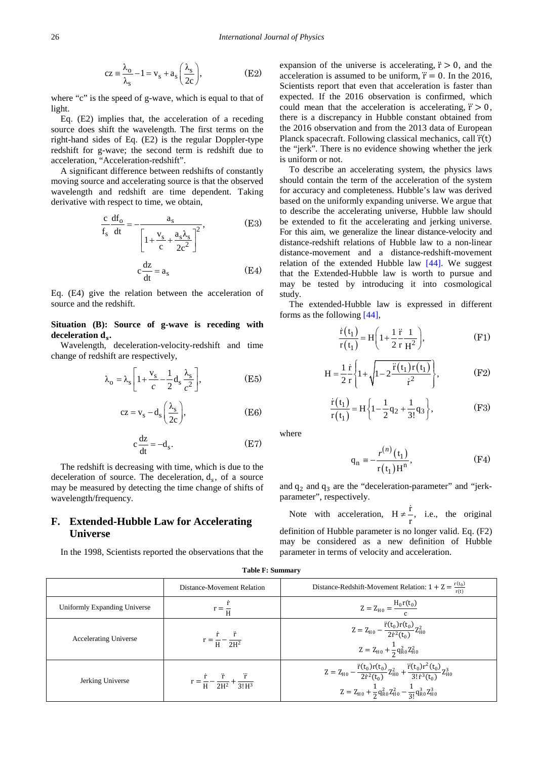$$cz \equiv \frac{\lambda_o}{\lambda_s} - 1 = v_s + a_s\left(\frac{\lambda_s}{2c}\right), \tag{E2}$$

where "c" is the speed of g-wave, which is equal to that of light.

Eq. (E2) implies that, the acceleration of a receding source does shift the wavelength. The first terms on the right-hand sides of Eq. (E2) is the regular Doppler-type redshift for g-wave; the second term is redshift due to acceleration, "Acceleration-redshift".

A significant difference between redshifts of constantly moving source and accelerating source is that the observed wavelength and redshift are time dependent. Taking derivative with respect to time, we obtain,

$$\frac{c}{f_s}\frac{df_o}{dt} = -\frac{a_s}{\left[1 + \frac{v_s}{c} + \frac{a_s\lambda_s}{2c^2}\right]^2}, \tag{E3}$$

$$c\frac{dz}{dt} = a_s \tag{E4}$$

Eq. (E4) give the relation between the acceleration of source and the redshift.

**Situation (B): Source of g-wave is receding with deceleration $d_s$.**

Wavelength, deceleration-velocity-redshift and time change of redshift are respectively,

$$\lambda_o = \lambda_s\left[1 + \frac{v_s}{c} - \frac{1}{2}d_s\frac{\lambda_s}{c^2}\right], \tag{E5}$$

$$cz = v_s - d_s\left(\frac{\lambda_s}{2c}\right), \tag{E6}$$

$$c\frac{dz}{dt} = -d_s. \tag{E7}$$

The redshift is decreasing with time, which is due to the deceleration of source. The deceleration, $d_s$, of a source may be measured by detecting the time change of shifts of wavelength/frequency.

## F. Extended-Hubble Law for Accelerating Universe

In the 1998, Scientists reported the observations that the expansion of the universe is accelerating, $\ddot{r} > 0$, and the acceleration is assumed to be uniform, $\dddot{r} = 0$. In the 2016, Scientists report that even that acceleration is faster than expected. If the 2016 observation is confirmed, which could mean that the acceleration is accelerating, $\dddot{r} > 0$, there is a discrepancy in Hubble constant obtained from the 2016 observation and from the 2013 data of European Planck spacecraft. Following classical mechanics, call $\dddot{r}(t)$ the "jerk". There is no evidence showing whether the jerk is uniform or not.

To describe an accelerating system, the physics laws should contain the term of the acceleration of the system for accuracy and completeness. Hubble's law was derived based on the uniformly expanding universe. We argue that to describe the accelerating universe, Hubble law should be extended to fit the accelerating and jerking universe. For this aim, we generalize the linear distance-velocity and distance-redshift relations of Hubble law to a non-linear distance-movement and a distance-redshift-movement relation of the extended Hubble law [44]. We suggest that the Extended-Hubble law is worth to pursue and may be tested by introducing it into cosmological study.

The extended-Hubble law is expressed in different forms as the following [44],

$$\frac{\dot{r}(t_1)}{r(t_1)} = H\left(1 + \frac{1}{2}\frac{\ddot{r}}{r}\frac{1}{H^2}\right), \tag{F1}$$

$$H = \frac{1}{2}\frac{\dot{r}}{r}\left\{1 + \sqrt{1 - 2\frac{\ddot{r}(t_1)r(t_1)}{\dot{r}^2}}\right\}, \tag{F2}$$

$$\frac{\dot{r}(t_1)}{r(t_1)} = H\left\{1 - \frac{1}{2}q_2 + \frac{1}{3!}q_3\right\}, \tag{F3}$$

where

$$q_n \equiv -\frac{r^{(n)}(t_1)}{r(t_1)H^n}, \tag{F4}$$

and $q_2$ and $q_3$ are the "deceleration-parameter" and "jerk-parameter", respectively.

Note with acceleration, $H \neq \frac{\dot{r}}{r}$, i.e., the original definition of Hubble parameter is no longer valid. Eq. (F2) may be considered as a new definition of Hubble parameter in terms of velocity and acceleration.

**Table F: Summary**

| | Distance-Movement Relation | Distance-Redshift-Movement Relation: $1 + Z = \frac{r(t_0)}{r(t)}$ |
|---|---|---|
| Uniformly Expanding Universe | $r = \frac{\dot{r}}{H}$ | $Z = Z_{H0} = \frac{H_0 r(t_0)}{c}$ |
| Accelerating Universe | $r = \frac{\dot{r}}{H} - \frac{\ddot{r}}{2H^2}$ | $Z = Z_{H0} - \frac{\ddot{r}(t_0)r(t_0)}{2\dot{r}^2(t_0)}Z_{H0}^2$<br>$Z = Z_{H0} + \frac{1}{2}q_{R0}^2 Z_{H0}^2$ |
| Jerking Universe | $r = \frac{\dot{r}}{H} - \frac{\ddot{r}}{2H^2} + \frac{\dddot{r}}{3!\,H^3}$ | $Z = Z_{H0} - \frac{\ddot{r}(t_0)r(t_0)}{2\dot{r}^2(t_0)}Z_{H0}^2 + \frac{\dddot{r}(t_0)r^2(t_0)}{3!\,\dot{r}^3(t_0)}Z_{H0}^3$<br>$Z = Z_{H0} + \frac{1}{2}q_{R0}^2 Z_{H0}^2 - \frac{1}{3!}q_{R0}^3 Z_{H0}^3$ |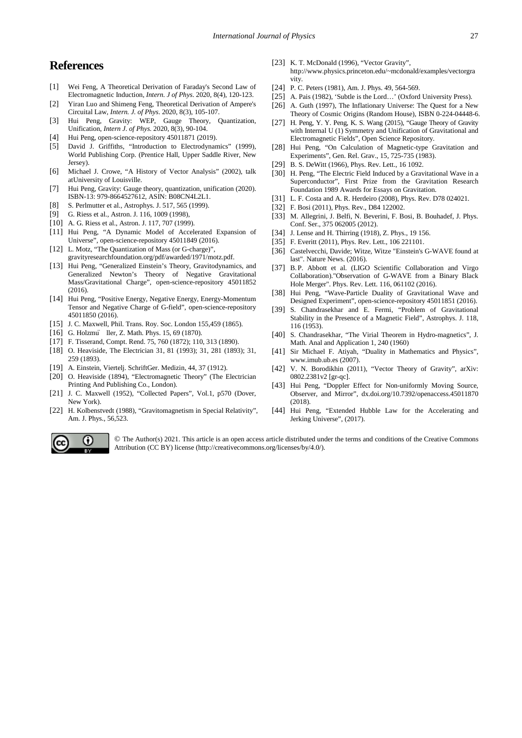# References

[1] Wei Feng, A Theoretical Derivation of Faraday's Second Law of Electromagnetic Induction, *Intern. J of Phys*. 2020, 8(4), 120-123.

[2] Yiran Luo and Shimeng Feng, Theoretical Derivation of Ampere's Circuital Law, *Intern. J. of Phys*. 2020, 8(3), 105-107.

[3] Hui Peng, Gravity: WEP, Gauge Theory, Quantization, Unification, *Intern J. of Phys*. 2020, 8(3), 90-104.

[4] Hui Peng, open-science-repository 45011871 (2019).

[5] David J. Griffiths, "Introduction to Electrodynamics" (1999), World Publishing Corp. (Prentice Hall, Upper Saddle River, New Jersey).

[6] Michael J. Crowe, "A History of Vector Analysis" (2002), talk atUniversity of Louisville.

[7] Hui Peng, Gravity: Gauge theory, quantization, unification (2020). ISBN-13: 979-8664527612, ASIN: B08CN4L2L1.

[8] S. Perlmutter et al., Astrophys. J. 517, 565 (1999).

[9] G. Riess et al., Astron. J. 116, 1009 (1998),

[10] A. G. Riess et al., Astron. J. 117, 707 (1999).

[11] Hui Peng, "A Dynamic Model of Accelerated Expansion of Universe", open-science-repository 45011849 (2016).

[12] L. Motz, "The Quantization of Mass (or G-charge)", gravityresearchfoundation.org/pdf/awarded/1971/motz.pdf.

[13] Hui Peng, "Generalized Einstein's Theory, Gravitodynamics, and Generalized Newton's Theory of Negative Gravitational Mass/Gravitational Charge", open-science-repository 45011852 (2016).

[14] Hui Peng, "Positive Energy, Negative Energy, Energy-Momentum Tensor and Negative Charge of G-field", open-science-repository 45011850 (2016).

[15] J. C. Maxwell, Phil. Trans. Roy. Soc. London 155,459 (1865).

[16] G. Holzmü ller, Z. Math. Phys. 15, 69 (1870).

[17] F. Tisserand, Compt. Rend. 75, 760 (1872); 110, 313 (1890).

[18] O. Heaviside, The Electrician 31, 81 (1993); 31, 281 (1893); 31, 259 (1893).

[19] A. Einstein, Viertelj. SchriftGer. Medizin, 44, 37 (1912).

[20] O. Heaviside (1894), "Electromagnetic Theory" (The Electrician Printing And Publishing Co., London).

[21] J. C. Maxwell (1952), "Collected Papers", Vol.1, p570 (Dover, New York).

[22] H. Kolbenstvedt (1988), "Gravitomagnetism in Special Relativity", Am. J. Phys., 56,523.

[23] K. T. McDonald (1996), "Vector Gravity", http://www.physics.princeton.edu/~mcdonald/examples/vectorgravity.

[24] P. C. Peters (1981), Am. J. Phys. 49, 564-569.

[25] A. Pais (1982), 'Subtle is the Lord…' (Oxford University Press).

[26] A. Guth (1997), The Inflationary Universe: The Quest for a New Theory of Cosmic Origins (Random House), ISBN 0-224-04448-6.

[27] H. Peng, Y. Y. Peng, K. S. Wang (2015), "Gauge Theory of Gravity with Internal U (1) Symmetry and Unification of Gravitational and Electromagnetic Fields", Open Science Repository.

[28] Hui Peng, "On Calculation of Magnetic-type Gravitation and Experiments", Gen. Rel. Grav., 15, 725-735 (1983).

[29] B. S. DeWitt (1966), Phys. Rev. Lett., 16 1092.

[30] H. Peng, "The Electric Field Induced by a Gravitational Wave in a Superconductor", First Prize from the Gravitation Research Foundation 1989 Awards for Essays on Gravitation.

[31] L. F. Costa and A. R. Herdeiro (2008), Phys. Rev. D78 024021.

[32] F. Bosi (2011), Phys. Rev., D84 122002.

[33] M. Allegrini, J. Belfi, N. Beverini, F. Bosi, B. Bouhadef, J. Phys. Conf. Ser., 375 062005 (2012).

[34] J. Lense and H. Thirring (1918), Z. Phys., 19 156.

[35] F. Everitt (2011), Phys. Rev. Lett., 106 221101.

[36] Castelvecchi, Davide; Witze, Witze "Einstein's G-WAVE found at last". Nature News. (2016).

[37] B.P. Abbott et al. (LIGO Scientific Collaboration and Virgo Collaboration)."Observation of G-WAVE from a Binary Black Hole Merger". Phys. Rev. Lett. 116, 061102 (2016).

[38] Hui Peng, "Wave-Particle Duality of Gravitational Wave and Designed Experiment", open-science-repository 45011851 (2016).

[39] S. Chandrasekhar and E. Fermi, "Problem of Gravitational Stability in the Presence of a Magnetic Field", Astrophys. J. 118, 116 (1953).

[40] S. Chandrasekhar, "The Virial Theorem in Hydro-magnetics", J. Math. Anal and Application 1, 240 (1960)

[41] Sir Michael F. Atiyah, "Duality in Mathematics and Physics", www.imub.ub.es (2007).

[42] V. N. Borodikhin (2011), "Vector Theory of Gravity", arXiv: 0802.2381v2 [gr-qc].

[43] Hui Peng, "Doppler Effect for Non-uniformly Moving Source, Observer, and Mirror", dx.doi.org/10.7392/openaccess.45011870 (2018).

[44] Hui Peng, "Extended Hubble Law for the Accelerating and Jerking Universe", (2017).

© The Author(s) 2021. This article is an open access article distributed under the terms and conditions of the Creative Commons Attribution (CC BY) license (http://creativecommons.org/licenses/by/4.0/).